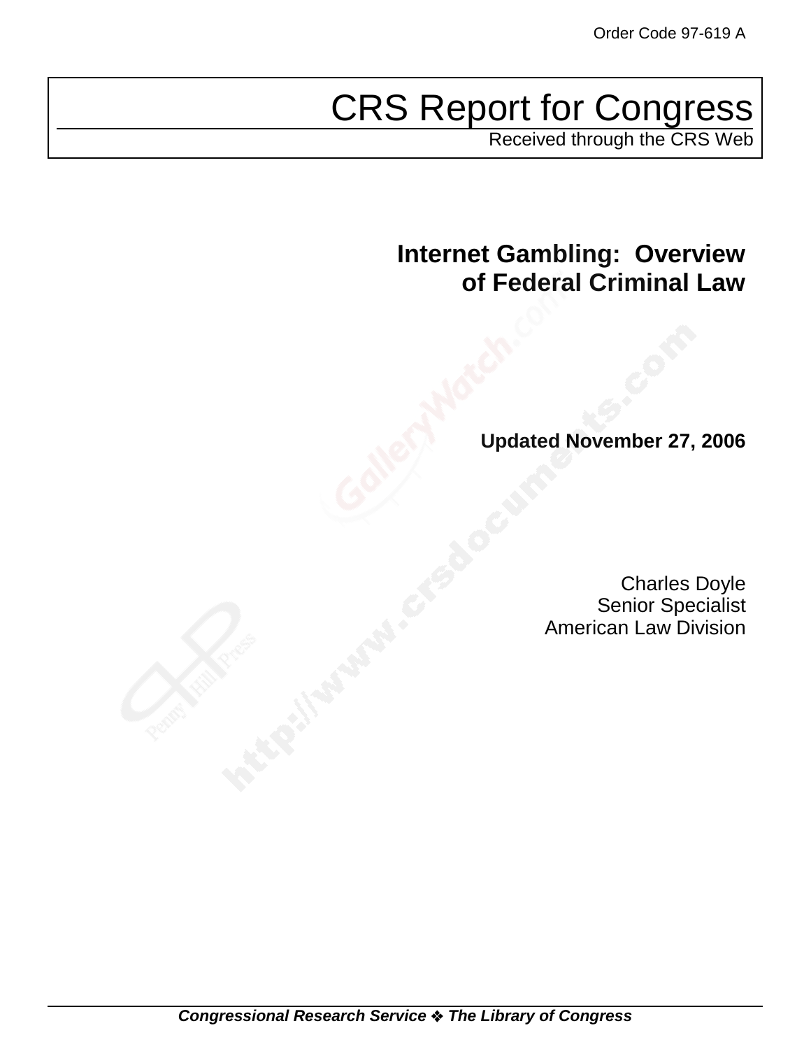Order Code 97-619 A

# CRS Report for Congress

Received through the CRS Web

## Internet Gambling: Overview of Federal Criminal Law

**Updated November 27, 2006**

Charles Doyle
Senior Specialist
American Law Division

***Congressional Research Service ❖ The Library of Congress***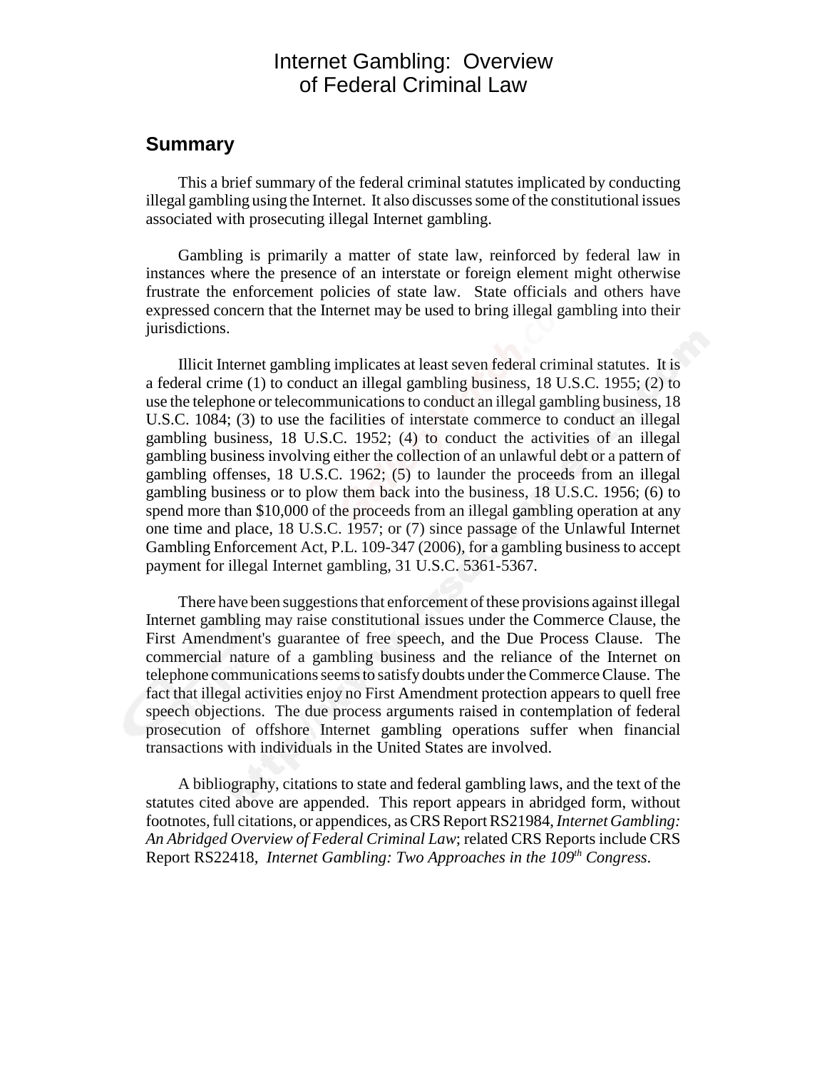# Internet Gambling: Overview of Federal Criminal Law

## Summary

This a brief summary of the federal criminal statutes implicated by conducting illegal gambling using the Internet. It also discusses some of the constitutional issues associated with prosecuting illegal Internet gambling.

Gambling is primarily a matter of state law, reinforced by federal law in instances where the presence of an interstate or foreign element might otherwise frustrate the enforcement policies of state law. State officials and others have expressed concern that the Internet may be used to bring illegal gambling into their jurisdictions.

Illicit Internet gambling implicates at least seven federal criminal statutes. It is a federal crime (1) to conduct an illegal gambling business, 18 U.S.C. 1955; (2) to use the telephone or telecommunications to conduct an illegal gambling business, 18 U.S.C. 1084; (3) to use the facilities of interstate commerce to conduct an illegal gambling business, 18 U.S.C. 1952; (4) to conduct the activities of an illegal gambling business involving either the collection of an unlawful debt or a pattern of gambling offenses, 18 U.S.C. 1962; (5) to launder the proceeds from an illegal gambling business or to plow them back into the business, 18 U.S.C. 1956; (6) to spend more than $10,000 of the proceeds from an illegal gambling operation at any one time and place, 18 U.S.C. 1957; or (7) since passage of the Unlawful Internet Gambling Enforcement Act, P.L. 109-347 (2006), for a gambling business to accept payment for illegal Internet gambling, 31 U.S.C. 5361-5367.

There have been suggestions that enforcement of these provisions against illegal Internet gambling may raise constitutional issues under the Commerce Clause, the First Amendment's guarantee of free speech, and the Due Process Clause. The commercial nature of a gambling business and the reliance of the Internet on telephone communications seems to satisfy doubts under the Commerce Clause. The fact that illegal activities enjoy no First Amendment protection appears to quell free speech objections. The due process arguments raised in contemplation of federal prosecution of offshore Internet gambling operations suffer when financial transactions with individuals in the United States are involved.

A bibliography, citations to state and federal gambling laws, and the text of the statutes cited above are appended. This report appears in abridged form, without footnotes, full citations, or appendices, as CRS Report RS21984, *Internet Gambling: An Abridged Overview of Federal Criminal Law*; related CRS Reports include CRS Report RS22418, *Internet Gambling: Two Approaches in the 109th Congress*.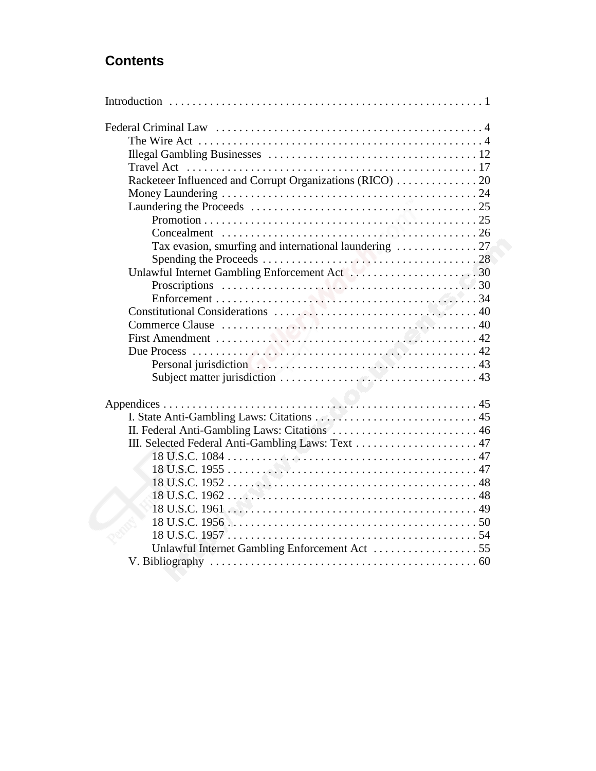# Contents

Introduction . . . . . . . . . . . . . . . . . . . . . . . . . . . . . . . . . . . . . . . . . . . . . . . . . . . . . 1

Federal Criminal Law . . . . . . . . . . . . . . . . . . . . . . . . . . . . . . . . . . . . . . . . . . . . . . . 4
- The Wire Act . . . . . . . . . . . . . . . . . . . . . . . . . . . . . . . . . . . . . . . . . . . . . . . . . . 4
- Illegal Gambling Businesses . . . . . . . . . . . . . . . . . . . . . . . . . . . . . . . . . . . . 12
- Travel Act . . . . . . . . . . . . . . . . . . . . . . . . . . . . . . . . . . . . . . . . . . . . . . . . . . 17
- Racketeer Influenced and Corrupt Organizations (RICO) . . . . . . . . . . . . . . 20
- Money Laundering . . . . . . . . . . . . . . . . . . . . . . . . . . . . . . . . . . . . . . . . . . . . 24
- Laundering the Proceeds . . . . . . . . . . . . . . . . . . . . . . . . . . . . . . . . . . . . . . . 25
  - Promotion . . . . . . . . . . . . . . . . . . . . . . . . . . . . . . . . . . . . . . . . . . . . . . . . 25
  - Concealment . . . . . . . . . . . . . . . . . . . . . . . . . . . . . . . . . . . . . . . . . . . . . 26
  - Tax evasion, smurfing and international laundering . . . . . . . . . . . . . . 27
  - Spending the Proceeds . . . . . . . . . . . . . . . . . . . . . . . . . . . . . . . . . . . . . . 28
- Unlawful Internet Gambling Enforcement Act . . . . . . . . . . . . . . . . . . . . . . 30
  - Proscriptions . . . . . . . . . . . . . . . . . . . . . . . . . . . . . . . . . . . . . . . . . . . . . 30
  - Enforcement . . . . . . . . . . . . . . . . . . . . . . . . . . . . . . . . . . . . . . . . . . . . . 34
- Constitutional Considerations . . . . . . . . . . . . . . . . . . . . . . . . . . . . . . . . . . . 40
- Commerce Clause . . . . . . . . . . . . . . . . . . . . . . . . . . . . . . . . . . . . . . . . . . . . 40
- First Amendment . . . . . . . . . . . . . . . . . . . . . . . . . . . . . . . . . . . . . . . . . . . . . 42
- Due Process . . . . . . . . . . . . . . . . . . . . . . . . . . . . . . . . . . . . . . . . . . . . . . . . . 42
  - Personal jurisdiction . . . . . . . . . . . . . . . . . . . . . . . . . . . . . . . . . . . . . . . 43
  - Subject matter jurisdiction . . . . . . . . . . . . . . . . . . . . . . . . . . . . . . . . . . . 43

Appendices . . . . . . . . . . . . . . . . . . . . . . . . . . . . . . . . . . . . . . . . . . . . . . . . . . . . . 45
- I. State Anti-Gambling Laws: Citations . . . . . . . . . . . . . . . . . . . . . . . . . . . . 45
- II. Federal Anti-Gambling Laws: Citations . . . . . . . . . . . . . . . . . . . . . . . . . . 46
- III. Selected Federal Anti-Gambling Laws: Text . . . . . . . . . . . . . . . . . . . . . . 47
  - 18 U.S.C. 1084 . . . . . . . . . . . . . . . . . . . . . . . . . . . . . . . . . . . . . . . . . . . 47
  - 18 U.S.C. 1955 . . . . . . . . . . . . . . . . . . . . . . . . . . . . . . . . . . . . . . . . . . . 47
  - 18 U.S.C. 1952 . . . . . . . . . . . . . . . . . . . . . . . . . . . . . . . . . . . . . . . . . . . 48
  - 18 U.S.C. 1962 . . . . . . . . . . . . . . . . . . . . . . . . . . . . . . . . . . . . . . . . . . . 48
  - 18 U.S.C. 1961 . . . . . . . . . . . . . . . . . . . . . . . . . . . . . . . . . . . . . . . . . . . 49
  - 18 U.S.C. 1956 . . . . . . . . . . . . . . . . . . . . . . . . . . . . . . . . . . . . . . . . . . . 50
  - 18 U.S.C. 1957 . . . . . . . . . . . . . . . . . . . . . . . . . . . . . . . . . . . . . . . . . . . 54
  - Unlawful Internet Gambling Enforcement Act . . . . . . . . . . . . . . . . . . 55
- V. Bibliography . . . . . . . . . . . . . . . . . . . . . . . . . . . . . . . . . . . . . . . . . . . . . . 60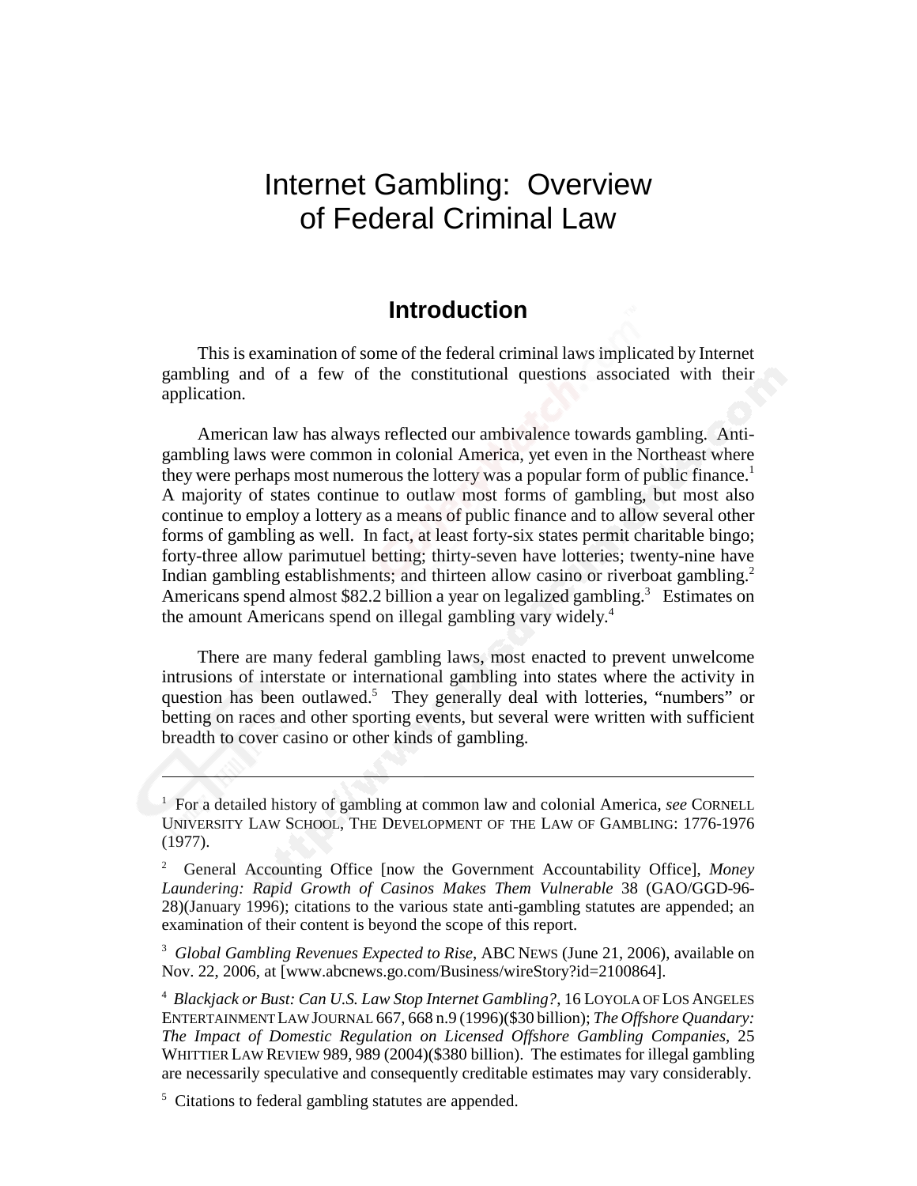# Internet Gambling: Overview of Federal Criminal Law

## Introduction

This is examination of some of the federal criminal laws implicated by Internet gambling and of a few of the constitutional questions associated with their application.

American law has always reflected our ambivalence towards gambling. Anti-gambling laws were common in colonial America, yet even in the Northeast where they were perhaps most numerous the lottery was a popular form of public finance.[1] A majority of states continue to outlaw most forms of gambling, but most also continue to employ a lottery as a means of public finance and to allow several other forms of gambling as well. In fact, at least forty-six states permit charitable bingo; forty-three allow parimutuel betting; thirty-seven have lotteries; twenty-nine have Indian gambling establishments; and thirteen allow casino or riverboat gambling.[2] Americans spend almost $82.2 billion a year on legalized gambling.[3] Estimates on the amount Americans spend on illegal gambling vary widely.[4]

There are many federal gambling laws, most enacted to prevent unwelcome intrusions of interstate or international gambling into states where the activity in question has been outlawed.[5] They generally deal with lotteries, "numbers" or betting on races and other sporting events, but several were written with sufficient breadth to cover casino or other kinds of gambling.

---

[1] For a detailed history of gambling at common law and colonial America, *see* CORNELL UNIVERSITY LAW SCHOOL, THE DEVELOPMENT OF THE LAW OF GAMBLING: 1776-1976 (1977).

[2] General Accounting Office [now the Government Accountability Office], *Money Laundering: Rapid Growth of Casinos Makes Them Vulnerable* 38 (GAO/GGD-96-28)(January 1996); citations to the various state anti-gambling statutes are appended; an examination of their content is beyond the scope of this report.

[3] *Global Gambling Revenues Expected to Rise*, ABC NEWS (June 21, 2006), available on Nov. 22, 2006, at [www.abcnews.go.com/Business/wireStory?id=2100864].

[4] *Blackjack or Bust: Can U.S. Law Stop Internet Gambling?*, 16 LOYOLA OF LOS ANGELES ENTERTAINMENT LAW JOURNAL 667, 668 n.9 (1996)($30 billion); *The Offshore Quandary: The Impact of Domestic Regulation on Licensed Offshore Gambling Companies*, 25 WHITTIER LAW REVIEW 989, 989 (2004)($380 billion). The estimates for illegal gambling are necessarily speculative and consequently creditable estimates may vary considerably.

[5] Citations to federal gambling statutes are appended.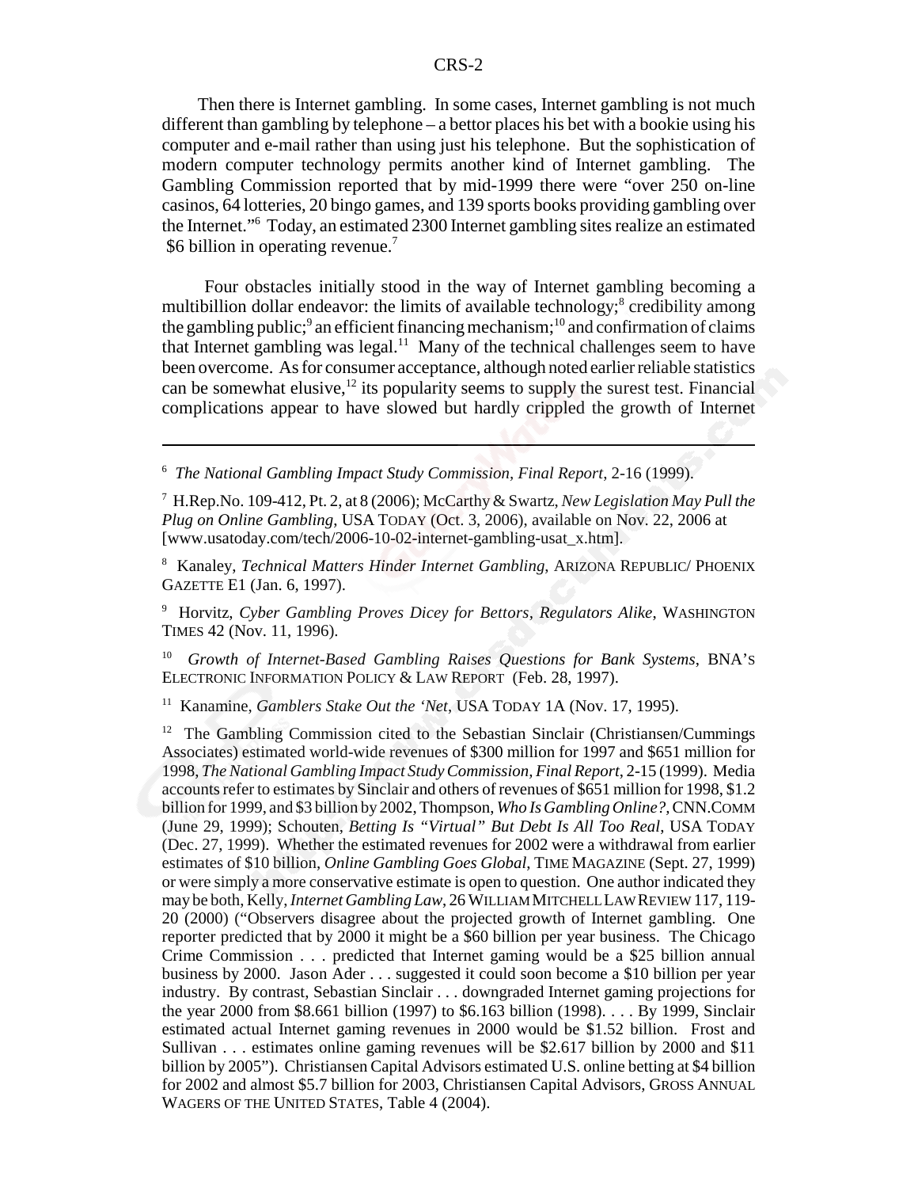Then there is Internet gambling. In some cases, Internet gambling is not much different than gambling by telephone – a bettor places his bet with a bookie using his computer and e-mail rather than using just his telephone. But the sophistication of modern computer technology permits another kind of Internet gambling. The Gambling Commission reported that by mid-1999 there were "over 250 on-line casinos, 64 lotteries, 20 bingo games, and 139 sports books providing gambling over the Internet."[6] Today, an estimated 2300 Internet gambling sites realize an estimated $6 billion in operating revenue.[7]

Four obstacles initially stood in the way of Internet gambling becoming a multibillion dollar endeavor: the limits of available technology;[8] credibility among the gambling public;[9] an efficient financing mechanism;[10] and confirmation of claims that Internet gambling was legal.[11] Many of the technical challenges seem to have been overcome. As for consumer acceptance, although noted earlier reliable statistics can be somewhat elusive,[12] its popularity seems to supply the surest test. Financial complications appear to have slowed but hardly crippled the growth of Internet

---

[6] *The National Gambling Impact Study Commission, Final Report*, 2-16 (1999).

[7] H.Rep.No. 109-412, Pt. 2, at 8 (2006); McCarthy & Swartz, *New Legislation May Pull the Plug on Online Gambling*, USA TODAY (Oct. 3, 2006), available on Nov. 22, 2006 at [www.usatoday.com/tech/2006-10-02-internet-gambling-usat_x.htm].

[8] Kanaley, *Technical Matters Hinder Internet Gambling*, ARIZONA REPUBLIC/ PHOENIX GAZETTE E1 (Jan. 6, 1997).

[9] Horvitz, *Cyber Gambling Proves Dicey for Bettors, Regulators Alike*, WASHINGTON TIMES 42 (Nov. 11, 1996).

[10] *Growth of Internet-Based Gambling Raises Questions for Bank Systems*, BNA'S ELECTRONIC INFORMATION POLICY & LAW REPORT (Feb. 28, 1997).

[11] Kanamine, *Gamblers Stake Out the 'Net*, USA TODAY 1A (Nov. 17, 1995).

[12] The Gambling Commission cited to the Sebastian Sinclair (Christiansen/Cummings Associates) estimated world-wide revenues of $300 million for 1997 and $651 million for 1998, *The National Gambling Impact Study Commission, Final Report*, 2-15 (1999). Media accounts refer to estimates by Sinclair and others of revenues of $651 million for 1998, $1.2 billion for 1999, and $3 billion by 2002, Thompson, *Who Is Gambling Online?*, CNN.COMM (June 29, 1999); Schouten, *Betting Is "Virtual" But Debt Is All Too Real*, USA TODAY (Dec. 27, 1999). Whether the estimated revenues for 2002 were a withdrawal from earlier estimates of $10 billion, *Online Gambling Goes Global*, TIME MAGAZINE (Sept. 27, 1999) or were simply a more conservative estimate is open to question. One author indicated they may be both, Kelly, *Internet Gambling Law*, 26 WILLIAM MITCHELL LAW REVIEW 117, 119-20 (2000) ("Observers disagree about the projected growth of Internet gambling. One reporter predicted that by 2000 it might be a $60 billion per year business. The Chicago Crime Commission . . . predicted that Internet gaming would be a $25 billion annual business by 2000. Jason Ader . . . suggested it could soon become a $10 billion per year industry. By contrast, Sebastian Sinclair . . . downgraded Internet gaming projections for the year 2000 from $8.661 billion (1997) to $6.163 billion (1998). . . . By 1999, Sinclair estimated actual Internet gaming revenues in 2000 would be $1.52 billion. Frost and Sullivan . . . estimates online gaming revenues will be $2.617 billion by 2000 and $11 billion by 2005"). Christiansen Capital Advisors estimated U.S. online betting at $4 billion for 2002 and almost $5.7 billion for 2003, Christiansen Capital Advisors, GROSS ANNUAL WAGERS OF THE UNITED STATES, Table 4 (2004).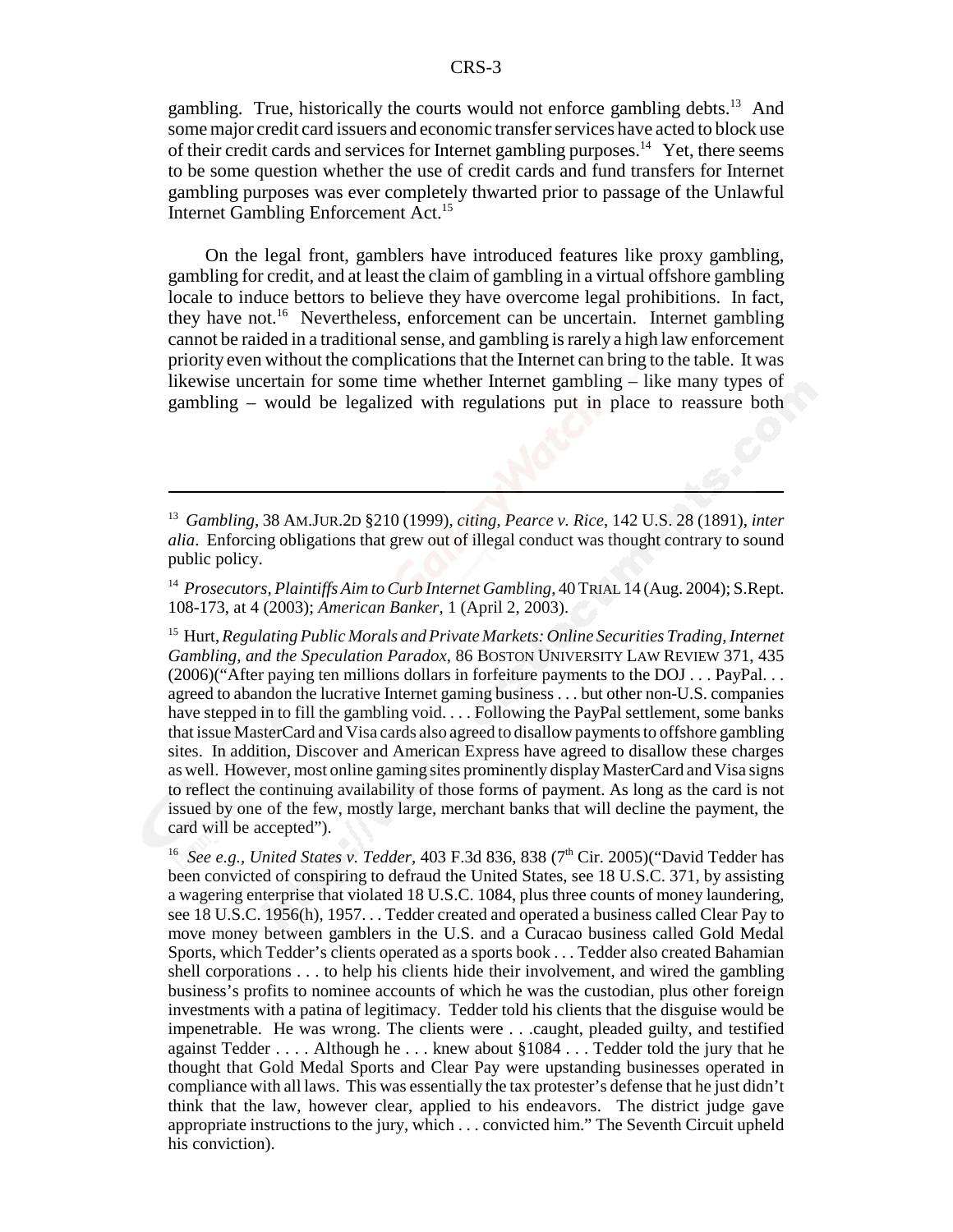gambling. True, historically the courts would not enforce gambling debts.[13] And some major credit card issuers and economic transfer services have acted to block use of their credit cards and services for Internet gambling purposes.[14] Yet, there seems to be some question whether the use of credit cards and fund transfers for Internet gambling purposes was ever completely thwarted prior to passage of the Unlawful Internet Gambling Enforcement Act.[15]

On the legal front, gamblers have introduced features like proxy gambling, gambling for credit, and at least the claim of gambling in a virtual offshore gambling locale to induce bettors to believe they have overcome legal prohibitions. In fact, they have not.[16] Nevertheless, enforcement can be uncertain. Internet gambling cannot be raided in a traditional sense, and gambling is rarely a high law enforcement priority even without the complications that the Internet can bring to the table. It was likewise uncertain for some time whether Internet gambling – like many types of gambling – would be legalized with regulations put in place to reassure both

---

[13] *Gambling*, 38 AM.JUR.2D §210 (1999), *citing*, *Pearce v. Rice*, 142 U.S. 28 (1891), *inter alia*. Enforcing obligations that grew out of illegal conduct was thought contrary to sound public policy.

[14] *Prosecutors, Plaintiffs Aim to Curb Internet Gambling*, 40 TRIAL 14 (Aug. 2004); S.Rept. 108-173, at 4 (2003); *American Banker*, 1 (April 2, 2003).

[15] Hurt, *Regulating Public Morals and Private Markets: Online Securities Trading, Internet Gambling, and the Speculation Paradox*, 86 BOSTON UNIVERSITY LAW REVIEW 371, 435 (2006)("After paying ten millions dollars in forfeiture payments to the DOJ . . . PayPal. . . agreed to abandon the lucrative Internet gaming business . . . but other non-U.S. companies have stepped in to fill the gambling void. . . . Following the PayPal settlement, some banks that issue MasterCard and Visa cards also agreed to disallow payments to offshore gambling sites. In addition, Discover and American Express have agreed to disallow these charges as well. However, most online gaming sites prominently display MasterCard and Visa signs to reflect the continuing availability of those forms of payment. As long as the card is not issued by one of the few, mostly large, merchant banks that will decline the payment, the card will be accepted").

[16] *See e.g., United States v. Tedder*, 403 F.3d 836, 838 (7th Cir. 2005)("David Tedder has been convicted of conspiring to defraud the United States, see 18 U.S.C. 371, by assisting a wagering enterprise that violated 18 U.S.C. 1084, plus three counts of money laundering, see 18 U.S.C. 1956(h), 1957. . . Tedder created and operated a business called Clear Pay to move money between gamblers in the U.S. and a Curacao business called Gold Medal Sports, which Tedder's clients operated as a sports book . . . Tedder also created Bahamian shell corporations . . . to help his clients hide their involvement, and wired the gambling business's profits to nominee accounts of which he was the custodian, plus other foreign investments with a patina of legitimacy. Tedder told his clients that the disguise would be impenetrable. He was wrong. The clients were . . .caught, pleaded guilty, and testified against Tedder . . . . Although he . . . knew about §1084 . . . Tedder told the jury that he thought that Gold Medal Sports and Clear Pay were upstanding businesses operated in compliance with all laws. This was essentially the tax protester's defense that he just didn't think that the law, however clear, applied to his endeavors. The district judge gave appropriate instructions to the jury, which . . . convicted him." The Seventh Circuit upheld his conviction).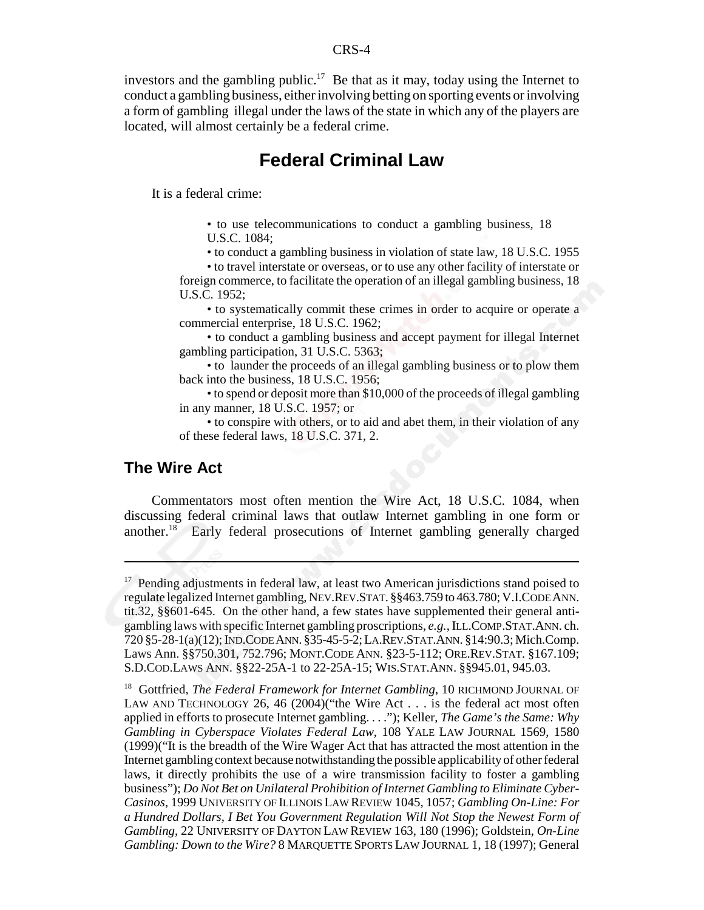investors and the gambling public.[17] Be that as it may, today using the Internet to conduct a gambling business, either involving betting on sporting events or involving a form of gambling illegal under the laws of the state in which any of the players are located, will almost certainly be a federal crime.

# Federal Criminal Law

It is a federal crime:

- to use telecommunications to conduct a gambling business, 18 U.S.C. 1084;
- to conduct a gambling business in violation of state law, 18 U.S.C. 1955
- to travel interstate or overseas, or to use any other facility of interstate or foreign commerce, to facilitate the operation of an illegal gambling business, 18 U.S.C. 1952;
- to systematically commit these crimes in order to acquire or operate a commercial enterprise, 18 U.S.C. 1962;
- to conduct a gambling business and accept payment for illegal Internet gambling participation, 31 U.S.C. 5363;
- to launder the proceeds of an illegal gambling business or to plow them back into the business, 18 U.S.C. 1956;
- to spend or deposit more than $10,000 of the proceeds of illegal gambling in any manner, 18 U.S.C. 1957; or
- to conspire with others, or to aid and abet them, in their violation of any of these federal laws, 18 U.S.C. 371, 2.

## The Wire Act

Commentators most often mention the Wire Act, 18 U.S.C. 1084, when discussing federal criminal laws that outlaw Internet gambling in one form or another.[18] Early federal prosecutions of Internet gambling generally charged

---

[17] Pending adjustments in federal law, at least two American jurisdictions stand poised to regulate legalized Internet gambling, NEV.REV.STAT. §§463.759 to 463.780; V.I.CODE ANN. tit.32, §§601-645. On the other hand, a few states have supplemented their general anti-gambling laws with specific Internet gambling proscriptions, *e.g.*, ILL.COMP.STAT.ANN. ch. 720 §5-28-1(a)(12); IND.CODE ANN. §35-45-5-2; LA.REV.STAT.ANN. §14:90.3; Mich.Comp. Laws Ann. §§750.301, 752.796; MONT.CODE ANN. §23-5-112; ORE.REV.STAT. §167.109; S.D.COD.LAWS ANN. §§22-25A-1 to 22-25A-15; WIS.STAT.ANN. §§945.01, 945.03.

[18] Gottfried, *The Federal Framework for Internet Gambling*, 10 RICHMOND JOURNAL OF LAW AND TECHNOLOGY 26, 46 (2004)("the Wire Act . . . is the federal act most often applied in efforts to prosecute Internet gambling. . . ."); Keller, *The Game's the Same: Why Gambling in Cyberspace Violates Federal Law*, 108 YALE LAW JOURNAL 1569, 1580 (1999)("It is the breadth of the Wire Wager Act that has attracted the most attention in the Internet gambling context because notwithstanding the possible applicability of other federal laws, it directly prohibits the use of a wire transmission facility to foster a gambling business"); *Do Not Bet on Unilateral Prohibition of Internet Gambling to Eliminate Cyber-Casinos*, 1999 UNIVERSITY OF ILLINOIS LAW REVIEW 1045, 1057; *Gambling On-Line: For a Hundred Dollars, I Bet You Government Regulation Will Not Stop the Newest Form of Gambling*, 22 UNIVERSITY OF DAYTON LAW REVIEW 163, 180 (1996); Goldstein, *On-Line Gambling: Down to the Wire?* 8 MARQUETTE SPORTS LAW JOURNAL 1, 18 (1997); General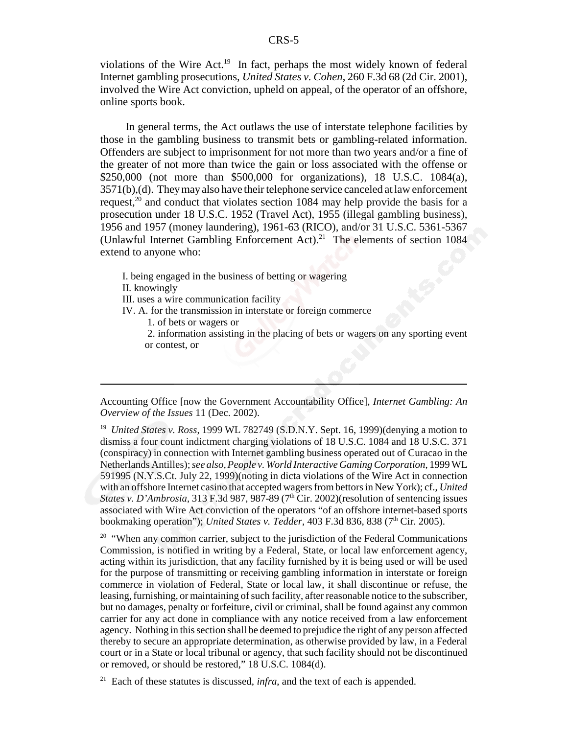violations of the Wire Act.[19] In fact, perhaps the most widely known of federal Internet gambling prosecutions, *United States v. Cohen*, 260 F.3d 68 (2d Cir. 2001), involved the Wire Act conviction, upheld on appeal, of the operator of an offshore, online sports book.

In general terms, the Act outlaws the use of interstate telephone facilities by those in the gambling business to transmit bets or gambling-related information. Offenders are subject to imprisonment for not more than two years and/or a fine of the greater of not more than twice the gain or loss associated with the offense or $250,000 (not more than $500,000 for organizations), 18 U.S.C. 1084(a), 3571(b),(d). They may also have their telephone service canceled at law enforcement request,[20] and conduct that violates section 1084 may help provide the basis for a prosecution under 18 U.S.C. 1952 (Travel Act), 1955 (illegal gambling business), 1956 and 1957 (money laundering), 1961-63 (RICO), and/or 31 U.S.C. 5361-5367 (Unlawful Internet Gambling Enforcement Act).[21] The elements of section 1084 extend to anyone who:

I. being engaged in the business of betting or wagering
II. knowingly
III. uses a wire communication facility
IV. A. for the transmission in interstate or foreign commerce
    1. of bets or wagers or
    2. information assisting in the placing of bets or wagers on any sporting event or contest, or

---

Accounting Office [now the Government Accountability Office], *Internet Gambling: An Overview of the Issues* 11 (Dec. 2002).

[19] *United States v. Ross*, 1999 WL 782749 (S.D.N.Y. Sept. 16, 1999)(denying a motion to dismiss a four count indictment charging violations of 18 U.S.C. 1084 and 18 U.S.C. 371 (conspiracy) in connection with Internet gambling business operated out of Curacao in the Netherlands Antilles); *see also, People v. World Interactive Gaming Corporation*, 1999 WL 591995 (N.Y.S.Ct. July 22, 1999)(noting in dicta violations of the Wire Act in connection with an offshore Internet casino that accepted wagers from bettors in New York); cf., *United States v. D'Ambrosia*, 313 F.3d 987, 987-89 (7th Cir. 2002)(resolution of sentencing issues associated with Wire Act conviction of the operators "of an offshore internet-based sports bookmaking operation"); *United States v. Tedder*, 403 F.3d 836, 838 (7th Cir. 2005).

[20] "When any common carrier, subject to the jurisdiction of the Federal Communications Commission, is notified in writing by a Federal, State, or local law enforcement agency, acting within its jurisdiction, that any facility furnished by it is being used or will be used for the purpose of transmitting or receiving gambling information in interstate or foreign commerce in violation of Federal, State or local law, it shall discontinue or refuse, the leasing, furnishing, or maintaining of such facility, after reasonable notice to the subscriber, but no damages, penalty or forfeiture, civil or criminal, shall be found against any common carrier for any act done in compliance with any notice received from a law enforcement agency. Nothing in this section shall be deemed to prejudice the right of any person affected thereby to secure an appropriate determination, as otherwise provided by law, in a Federal court or in a State or local tribunal or agency, that such facility should not be discontinued or removed, or should be restored," 18 U.S.C. 1084(d).

[21] Each of these statutes is discussed, *infra*, and the text of each is appended.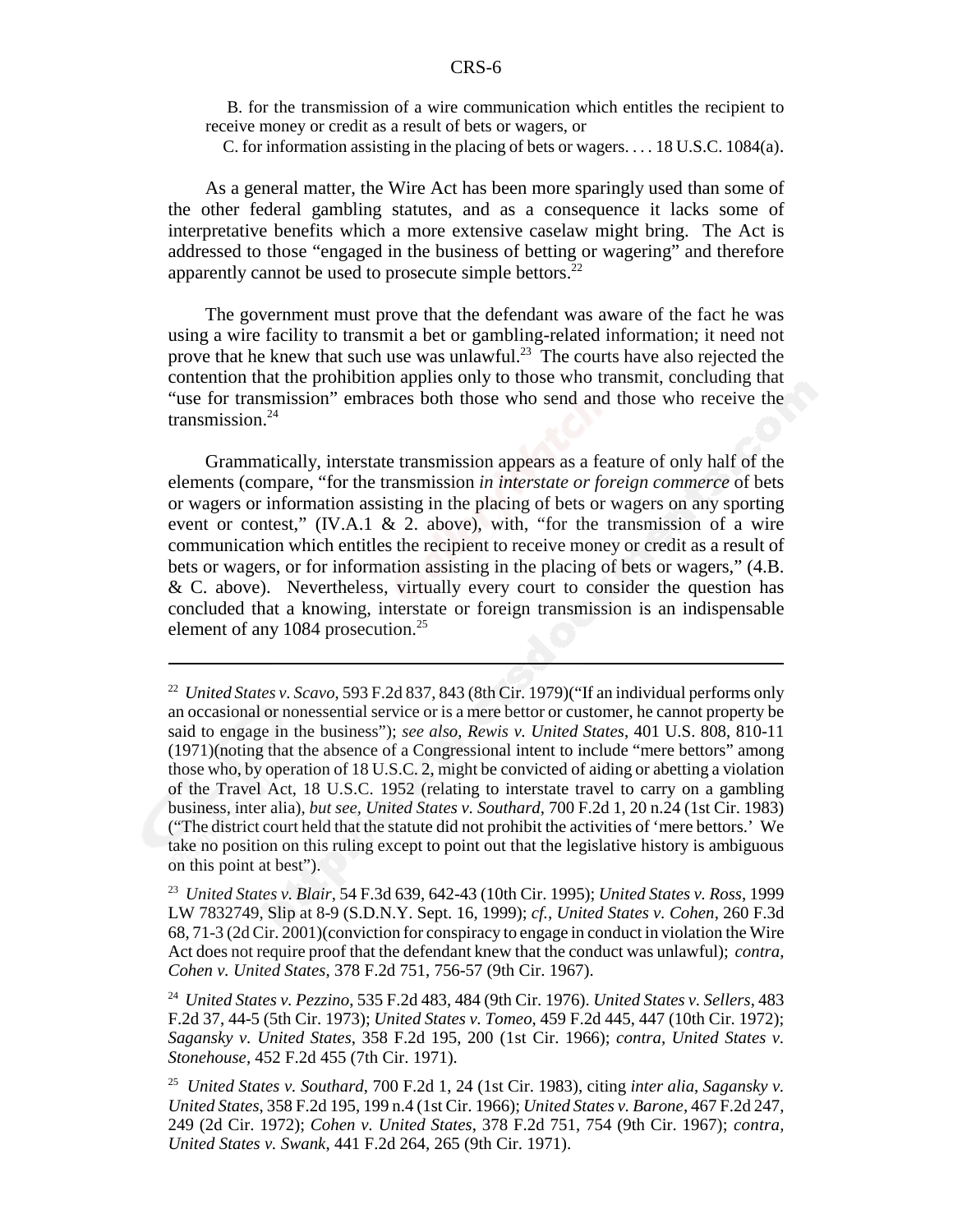B. for the transmission of a wire communication which entitles the recipient to receive money or credit as a result of bets or wagers, or

C. for information assisting in the placing of bets or wagers. . . . 18 U.S.C. 1084(a).

As a general matter, the Wire Act has been more sparingly used than some of the other federal gambling statutes, and as a consequence it lacks some of interpretative benefits which a more extensive caselaw might bring. The Act is addressed to those "engaged in the business of betting or wagering" and therefore apparently cannot be used to prosecute simple bettors.[22]

The government must prove that the defendant was aware of the fact he was using a wire facility to transmit a bet or gambling-related information; it need not prove that he knew that such use was unlawful.[23] The courts have also rejected the contention that the prohibition applies only to those who transmit, concluding that "use for transmission" embraces both those who send and those who receive the transmission.[24]

Grammatically, interstate transmission appears as a feature of only half of the elements (compare, "for the transmission *in interstate or foreign commerce* of bets or wagers or information assisting in the placing of bets or wagers on any sporting event or contest," (IV.A.1 & 2. above), with, "for the transmission of a wire communication which entitles the recipient to receive money or credit as a result of bets or wagers, or for information assisting in the placing of bets or wagers," (4.B. & C. above). Nevertheless, virtually every court to consider the question has concluded that a knowing, interstate or foreign transmission is an indispensable element of any 1084 prosecution.[25]

---

[22] *United States v. Scavo*, 593 F.2d 837, 843 (8th Cir. 1979)("If an individual performs only an occasional or nonessential service or is a mere bettor or customer, he cannot property be said to engage in the business"); *see also*, *Rewis v. United States*, 401 U.S. 808, 810-11 (1971)(noting that the absence of a Congressional intent to include "mere bettors" among those who, by operation of 18 U.S.C. 2, might be convicted of aiding or abetting a violation of the Travel Act, 18 U.S.C. 1952 (relating to interstate travel to carry on a gambling business, inter alia), *but see*, *United States v. Southard*, 700 F.2d 1, 20 n.24 (1st Cir. 1983) ("The district court held that the statute did not prohibit the activities of 'mere bettors.' We take no position on this ruling except to point out that the legislative history is ambiguous on this point at best").

[23] *United States v. Blair*, 54 F.3d 639, 642-43 (10th Cir. 1995); *United States v. Ross*, 1999 LW 7832749, Slip at 8-9 (S.D.N.Y. Sept. 16, 1999); *cf.*, *United States v. Cohen*, 260 F.3d 68, 71-3 (2d Cir. 2001)(conviction for conspiracy to engage in conduct in violation the Wire Act does not require proof that the defendant knew that the conduct was unlawful); *contra*, *Cohen v. United States*, 378 F.2d 751, 756-57 (9th Cir. 1967).

[24] *United States v. Pezzino*, 535 F.2d 483, 484 (9th Cir. 1976). *United States v. Sellers*, 483 F.2d 37, 44-5 (5th Cir. 1973); *United States v. Tomeo*, 459 F.2d 445, 447 (10th Cir. 1972); *Sagansky v. United States*, 358 F.2d 195, 200 (1st Cir. 1966); *contra*, *United States v. Stonehouse*, 452 F.2d 455 (7th Cir. 1971).

[25] *United States v. Southard*, 700 F.2d 1, 24 (1st Cir. 1983), citing *inter alia*, *Sagansky v. United States*, 358 F.2d 195, 199 n.4 (1st Cir. 1966); *United States v. Barone*, 467 F.2d 247, 249 (2d Cir. 1972); *Cohen v. United States*, 378 F.2d 751, 754 (9th Cir. 1967); *contra*, *United States v. Swank*, 441 F.2d 264, 265 (9th Cir. 1971).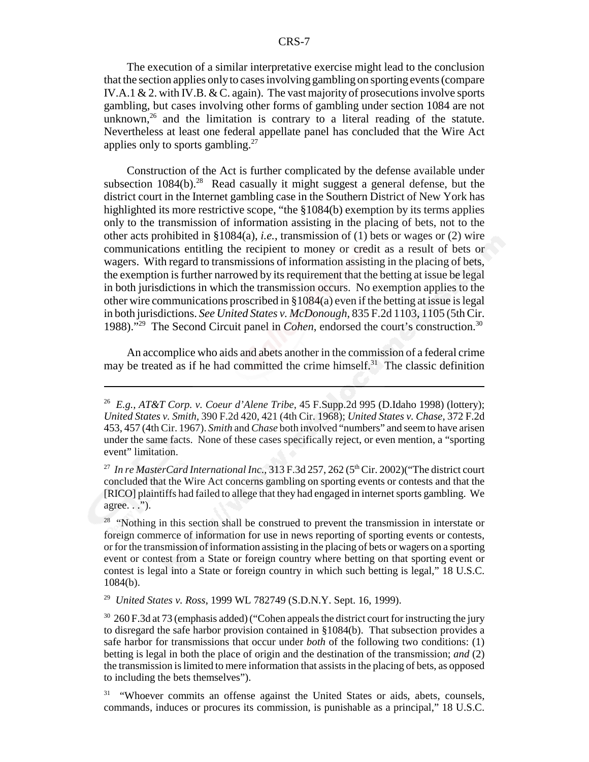The execution of a similar interpretative exercise might lead to the conclusion that the section applies only to cases involving gambling on sporting events (compare IV.A.1 & 2. with IV.B. & C. again). The vast majority of prosecutions involve sports gambling, but cases involving other forms of gambling under section 1084 are not unknown,[26] and the limitation is contrary to a literal reading of the statute. Nevertheless at least one federal appellate panel has concluded that the Wire Act applies only to sports gambling.[27]

Construction of the Act is further complicated by the defense available under subsection 1084(b).[28] Read casually it might suggest a general defense, but the district court in the Internet gambling case in the Southern District of New York has highlighted its more restrictive scope, "the §1084(b) exemption by its terms applies only to the transmission of information assisting in the placing of bets, not to the other acts prohibited in §1084(a), *i.e.*, transmission of (1) bets or wages or (2) wire communications entitling the recipient to money or credit as a result of bets or wagers. With regard to transmissions of information assisting in the placing of bets, the exemption is further narrowed by its requirement that the betting at issue be legal in both jurisdictions in which the transmission occurs. No exemption applies to the other wire communications proscribed in §1084(a) even if the betting at issue is legal in both jurisdictions. *See United States v. McDonough*, 835 F.2d 1103, 1105 (5th Cir. 1988)."[29] The Second Circuit panel in *Cohen*, endorsed the court's construction.[30]

An accomplice who aids and abets another in the commission of a federal crime may be treated as if he had committed the crime himself.[31] The classic definition

---

[26] *E.g., AT&T Corp. v. Coeur d'Alene Tribe*, 45 F.Supp.2d 995 (D.Idaho 1998) (lottery); *United States v. Smith*, 390 F.2d 420, 421 (4th Cir. 1968); *United States v. Chase*, 372 F.2d 453, 457 (4th Cir. 1967). *Smith* and *Chase* both involved "numbers" and seem to have arisen under the same facts. None of these cases specifically reject, or even mention, a "sporting event" limitation.

[27] *In re MasterCard International Inc.*, 313 F.3d 257, 262 (5th Cir. 2002)("The district court concluded that the Wire Act concerns gambling on sporting events or contests and that the [RICO] plaintiffs had failed to allege that they had engaged in internet sports gambling. We agree. . .").

[28] "Nothing in this section shall be construed to prevent the transmission in interstate or foreign commerce of information for use in news reporting of sporting events or contests, or for the transmission of information assisting in the placing of bets or wagers on a sporting event or contest from a State or foreign country where betting on that sporting event or contest is legal into a State or foreign country in which such betting is legal," 18 U.S.C. 1084(b).

[29] *United States v. Ross*, 1999 WL 782749 (S.D.N.Y. Sept. 16, 1999).

[30] 260 F.3d at 73 (emphasis added) ("Cohen appeals the district court for instructing the jury to disregard the safe harbor provision contained in §1084(b). That subsection provides a safe harbor for transmissions that occur under *both* of the following two conditions: (1) betting is legal in both the place of origin and the destination of the transmission; *and* (2) the transmission is limited to mere information that assists in the placing of bets, as opposed to including the bets themselves").

[31] "Whoever commits an offense against the United States or aids, abets, counsels, commands, induces or procures its commission, is punishable as a principal," 18 U.S.C.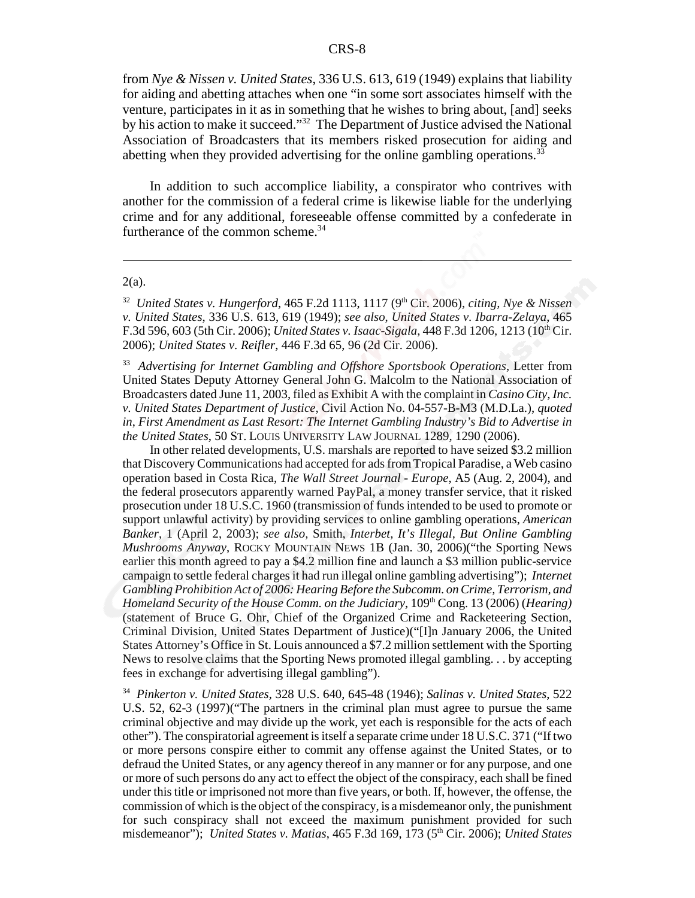from *Nye & Nissen v. United States*, 336 U.S. 613, 619 (1949) explains that liability for aiding and abetting attaches when one "in some sort associates himself with the venture, participates in it as in something that he wishes to bring about, [and] seeks by his action to make it succeed."[32] The Department of Justice advised the National Association of Broadcasters that its members risked prosecution for aiding and abetting when they provided advertising for the online gambling operations.[33]

In addition to such accomplice liability, a conspirator who contrives with another for the commission of a federal crime is likewise liable for the underlying crime and for any additional, foreseeable offense committed by a confederate in furtherance of the common scheme.[34]

---

2(a).

[32] *United States v. Hungerford*, 465 F.2d 1113, 1117 (9th Cir. 2006), *citing, Nye & Nissen v. United States*, 336 U.S. 613, 619 (1949); *see also, United States v. Ibarra-Zelaya*, 465 F.3d 596, 603 (5th Cir. 2006); *United States v. Isaac-Sigala*, 448 F.3d 1206, 1213 (10th Cir. 2006); *United States v. Reifler*, 446 F.3d 65, 96 (2d Cir. 2006).

[33] *Advertising for Internet Gambling and Offshore Sportsbook Operations*, Letter from United States Deputy Attorney General John G. Malcolm to the National Association of Broadcasters dated June 11, 2003, filed as Exhibit A with the complaint in *Casino City, Inc. v. United States Department of Justice*, Civil Action No. 04-557-B-M3 (M.D.La.), *quoted in, First Amendment as Last Resort: The Internet Gambling Industry's Bid to Advertise in the United States*, 50 ST. LOUIS UNIVERSITY LAW JOURNAL 1289, 1290 (2006).

In other related developments, U.S. marshals are reported to have seized $3.2 million that Discovery Communications had accepted for ads from Tropical Paradise, a Web casino operation based in Costa Rica, *The Wall Street Journal - Europe*, A5 (Aug. 2, 2004), and the federal prosecutors apparently warned PayPal, a money transfer service, that it risked prosecution under 18 U.S.C. 1960 (transmission of funds intended to be used to promote or support unlawful activity) by providing services to online gambling operations, *American Banker*, 1 (April 2, 2003); *see also,* Smith, *Interbet, It's Illegal, But Online Gambling Mushrooms Anyway*, ROCKY MOUNTAIN NEWS 1B (Jan. 30, 2006)("the Sporting News earlier this month agreed to pay a $4.2 million fine and launch a $3 million public-service campaign to settle federal charges it had run illegal online gambling advertising"); *Internet Gambling Prohibition Act of 2006: Hearing Before the Subcomm. on Crime, Terrorism, and Homeland Security of the House Comm. on the Judiciary*, 109th Cong. 13 (2006) (*Hearing)* (statement of Bruce G. Ohr, Chief of the Organized Crime and Racketeering Section, Criminal Division, United States Department of Justice)("[I]n January 2006, the United States Attorney's Office in St. Louis announced a $7.2 million settlement with the Sporting News to resolve claims that the Sporting News promoted illegal gambling. . . by accepting fees in exchange for advertising illegal gambling").

[34] *Pinkerton v. United States*, 328 U.S. 640, 645-48 (1946); *Salinas v. United States*, 522 U.S. 52, 62-3 (1997)("The partners in the criminal plan must agree to pursue the same criminal objective and may divide up the work, yet each is responsible for the acts of each other"). The conspiratorial agreement is itself a separate crime under 18 U.S.C. 371 ("If two or more persons conspire either to commit any offense against the United States, or to defraud the United States, or any agency thereof in any manner or for any purpose, and one or more of such persons do any act to effect the object of the conspiracy, each shall be fined under this title or imprisoned not more than five years, or both. If, however, the offense, the commission of which is the object of the conspiracy, is a misdemeanor only, the punishment for such conspiracy shall not exceed the maximum punishment provided for such misdemeanor"); *United States v. Matias*, 465 F.3d 169, 173 (5th Cir. 2006); *United States*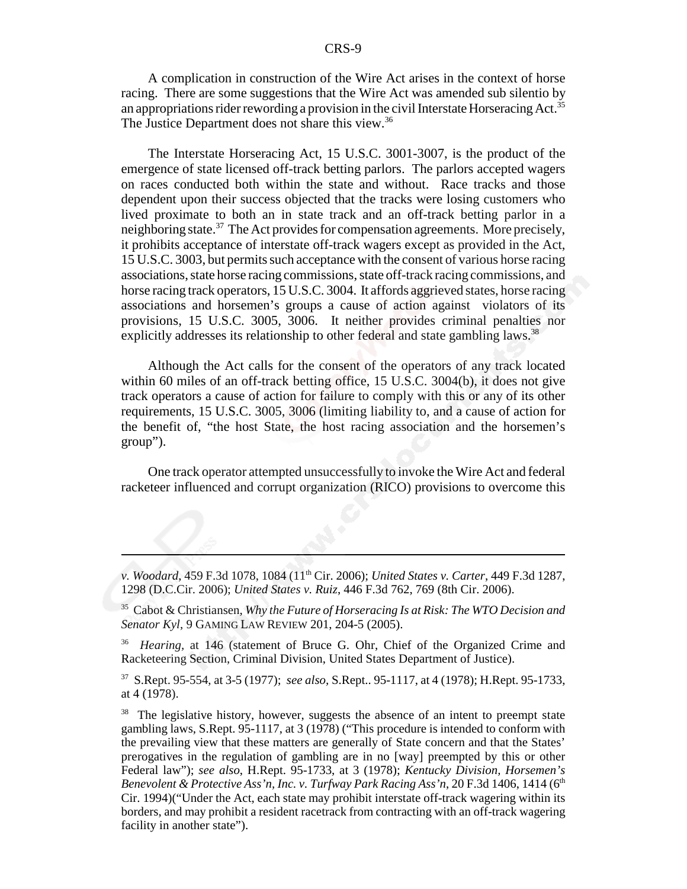A complication in construction of the Wire Act arises in the context of horse racing. There are some suggestions that the Wire Act was amended sub silentio by an appropriations rider rewording a provision in the civil Interstate Horseracing Act.[35] The Justice Department does not share this view.[36]

The Interstate Horseracing Act, 15 U.S.C. 3001-3007, is the product of the emergence of state licensed off-track betting parlors. The parlors accepted wagers on races conducted both within the state and without. Race tracks and those dependent upon their success objected that the tracks were losing customers who lived proximate to both an in state track and an off-track betting parlor in a neighboring state.[37] The Act provides for compensation agreements. More precisely, it prohibits acceptance of interstate off-track wagers except as provided in the Act, 15 U.S.C. 3003, but permits such acceptance with the consent of various horse racing associations, state horse racing commissions, state off-track racing commissions, and horse racing track operators, 15 U.S.C. 3004. It affords aggrieved states, horse racing associations and horsemen's groups a cause of action against violators of its provisions, 15 U.S.C. 3005, 3006. It neither provides criminal penalties nor explicitly addresses its relationship to other federal and state gambling laws.[38]

Although the Act calls for the consent of the operators of any track located within 60 miles of an off-track betting office, 15 U.S.C. 3004(b), it does not give track operators a cause of action for failure to comply with this or any of its other requirements, 15 U.S.C. 3005, 3006 (limiting liability to, and a cause of action for the benefit of, "the host State, the host racing association and the horsemen's group").

One track operator attempted unsuccessfully to invoke the Wire Act and federal racketeer influenced and corrupt organization (RICO) provisions to overcome this

---

*v. Woodard*, 459 F.3d 1078, 1084 (11th Cir. 2006); *United States v. Carter*, 449 F.3d 1287, 1298 (D.C.Cir. 2006); *United States v. Ruiz*, 446 F.3d 762, 769 (8th Cir. 2006).

[35] Cabot & Christiansen, *Why the Future of Horseracing Is at Risk: The WTO Decision and Senator Kyl*, 9 GAMING LAW REVIEW 201, 204-5 (2005).

[36] *Hearing*, at 146 (statement of Bruce G. Ohr, Chief of the Organized Crime and Racketeering Section, Criminal Division, United States Department of Justice).

[37] S.Rept. 95-554, at 3-5 (1977); *see also*, S.Rept.. 95-1117, at 4 (1978); H.Rept. 95-1733, at 4 (1978).

[38] The legislative history, however, suggests the absence of an intent to preempt state gambling laws, S.Rept. 95-1117, at 3 (1978) ("This procedure is intended to conform with the prevailing view that these matters are generally of State concern and that the States' prerogatives in the regulation of gambling are in no [way] preempted by this or other Federal law"); *see also*, H.Rept. 95-1733, at 3 (1978); *Kentucky Division, Horsemen's Benevolent & Protective Ass'n, Inc. v. Turfway Park Racing Ass'n*, 20 F.3d 1406, 1414 (6th Cir. 1994)("Under the Act, each state may prohibit interstate off-track wagering within its borders, and may prohibit a resident racetrack from contracting with an off-track wagering facility in another state").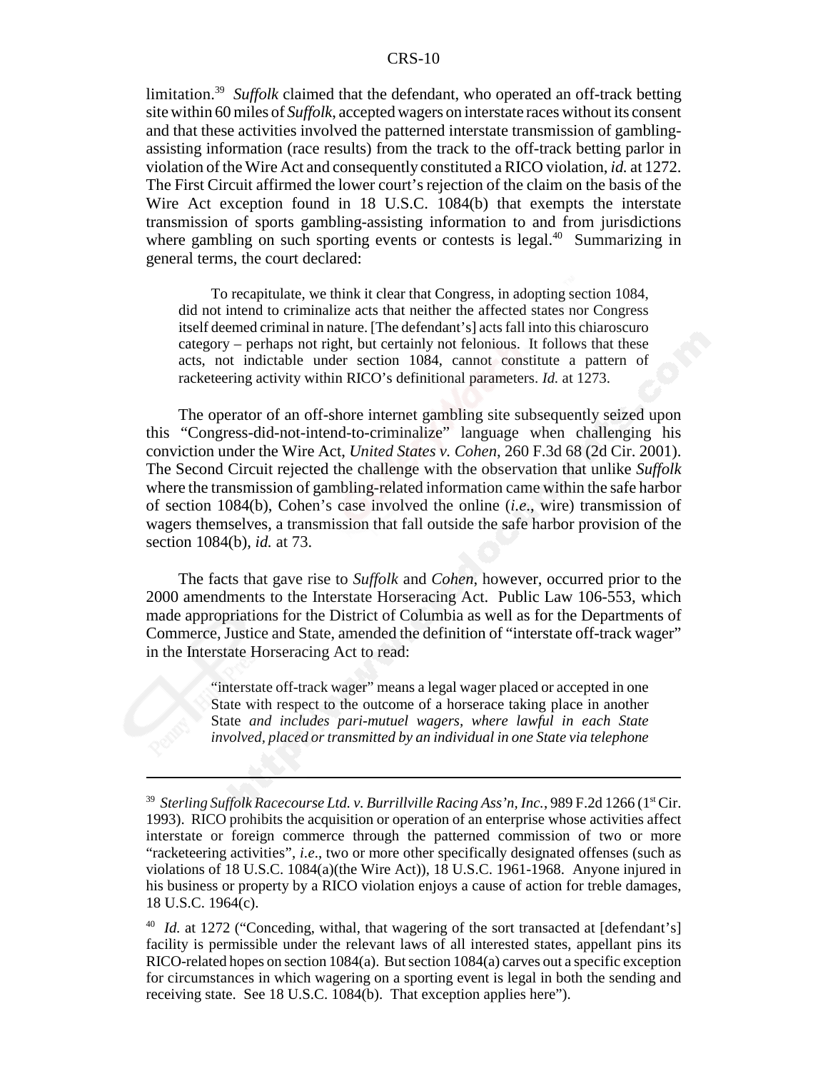limitation.[39] *Suffolk* claimed that the defendant, who operated an off-track betting site within 60 miles of *Suffolk*, accepted wagers on interstate races without its consent and that these activities involved the patterned interstate transmission of gambling-assisting information (race results) from the track to the off-track betting parlor in violation of the Wire Act and consequently constituted a RICO violation, *id.* at 1272. The First Circuit affirmed the lower court's rejection of the claim on the basis of the Wire Act exception found in 18 U.S.C. 1084(b) that exempts the interstate transmission of sports gambling-assisting information to and from jurisdictions where gambling on such sporting events or contests is legal.[40] Summarizing in general terms, the court declared:

> To recapitulate, we think it clear that Congress, in adopting section 1084, did not intend to criminalize acts that neither the affected states nor Congress itself deemed criminal in nature. [The defendant's] acts fall into this chiaroscuro category – perhaps not right, but certainly not felonious. It follows that these acts, not indictable under section 1084, cannot constitute a pattern of racketeering activity within RICO's definitional parameters. *Id.* at 1273.

The operator of an off-shore internet gambling site subsequently seized upon this "Congress-did-not-intend-to-criminalize" language when challenging his conviction under the Wire Act, *United States v. Cohen*, 260 F.3d 68 (2d Cir. 2001). The Second Circuit rejected the challenge with the observation that unlike *Suffolk* where the transmission of gambling-related information came within the safe harbor of section 1084(b), Cohen's case involved the online (*i.e.*, wire) transmission of wagers themselves, a transmission that fall outside the safe harbor provision of the section 1084(b), *id.* at 73.

The facts that gave rise to *Suffolk* and *Cohen*, however, occurred prior to the 2000 amendments to the Interstate Horseracing Act. Public Law 106-553, which made appropriations for the District of Columbia as well as for the Departments of Commerce, Justice and State, amended the definition of "interstate off-track wager" in the Interstate Horseracing Act to read:

> "interstate off-track wager" means a legal wager placed or accepted in one State with respect to the outcome of a horserace taking place in another State *and includes pari-mutuel wagers, where lawful in each State involved, placed or transmitted by an individual in one State via telephone*

---

[39] *Sterling Suffolk Racecourse Ltd. v. Burrillville Racing Ass'n, Inc.*, 989 F.2d 1266 (1st Cir. 1993). RICO prohibits the acquisition or operation of an enterprise whose activities affect interstate or foreign commerce through the patterned commission of two or more "racketeering activities", *i.e.*, two or more other specifically designated offenses (such as violations of 18 U.S.C. 1084(a)(the Wire Act)), 18 U.S.C. 1961-1968. Anyone injured in his business or property by a RICO violation enjoys a cause of action for treble damages, 18 U.S.C. 1964(c).

[40] *Id.* at 1272 ("Conceding, withal, that wagering of the sort transacted at [defendant's] facility is permissible under the relevant laws of all interested states, appellant pins its RICO-related hopes on section 1084(a). But section 1084(a) carves out a specific exception for circumstances in which wagering on a sporting event is legal in both the sending and receiving state. See 18 U.S.C. 1084(b). That exception applies here").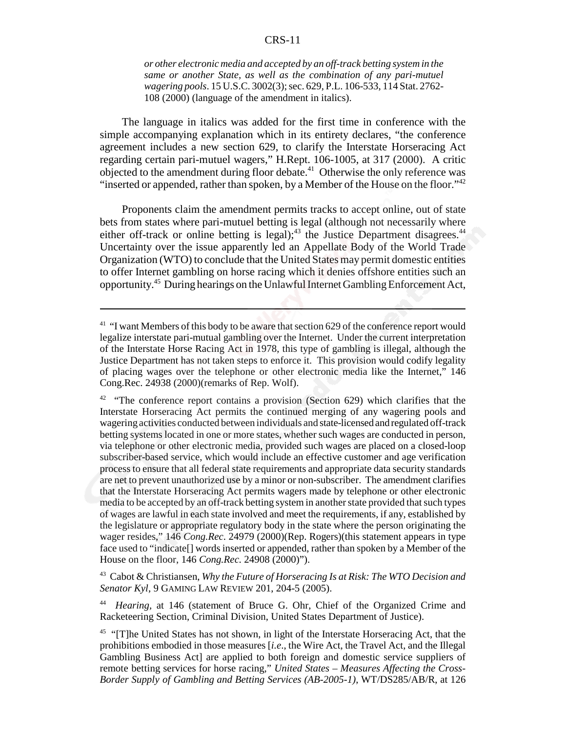*or other electronic media and accepted by an off-track betting system in the same or another State, as well as the combination of any pari-mutuel wagering pools*. 15 U.S.C. 3002(3); sec. 629, P.L. 106-533, 114 Stat. 2762-108 (2000) (language of the amendment in italics).

The language in italics was added for the first time in conference with the simple accompanying explanation which in its entirety declares, "the conference agreement includes a new section 629, to clarify the Interstate Horseracing Act regarding certain pari-mutuel wagers," H.Rept. 106-1005, at 317 (2000). A critic objected to the amendment during floor debate.[41] Otherwise the only reference was "inserted or appended, rather than spoken, by a Member of the House on the floor."[42]

Proponents claim the amendment permits tracks to accept online, out of state bets from states where pari-mutuel betting is legal (although not necessarily where either off-track or online betting is legal);[43] the Justice Department disagrees.[44] Uncertainty over the issue apparently led an Appellate Body of the World Trade Organization (WTO) to conclude that the United States may permit domestic entities to offer Internet gambling on horse racing which it denies offshore entities such an opportunity.[45] During hearings on the Unlawful Internet Gambling Enforcement Act,

---

[41] "I want Members of this body to be aware that section 629 of the conference report would legalize interstate pari-mutual gambling over the Internet. Under the current interpretation of the Interstate Horse Racing Act in 1978, this type of gambling is illegal, although the Justice Department has not taken steps to enforce it. This provision would codify legality of placing wages over the telephone or other electronic media like the Internet," 146 Cong.Rec. 24938 (2000)(remarks of Rep. Wolf).

[42] "The conference report contains a provision (Section 629) which clarifies that the Interstate Horseracing Act permits the continued merging of any wagering pools and wagering activities conducted between individuals and state-licensed and regulated off-track betting systems located in one or more states, whether such wages are conducted in person, via telephone or other electronic media, provided such wages are placed on a closed-loop subscriber-based service, which would include an effective customer and age verification process to ensure that all federal state requirements and appropriate data security standards are net to prevent unauthorized use by a minor or non-subscriber. The amendment clarifies that the Interstate Horseracing Act permits wagers made by telephone or other electronic media to be accepted by an off-track betting system in another state provided that such types of wages are lawful in each state involved and meet the requirements, if any, established by the legislature or appropriate regulatory body in the state where the person originating the wager resides," 146 *Cong.Rec.* 24979 (2000)(Rep. Rogers)(this statement appears in type face used to "indicate[] words inserted or appended, rather than spoken by a Member of the House on the floor, 146 *Cong.Rec.* 24908 (2000)").

[43] Cabot & Christiansen, *Why the Future of Horseracing Is at Risk: The WTO Decision and Senator Kyl*, 9 GAMING LAW REVIEW 201, 204-5 (2005).

[44] *Hearing*, at 146 (statement of Bruce G. Ohr, Chief of the Organized Crime and Racketeering Section, Criminal Division, United States Department of Justice).

[45] "[T]he United States has not shown, in light of the Interstate Horseracing Act, that the prohibitions embodied in those measures [*i.e.*, the Wire Act, the Travel Act, and the Illegal Gambling Business Act] are applied to both foreign and domestic service suppliers of remote betting services for horse racing," *United States – Measures Affecting the Cross-Border Supply of Gambling and Betting Services (AB-2005-1)*, WT/DS285/AB/R, at 126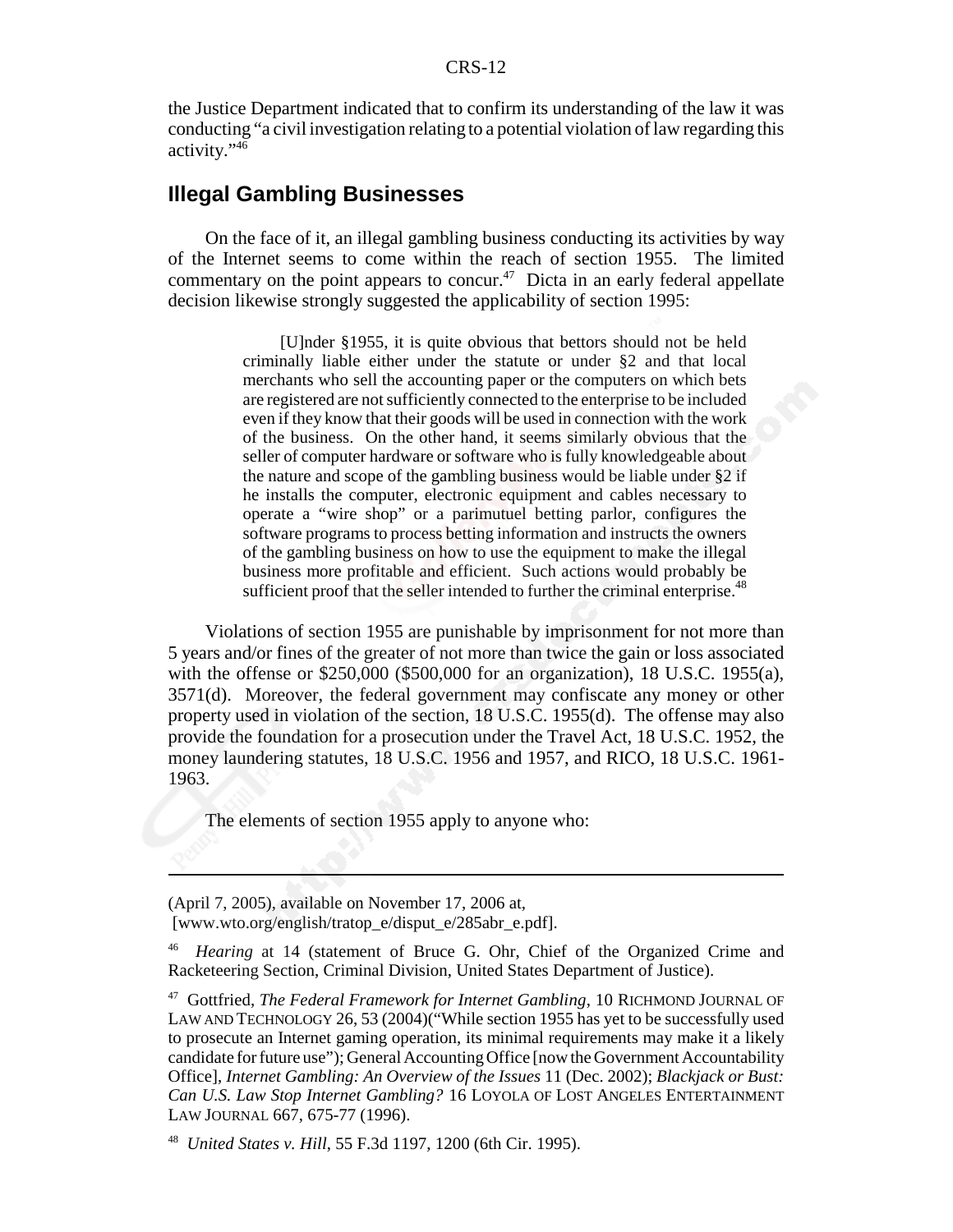the Justice Department indicated that to confirm its understanding of the law it was conducting "a civil investigation relating to a potential violation of law regarding this activity."[46]

## Illegal Gambling Businesses

On the face of it, an illegal gambling business conducting its activities by way of the Internet seems to come within the reach of section 1955. The limited commentary on the point appears to concur.[47] Dicta in an early federal appellate decision likewise strongly suggested the applicability of section 1995:

> [U]nder §1955, it is quite obvious that bettors should not be held criminally liable either under the statute or under §2 and that local merchants who sell the accounting paper or the computers on which bets are registered are not sufficiently connected to the enterprise to be included even if they know that their goods will be used in connection with the work of the business. On the other hand, it seems similarly obvious that the seller of computer hardware or software who is fully knowledgeable about the nature and scope of the gambling business would be liable under §2 if he installs the computer, electronic equipment and cables necessary to operate a "wire shop" or a parimutuel betting parlor, configures the software programs to process betting information and instructs the owners of the gambling business on how to use the equipment to make the illegal business more profitable and efficient. Such actions would probably be sufficient proof that the seller intended to further the criminal enterprise.[48]

Violations of section 1955 are punishable by imprisonment for not more than 5 years and/or fines of the greater of not more than twice the gain or loss associated with the offense or $250,000 ($500,000 for an organization), 18 U.S.C. 1955(a), 3571(d). Moreover, the federal government may confiscate any money or other property used in violation of the section, 18 U.S.C. 1955(d). The offense may also provide the foundation for a prosecution under the Travel Act, 18 U.S.C. 1952, the money laundering statutes, 18 U.S.C. 1956 and 1957, and RICO, 18 U.S.C. 1961-1963.

The elements of section 1955 apply to anyone who:

---

(April 7, 2005), available on November 17, 2006 at, [www.wto.org/english/tratop_e/disput_e/285abr_e.pdf].

[46] *Hearing* at 14 (statement of Bruce G. Ohr, Chief of the Organized Crime and Racketeering Section, Criminal Division, United States Department of Justice).

[47] Gottfried, *The Federal Framework for Internet Gambling*, 10 RICHMOND JOURNAL OF LAW AND TECHNOLOGY 26, 53 (2004)("While section 1955 has yet to be successfully used to prosecute an Internet gaming operation, its minimal requirements may make it a likely candidate for future use"); General Accounting Office [now the Government Accountability Office], *Internet Gambling: An Overview of the Issues* 11 (Dec. 2002); *Blackjack or Bust: Can U.S. Law Stop Internet Gambling?* 16 LOYOLA OF LOST ANGELES ENTERTAINMENT LAW JOURNAL 667, 675-77 (1996).

[48] *United States v. Hill*, 55 F.3d 1197, 1200 (6th Cir. 1995).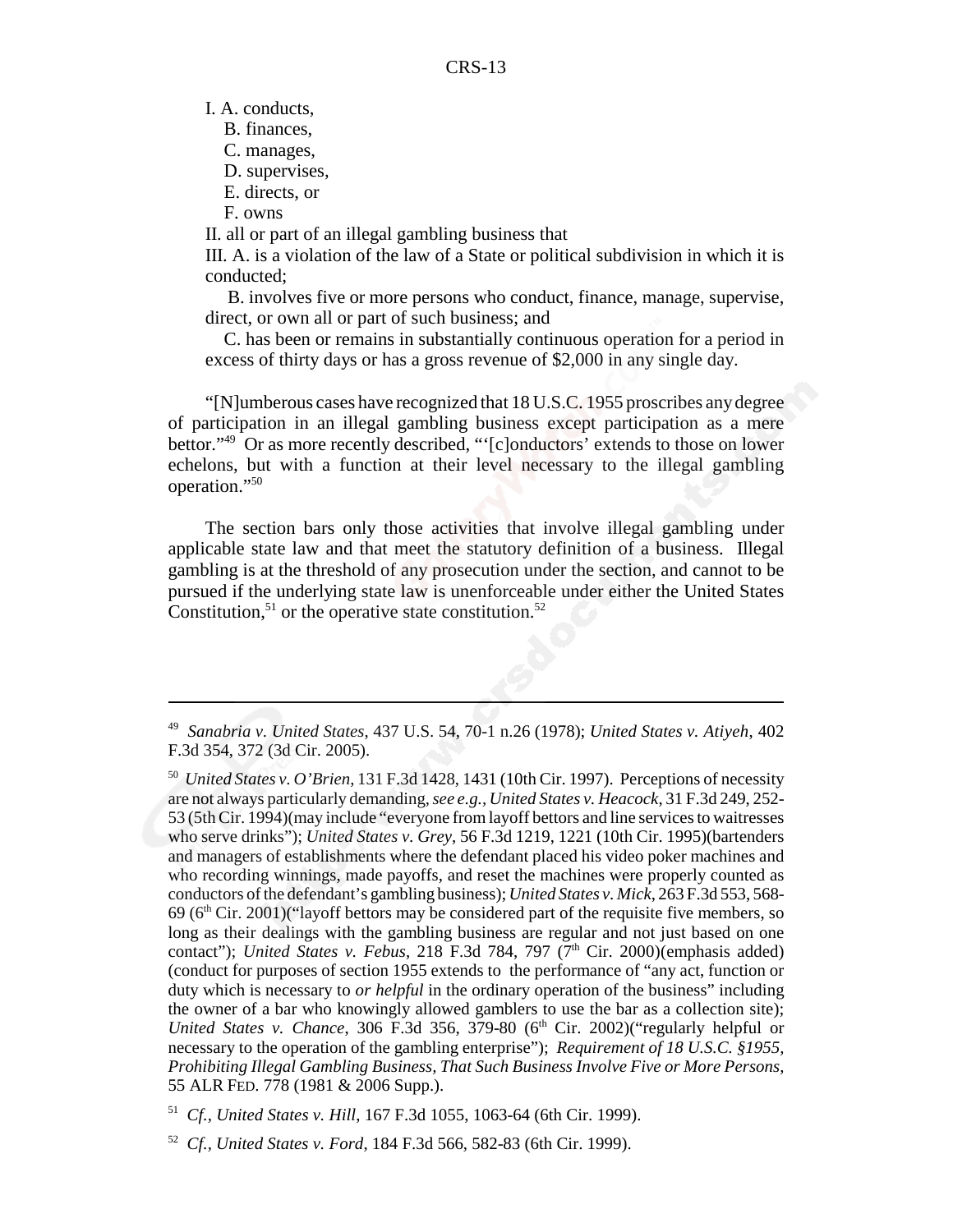I. A. conducts,
   B. finances,
   C. manages,
   D. supervises,
   E. directs, or
   F. owns

II. all or part of an illegal gambling business that

III. A. is a violation of the law of a State or political subdivision in which it is conducted;

   B. involves five or more persons who conduct, finance, manage, supervise, direct, or own all or part of such business; and

   C. has been or remains in substantially continuous operation for a period in excess of thirty days or has a gross revenue of $2,000 in any single day.

"[N]umberous cases have recognized that 18 U.S.C. 1955 proscribes any degree of participation in an illegal gambling business except participation as a mere bettor."[49] Or as more recently described, "'[c]onductors' extends to those on lower echelons, but with a function at their level necessary to the illegal gambling operation."[50]

The section bars only those activities that involve illegal gambling under applicable state law and that meet the statutory definition of a business. Illegal gambling is at the threshold of any prosecution under the section, and cannot to be pursued if the underlying state law is unenforceable under either the United States Constitution,[51] or the operative state constitution.[52]

---

[49] *Sanabria v. United States*, 437 U.S. 54, 70-1 n.26 (1978); *United States v. Atiyeh*, 402 F.3d 354, 372 (3d Cir. 2005).

[50] *United States v. O'Brien*, 131 F.3d 1428, 1431 (10th Cir. 1997). Perceptions of necessity are not always particularly demanding, *see e.g., United States v. Heacock*, 31 F.3d 249, 252-53 (5th Cir. 1994)(may include "everyone from layoff bettors and line services to waitresses who serve drinks"); *United States v. Grey*, 56 F.3d 1219, 1221 (10th Cir. 1995)(bartenders and managers of establishments where the defendant placed his video poker machines and who recording winnings, made payoffs, and reset the machines were properly counted as conductors of the defendant's gambling business); *United States v. Mick*, 263 F.3d 553, 568-69 (6th Cir. 2001)("layoff bettors may be considered part of the requisite five members, so long as their dealings with the gambling business are regular and not just based on one contact"); *United States v. Febus*, 218 F.3d 784, 797 (7th Cir. 2000)(emphasis added) (conduct for purposes of section 1955 extends to the performance of "any act, function or duty which is necessary to *or helpful* in the ordinary operation of the business" including the owner of a bar who knowingly allowed gamblers to use the bar as a collection site); *United States v. Chance*, 306 F.3d 356, 379-80 (6th Cir. 2002)("regularly helpful or necessary to the operation of the gambling enterprise"); *Requirement of 18 U.S.C. §1955, Prohibiting Illegal Gambling Business, That Such Business Involve Five or More Persons*, 55 ALR FED. 778 (1981 & 2006 Supp.).

[51] *Cf., United States v. Hill*, 167 F.3d 1055, 1063-64 (6th Cir. 1999).

[52] *Cf., United States v. Ford*, 184 F.3d 566, 582-83 (6th Cir. 1999).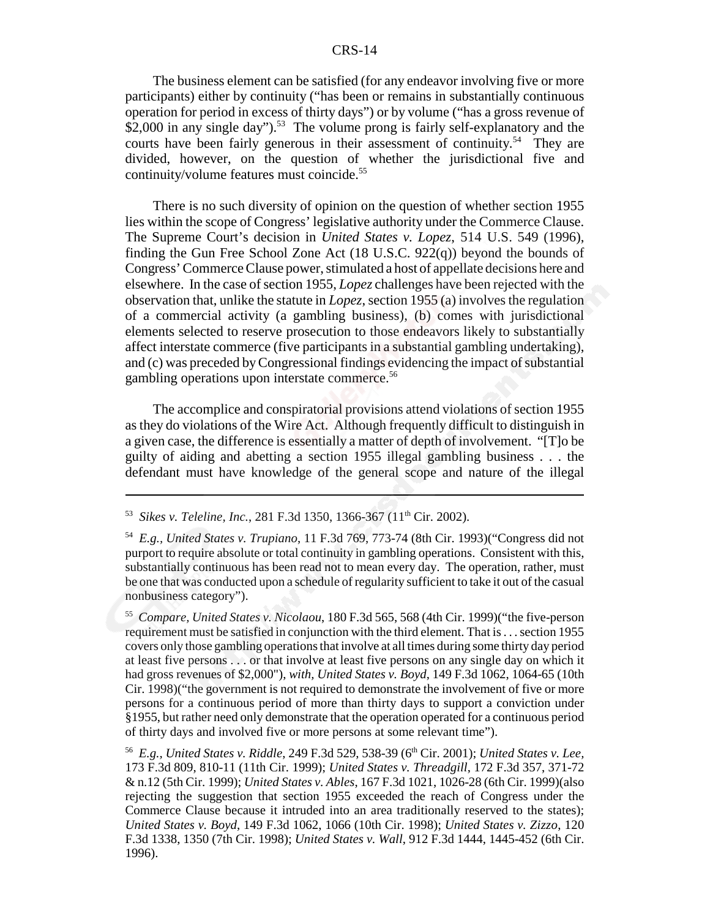The business element can be satisfied (for any endeavor involving five or more participants) either by continuity ("has been or remains in substantially continuous operation for period in excess of thirty days") or by volume ("has a gross revenue of $2,000 in any single day").[53] The volume prong is fairly self-explanatory and the courts have been fairly generous in their assessment of continuity.[54] They are divided, however, on the question of whether the jurisdictional five and continuity/volume features must coincide.[55]

There is no such diversity of opinion on the question of whether section 1955 lies within the scope of Congress' legislative authority under the Commerce Clause. The Supreme Court's decision in *United States v. Lopez*, 514 U.S. 549 (1996), finding the Gun Free School Zone Act (18 U.S.C. 922(q)) beyond the bounds of Congress' Commerce Clause power, stimulated a host of appellate decisions here and elsewhere. In the case of section 1955, *Lopez* challenges have been rejected with the observation that, unlike the statute in *Lopez*, section 1955 (a) involves the regulation of a commercial activity (a gambling business), (b) comes with jurisdictional elements selected to reserve prosecution to those endeavors likely to substantially affect interstate commerce (five participants in a substantial gambling undertaking), and (c) was preceded by Congressional findings evidencing the impact of substantial gambling operations upon interstate commerce.[56]

The accomplice and conspiratorial provisions attend violations of section 1955 as they do violations of the Wire Act. Although frequently difficult to distinguish in a given case, the difference is essentially a matter of depth of involvement. "[T]o be guilty of aiding and abetting a section 1955 illegal gambling business . . . the defendant must have knowledge of the general scope and nature of the illegal

---

[53] *Sikes v. Teleline, Inc.*, 281 F.3d 1350, 1366-367 (11th Cir. 2002).

[54] *E.g., United States v. Trupiano*, 11 F.3d 769, 773-74 (8th Cir. 1993)("Congress did not purport to require absolute or total continuity in gambling operations. Consistent with this, substantially continuous has been read not to mean every day. The operation, rather, must be one that was conducted upon a schedule of regularity sufficient to take it out of the casual nonbusiness category").

[55] *Compare, United States v. Nicolaou*, 180 F.3d 565, 568 (4th Cir. 1999)("the five-person requirement must be satisfied in conjunction with the third element. That is . . . section 1955 covers only those gambling operations that involve at all times during some thirty day period at least five persons . . . or that involve at least five persons on any single day on which it had gross revenues of $2,000"), *with, United States v. Boyd*, 149 F.3d 1062, 1064-65 (10th Cir. 1998)("the government is not required to demonstrate the involvement of five or more persons for a continuous period of more than thirty days to support a conviction under §1955, but rather need only demonstrate that the operation operated for a continuous period of thirty days and involved five or more persons at some relevant time").

[56] *E.g., United States v. Riddle*, 249 F.3d 529, 538-39 (6th Cir. 2001); *United States v. Lee*, 173 F.3d 809, 810-11 (11th Cir. 1999); *United States v. Threadgill*, 172 F.3d 357, 371-72 & n.12 (5th Cir. 1999); *United States v. Ables*, 167 F.3d 1021, 1026-28 (6th Cir. 1999)(also rejecting the suggestion that section 1955 exceeded the reach of Congress under the Commerce Clause because it intruded into an area traditionally reserved to the states); *United States v. Boyd*, 149 F.3d 1062, 1066 (10th Cir. 1998); *United States v. Zizzo*, 120 F.3d 1338, 1350 (7th Cir. 1998); *United States v. Wall*, 912 F.3d 1444, 1445-452 (6th Cir. 1996).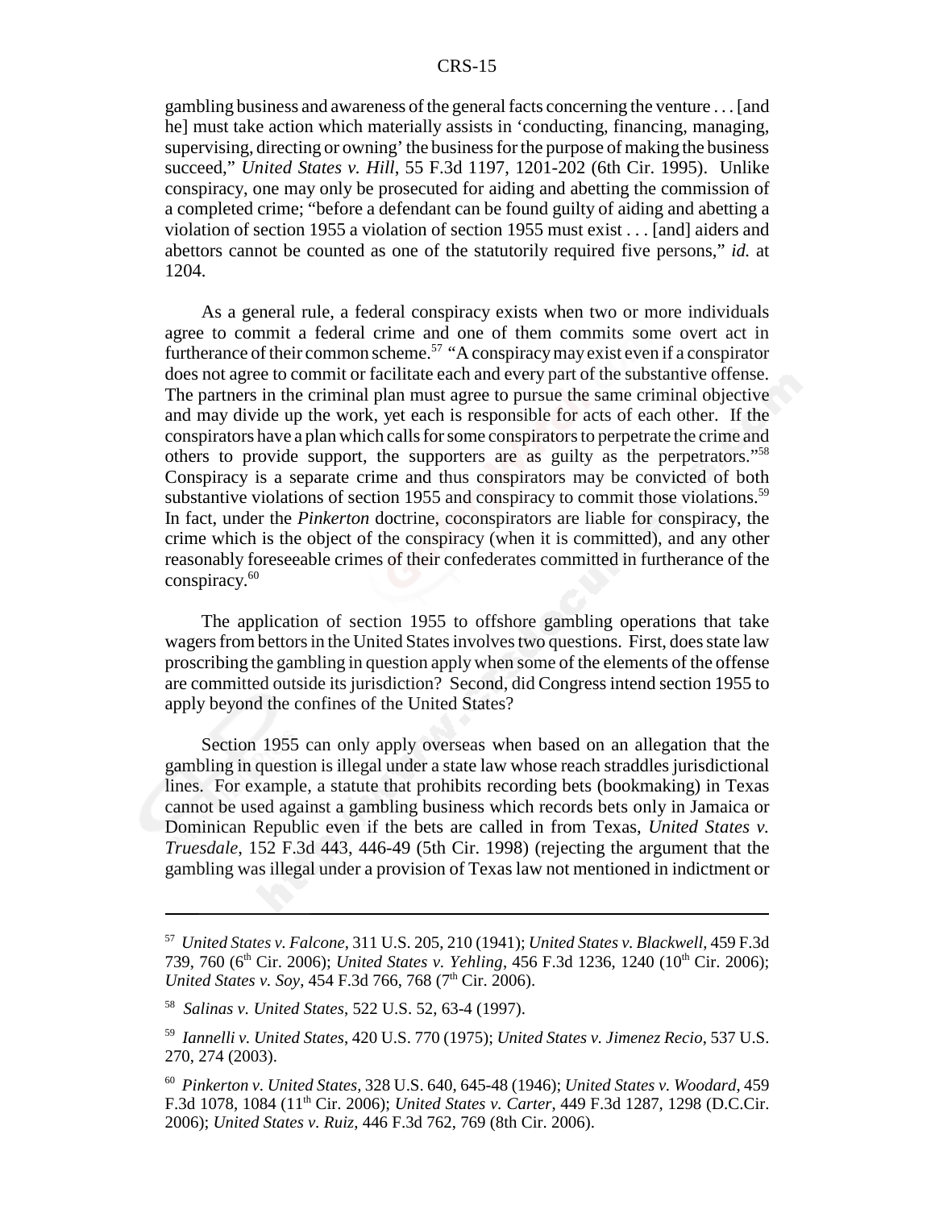gambling business and awareness of the general facts concerning the venture . . . [and he] must take action which materially assists in 'conducting, financing, managing, supervising, directing or owning' the business for the purpose of making the business succeed," *United States v. Hill*, 55 F.3d 1197, 1201-202 (6th Cir. 1995). Unlike conspiracy, one may only be prosecuted for aiding and abetting the commission of a completed crime; "before a defendant can be found guilty of aiding and abetting a violation of section 1955 a violation of section 1955 must exist . . . [and] aiders and abettors cannot be counted as one of the statutorily required five persons," *id.* at 1204.

As a general rule, a federal conspiracy exists when two or more individuals agree to commit a federal crime and one of them commits some overt act in furtherance of their common scheme.[57] "A conspiracy may exist even if a conspirator does not agree to commit or facilitate each and every part of the substantive offense. The partners in the criminal plan must agree to pursue the same criminal objective and may divide up the work, yet each is responsible for acts of each other. If the conspirators have a plan which calls for some conspirators to perpetrate the crime and others to provide support, the supporters are as guilty as the perpetrators."[58] Conspiracy is a separate crime and thus conspirators may be convicted of both substantive violations of section 1955 and conspiracy to commit those violations.[59] In fact, under the *Pinkerton* doctrine, coconspirators are liable for conspiracy, the crime which is the object of the conspiracy (when it is committed), and any other reasonably foreseeable crimes of their confederates committed in furtherance of the conspiracy.[60]

The application of section 1955 to offshore gambling operations that take wagers from bettors in the United States involves two questions. First, does state law proscribing the gambling in question apply when some of the elements of the offense are committed outside its jurisdiction? Second, did Congress intend section 1955 to apply beyond the confines of the United States?

Section 1955 can only apply overseas when based on an allegation that the gambling in question is illegal under a state law whose reach straddles jurisdictional lines. For example, a statute that prohibits recording bets (bookmaking) in Texas cannot be used against a gambling business which records bets only in Jamaica or Dominican Republic even if the bets are called in from Texas, *United States v. Truesdale*, 152 F.3d 443, 446-49 (5th Cir. 1998) (rejecting the argument that the gambling was illegal under a provision of Texas law not mentioned in indictment or

---

[57] *United States v. Falcone*, 311 U.S. 205, 210 (1941); *United States v. Blackwell*, 459 F.3d 739, 760 (6th Cir. 2006); *United States v. Yehling*, 456 F.3d 1236, 1240 (10th Cir. 2006); *United States v. Soy*, 454 F.3d 766, 768 (7th Cir. 2006).

[58] *Salinas v. United States*, 522 U.S. 52, 63-4 (1997).

[59] *Iannelli v. United States*, 420 U.S. 770 (1975); *United States v. Jimenez Recio*, 537 U.S. 270, 274 (2003).

[60] *Pinkerton v. United States*, 328 U.S. 640, 645-48 (1946); *United States v. Woodard*, 459 F.3d 1078, 1084 (11th Cir. 2006); *United States v. Carter*, 449 F.3d 1287, 1298 (D.C.Cir. 2006); *United States v. Ruiz*, 446 F.3d 762, 769 (8th Cir. 2006).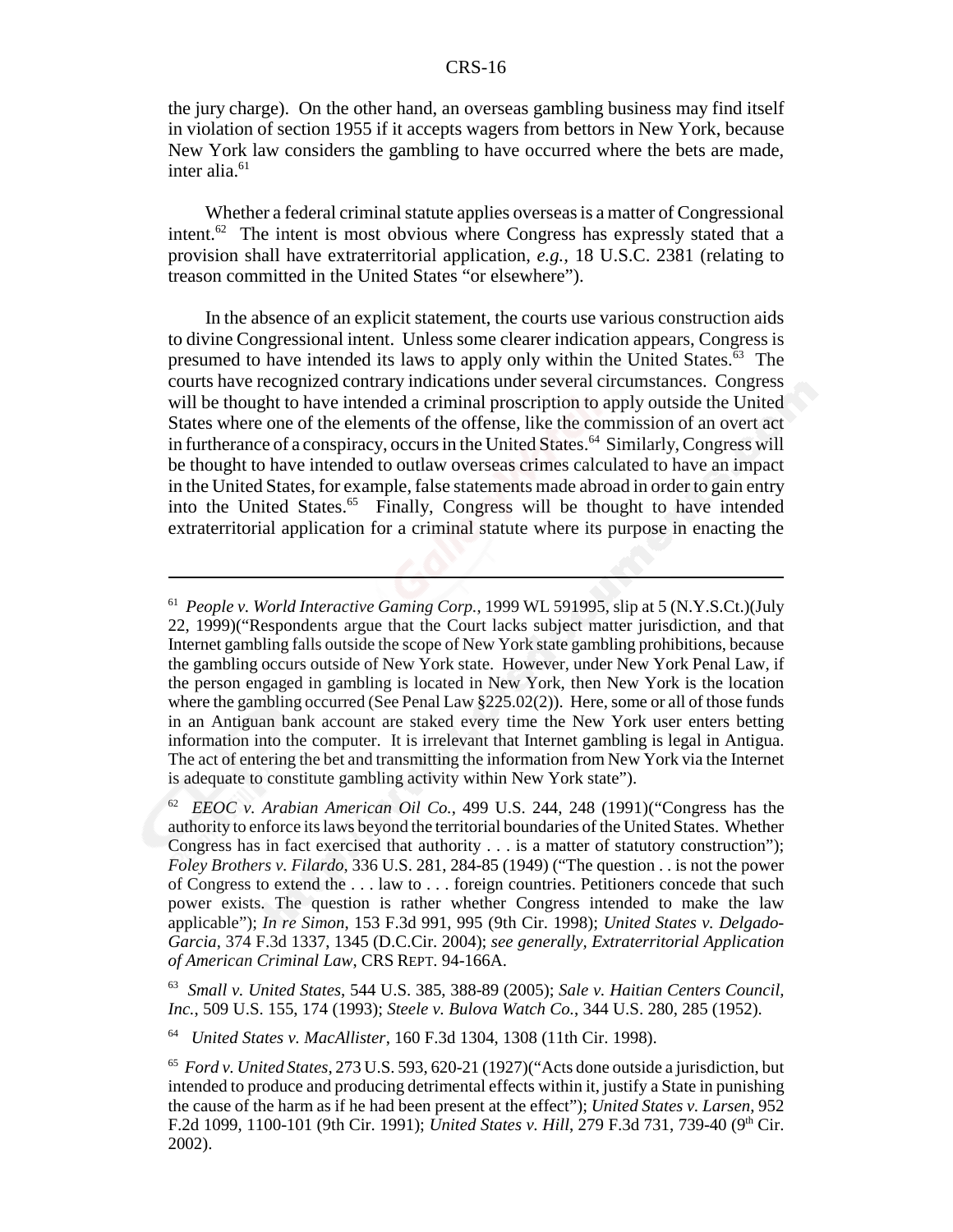the jury charge). On the other hand, an overseas gambling business may find itself in violation of section 1955 if it accepts wagers from bettors in New York, because New York law considers the gambling to have occurred where the bets are made, inter alia.[61]

Whether a federal criminal statute applies overseas is a matter of Congressional intent.[62] The intent is most obvious where Congress has expressly stated that a provision shall have extraterritorial application, *e.g.*, 18 U.S.C. 2381 (relating to treason committed in the United States "or elsewhere").

In the absence of an explicit statement, the courts use various construction aids to divine Congressional intent. Unless some clearer indication appears, Congress is presumed to have intended its laws to apply only within the United States.[63] The courts have recognized contrary indications under several circumstances. Congress will be thought to have intended a criminal proscription to apply outside the United States where one of the elements of the offense, like the commission of an overt act in furtherance of a conspiracy, occurs in the United States.[64] Similarly, Congress will be thought to have intended to outlaw overseas crimes calculated to have an impact in the United States, for example, false statements made abroad in order to gain entry into the United States.[65] Finally, Congress will be thought to have intended extraterritorial application for a criminal statute where its purpose in enacting the

---

[61] *People v. World Interactive Gaming Corp.*, 1999 WL 591995, slip at 5 (N.Y.S.Ct.)(July 22, 1999)("Respondents argue that the Court lacks subject matter jurisdiction, and that Internet gambling falls outside the scope of New York state gambling prohibitions, because the gambling occurs outside of New York state. However, under New York Penal Law, if the person engaged in gambling is located in New York, then New York is the location where the gambling occurred (See Penal Law §225.02(2)). Here, some or all of those funds in an Antiguan bank account are staked every time the New York user enters betting information into the computer. It is irrelevant that Internet gambling is legal in Antigua. The act of entering the bet and transmitting the information from New York via the Internet is adequate to constitute gambling activity within New York state").

[62] *EEOC v. Arabian American Oil Co.*, 499 U.S. 244, 248 (1991)("Congress has the authority to enforce its laws beyond the territorial boundaries of the United States. Whether Congress has in fact exercised that authority . . . is a matter of statutory construction"); *Foley Brothers v. Filardo*, 336 U.S. 281, 284-85 (1949) ("The question . . is not the power of Congress to extend the . . . law to . . . foreign countries. Petitioners concede that such power exists. The question is rather whether Congress intended to make the law applicable"); *In re Simon*, 153 F.3d 991, 995 (9th Cir. 1998); *United States v. Delgado-Garcia*, 374 F.3d 1337, 1345 (D.C.Cir. 2004); *see generally*, *Extraterritorial Application of American Criminal Law*, CRS REPT. 94-166A.

[63] *Small v. United States*, 544 U.S. 385, 388-89 (2005); *Sale v. Haitian Centers Council, Inc.*, 509 U.S. 155, 174 (1993); *Steele v. Bulova Watch Co.*, 344 U.S. 280, 285 (1952).

[64] *United States v. MacAllister*, 160 F.3d 1304, 1308 (11th Cir. 1998).

[65] *Ford v. United States*, 273 U.S. 593, 620-21 (1927)("Acts done outside a jurisdiction, but intended to produce and producing detrimental effects within it, justify a State in punishing the cause of the harm as if he had been present at the effect"); *United States v. Larsen*, 952 F.2d 1099, 1100-101 (9th Cir. 1991); *United States v. Hill*, 279 F.3d 731, 739-40 (9th Cir. 2002).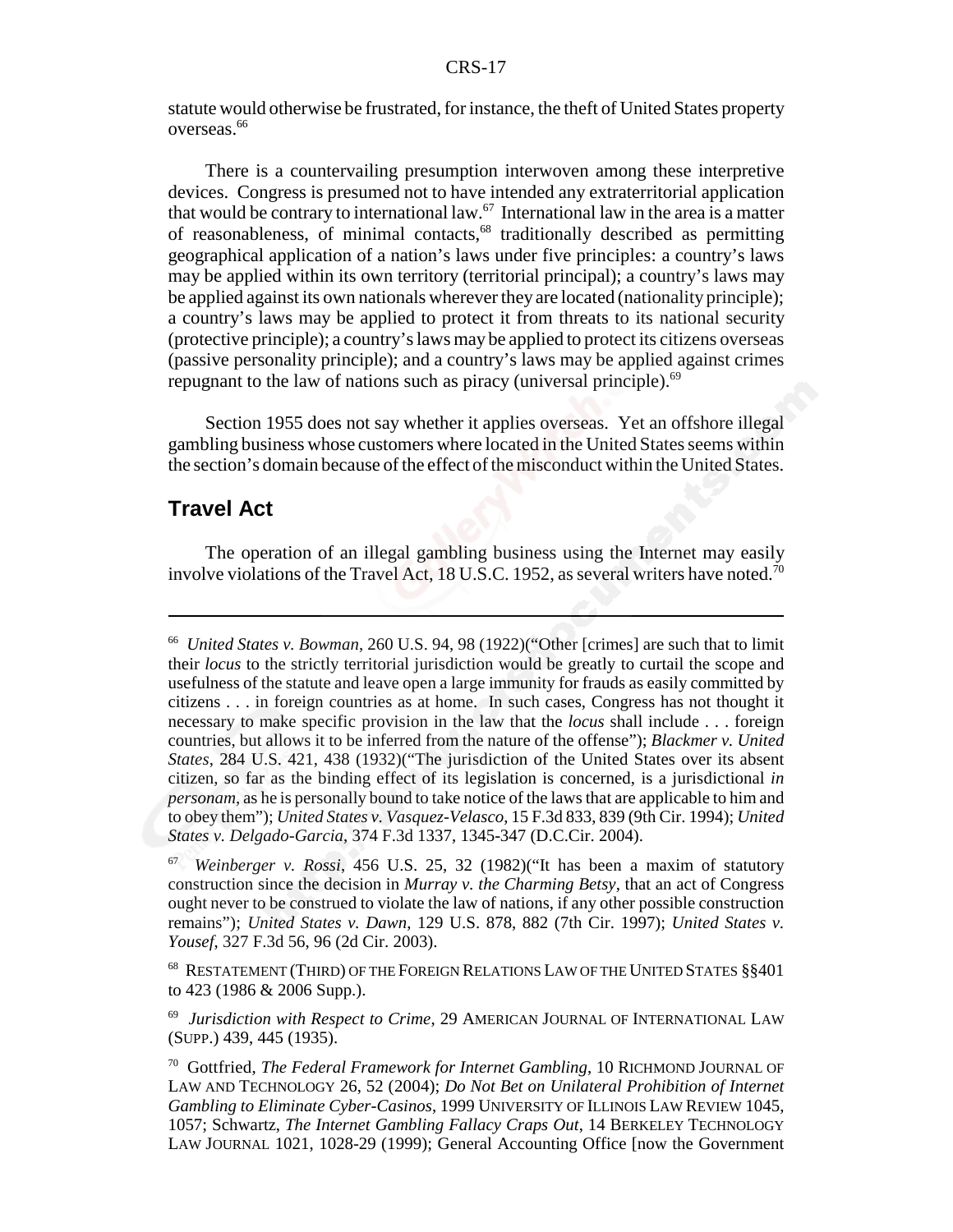statute would otherwise be frustrated, for instance, the theft of United States property overseas.[66]

There is a countervailing presumption interwoven among these interpretive devices. Congress is presumed not to have intended any extraterritorial application that would be contrary to international law.[67] International law in the area is a matter of reasonableness, of minimal contacts,[68] traditionally described as permitting geographical application of a nation's laws under five principles: a country's laws may be applied within its own territory (territorial principal); a country's laws may be applied against its own nationals wherever they are located (nationality principle); a country's laws may be applied to protect it from threats to its national security (protective principle); a country's laws may be applied to protect its citizens overseas (passive personality principle); and a country's laws may be applied against crimes repugnant to the law of nations such as piracy (universal principle).[69]

Section 1955 does not say whether it applies overseas. Yet an offshore illegal gambling business whose customers where located in the United States seems within the section's domain because of the effect of the misconduct within the United States.

## Travel Act

The operation of an illegal gambling business using the Internet may easily involve violations of the Travel Act, 18 U.S.C. 1952, as several writers have noted.[70]

---

[66] *United States v. Bowman*, 260 U.S. 94, 98 (1922)("Other [crimes] are such that to limit their *locus* to the strictly territorial jurisdiction would be greatly to curtail the scope and usefulness of the statute and leave open a large immunity for frauds as easily committed by citizens . . . in foreign countries as at home. In such cases, Congress has not thought it necessary to make specific provision in the law that the *locus* shall include . . . foreign countries, but allows it to be inferred from the nature of the offense"); *Blackmer v. United States*, 284 U.S. 421, 438 (1932)("The jurisdiction of the United States over its absent citizen, so far as the binding effect of its legislation is concerned, is a jurisdictional *in personam*, as he is personally bound to take notice of the laws that are applicable to him and to obey them"); *United States v. Vasquez-Velasco*, 15 F.3d 833, 839 (9th Cir. 1994); *United States v. Delgado-Garcia*, 374 F.3d 1337, 1345-347 (D.C.Cir. 2004).

[67] *Weinberger v. Rossi*, 456 U.S. 25, 32 (1982)("It has been a maxim of statutory construction since the decision in *Murray v. the Charming Betsy*, that an act of Congress ought never to be construed to violate the law of nations, if any other possible construction remains"); *United States v. Dawn*, 129 U.S. 878, 882 (7th Cir. 1997); *United States v. Yousef*, 327 F.3d 56, 96 (2d Cir. 2003).

[68] RESTATEMENT (THIRD) OF THE FOREIGN RELATIONS LAW OF THE UNITED STATES §§401 to 423 (1986 & 2006 Supp.).

[69] *Jurisdiction with Respect to Crime*, 29 AMERICAN JOURNAL OF INTERNATIONAL LAW (SUPP.) 439, 445 (1935).

[70] Gottfried, *The Federal Framework for Internet Gambling*, 10 RICHMOND JOURNAL OF LAW AND TECHNOLOGY 26, 52 (2004); *Do Not Bet on Unilateral Prohibition of Internet Gambling to Eliminate Cyber-Casinos*, 1999 UNIVERSITY OF ILLINOIS LAW REVIEW 1045, 1057; Schwartz, *The Internet Gambling Fallacy Craps Out*, 14 BERKELEY TECHNOLOGY LAW JOURNAL 1021, 1028-29 (1999); General Accounting Office [now the Government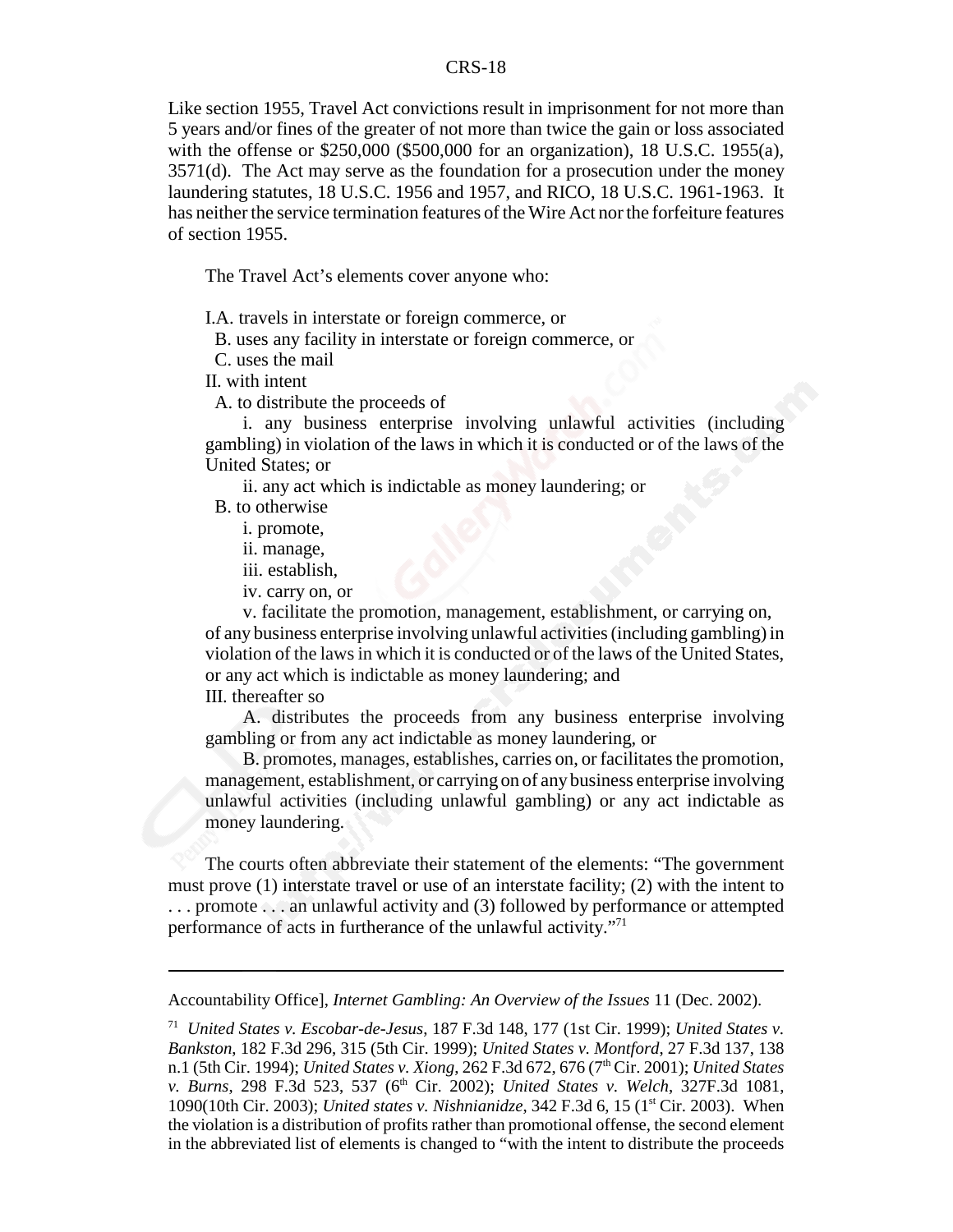Like section 1955, Travel Act convictions result in imprisonment for not more than 5 years and/or fines of the greater of not more than twice the gain or loss associated with the offense or $250,000 ($500,000 for an organization), 18 U.S.C. 1955(a), 3571(d). The Act may serve as the foundation for a prosecution under the money laundering statutes, 18 U.S.C. 1956 and 1957, and RICO, 18 U.S.C. 1961-1963. It has neither the service termination features of the Wire Act nor the forfeiture features of section 1955.

The Travel Act's elements cover anyone who:

I.A. travels in interstate or foreign commerce, or
  B. uses any facility in interstate or foreign commerce, or
  C. uses the mail
II. with intent
  A. to distribute the proceeds of
    i. any business enterprise involving unlawful activities (including gambling) in violation of the laws in which it is conducted or of the laws of the United States; or
    ii. any act which is indictable as money laundering; or
  B. to otherwise
    i. promote,
    ii. manage,
    iii. establish,
    iv. carry on, or
    v. facilitate the promotion, management, establishment, or carrying on, of any business enterprise involving unlawful activities (including gambling) in violation of the laws in which it is conducted or of the laws of the United States, or any act which is indictable as money laundering; and
III. thereafter so
    A. distributes the proceeds from any business enterprise involving gambling or from any act indictable as money laundering, or
    B. promotes, manages, establishes, carries on, or facilitates the promotion, management, establishment, or carrying on of any business enterprise involving unlawful activities (including unlawful gambling) or any act indictable as money laundering.

The courts often abbreviate their statement of the elements: "The government must prove (1) interstate travel or use of an interstate facility; (2) with the intent to . . . promote . . . an unlawful activity and (3) followed by performance or attempted performance of acts in furtherance of the unlawful activity."[71]

---

Accountability Office], *Internet Gambling: An Overview of the Issues* 11 (Dec. 2002).

[71] *United States v. Escobar-de-Jesus*, 187 F.3d 148, 177 (1st Cir. 1999); *United States v. Bankston*, 182 F.3d 296, 315 (5th Cir. 1999); *United States v. Montford*, 27 F.3d 137, 138 n.1 (5th Cir. 1994); *United States v. Xiong*, 262 F.3d 672, 676 (7th Cir. 2001); *United States v. Burns*, 298 F.3d 523, 537 (6th Cir. 2002); *United States v. Welch*, 327F.3d 1081, 1090(10th Cir. 2003); *United states v. Nishnianidze*, 342 F.3d 6, 15 (1st Cir. 2003). When the violation is a distribution of profits rather than promotional offense, the second element in the abbreviated list of elements is changed to "with the intent to distribute the proceeds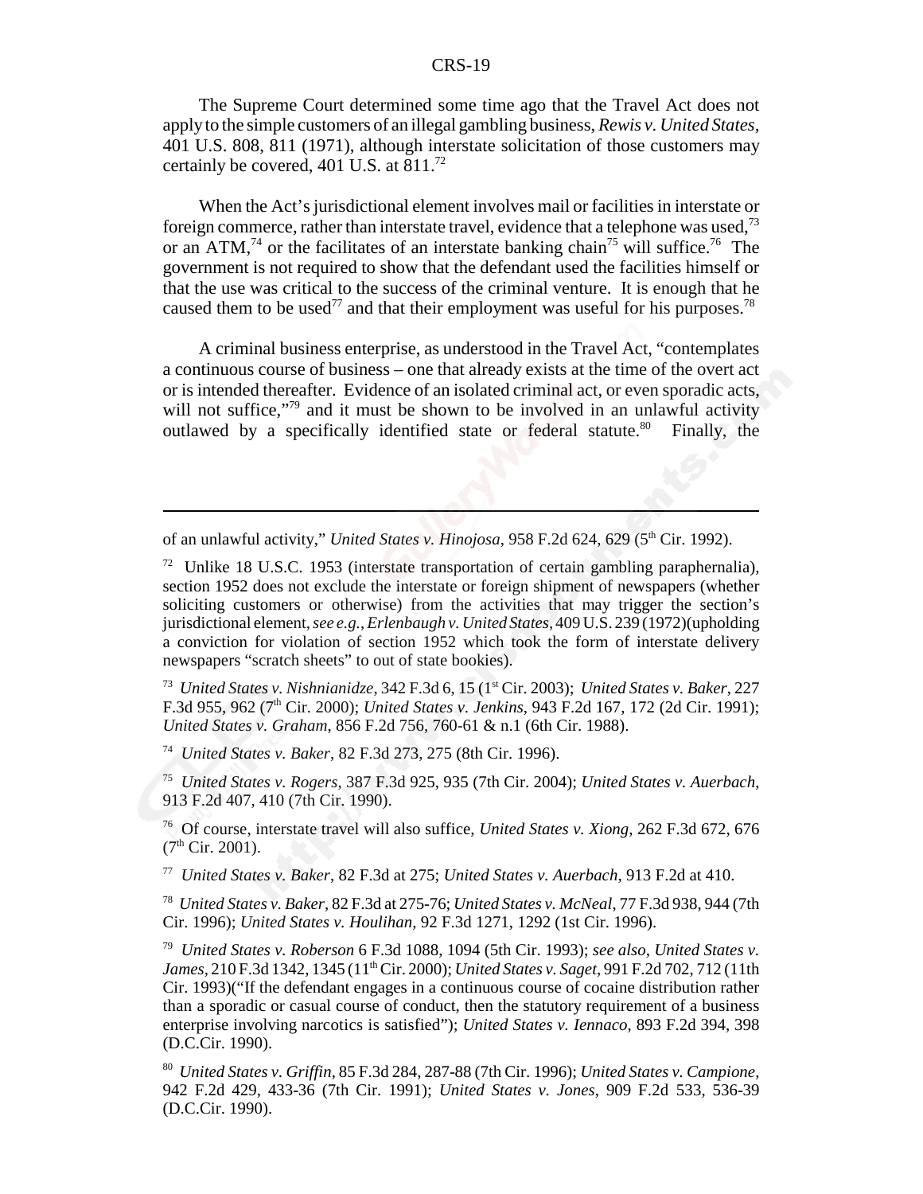The Supreme Court determined some time ago that the Travel Act does not apply to the simple customers of an illegal gambling business, *Rewis v. United States*, 401 U.S. 808, 811 (1971), although interstate solicitation of those customers may certainly be covered, 401 U.S. at 811.[72]

When the Act's jurisdictional element involves mail or facilities in interstate or foreign commerce, rather than interstate travel, evidence that a telephone was used,[73] or an ATM,[74] or the facilitates of an interstate banking chain[75] will suffice.[76] The government is not required to show that the defendant used the facilities himself or that the use was critical to the success of the criminal venture. It is enough that he caused them to be used[77] and that their employment was useful for his purposes.[78]

A criminal business enterprise, as understood in the Travel Act, "contemplates a continuous course of business – one that already exists at the time of the overt act or is intended thereafter. Evidence of an isolated criminal act, or even sporadic acts, will not suffice,"[79] and it must be shown to be involved in an unlawful activity outlawed by a specifically identified state or federal statute.[80] Finally, the

---

of an unlawful activity," *United States v. Hinojosa*, 958 F.2d 624, 629 (5th Cir. 1992).

[72] Unlike 18 U.S.C. 1953 (interstate transportation of certain gambling paraphernalia), section 1952 does not exclude the interstate or foreign shipment of newspapers (whether soliciting customers or otherwise) from the activities that may trigger the section's jurisdictional element, *see e.g., Erlenbaugh v. United States*, 409 U.S. 239 (1972)(upholding a conviction for violation of section 1952 which took the form of interstate delivery newspapers "scratch sheets" to out of state bookies).

[73] *United States v. Nishnianidze*, 342 F.3d 6, 15 (1st Cir. 2003); *United States v. Baker*, 227 F.3d 955, 962 (7th Cir. 2000); *United States v. Jenkins*, 943 F.2d 167, 172 (2d Cir. 1991); *United States v. Graham*, 856 F.2d 756, 760-61 & n.1 (6th Cir. 1988).

[74] *United States v. Baker*, 82 F.3d 273, 275 (8th Cir. 1996).

[75] *United States v. Rogers*, 387 F.3d 925, 935 (7th Cir. 2004); *United States v. Auerbach*, 913 F.2d 407, 410 (7th Cir. 1990).

[76] Of course, interstate travel will also suffice, *United States v. Xiong*, 262 F.3d 672, 676 (7th Cir. 2001).

[77] *United States v. Baker*, 82 F.3d at 275; *United States v. Auerbach*, 913 F.2d at 410.

[78] *United States v. Baker*, 82 F.3d at 275-76; *United States v. McNeal*, 77 F.3d 938, 944 (7th Cir. 1996); *United States v. Houlihan*, 92 F.3d 1271, 1292 (1st Cir. 1996).

[79] *United States v. Roberson* 6 F.3d 1088, 1094 (5th Cir. 1993); *see also*, *United States v. James*, 210 F.3d 1342, 1345 (11th Cir. 2000); *United States v. Saget*, 991 F.2d 702, 712 (11th Cir. 1993)("If the defendant engages in a continuous course of cocaine distribution rather than a sporadic or casual course of conduct, then the statutory requirement of a business enterprise involving narcotics is satisfied"); *United States v. Iennaco*, 893 F.2d 394, 398 (D.C.Cir. 1990).

[80] *United States v. Griffin*, 85 F.3d 284, 287-88 (7th Cir. 1996); *United States v. Campione*, 942 F.2d 429, 433-36 (7th Cir. 1991); *United States v. Jones*, 909 F.2d 533, 536-39 (D.C.Cir. 1990).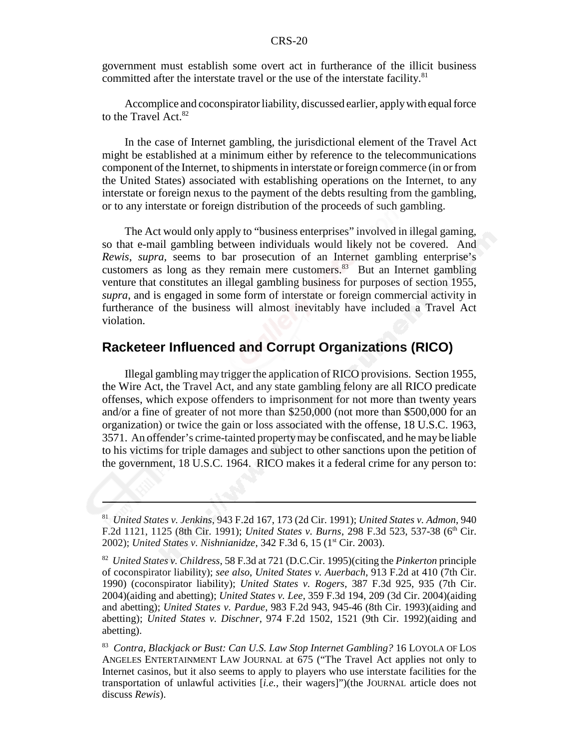government must establish some overt act in furtherance of the illicit business committed after the interstate travel or the use of the interstate facility.[81]

Accomplice and coconspirator liability, discussed earlier, apply with equal force to the Travel Act.[82]

In the case of Internet gambling, the jurisdictional element of the Travel Act might be established at a minimum either by reference to the telecommunications component of the Internet, to shipments in interstate or foreign commerce (in or from the United States) associated with establishing operations on the Internet, to any interstate or foreign nexus to the payment of the debts resulting from the gambling, or to any interstate or foreign distribution of the proceeds of such gambling.

The Act would only apply to "business enterprises" involved in illegal gaming, so that e-mail gambling between individuals would likely not be covered. And *Rewis*, *supra,* seems to bar prosecution of an Internet gambling enterprise's customers as long as they remain mere customers.[83] But an Internet gambling venture that constitutes an illegal gambling business for purposes of section 1955, *supra*, and is engaged in some form of interstate or foreign commercial activity in furtherance of the business will almost inevitably have included a Travel Act violation.

## Racketeer Influenced and Corrupt Organizations (RICO)

Illegal gambling may trigger the application of RICO provisions. Section 1955, the Wire Act, the Travel Act, and any state gambling felony are all RICO predicate offenses, which expose offenders to imprisonment for not more than twenty years and/or a fine of greater of not more than \$250,000 (not more than \$500,000 for an organization) or twice the gain or loss associated with the offense, 18 U.S.C. 1963, 3571. An offender's crime-tainted property may be confiscated, and he may be liable to his victims for triple damages and subject to other sanctions upon the petition of the government, 18 U.S.C. 1964. RICO makes it a federal crime for any person to:

---

[81] *United States v. Jenkins*, 943 F.2d 167, 173 (2d Cir. 1991); *United States v. Admon*, 940 F.2d 1121, 1125 (8th Cir. 1991); *United States v. Burns*, 298 F.3d 523, 537-38 (6th Cir. 2002); *United States v. Nishnianidze*, 342 F.3d 6, 15 (1st Cir. 2003).

[82] *United States v. Childress*, 58 F.3d at 721 (D.C.Cir. 1995)(citing the *Pinkerton* principle of coconspirator liability); *see also, United States v. Auerbach*, 913 F.2d at 410 (7th Cir. 1990) (coconspirator liability); *United States v. Rogers*, 387 F.3d 925, 935 (7th Cir. 2004)(aiding and abetting); *United States v. Lee*, 359 F.3d 194, 209 (3d Cir. 2004)(aiding and abetting); *United States v. Pardue*, 983 F.2d 943, 945-46 (8th Cir. 1993)(aiding and abetting); *United States v. Dischner*, 974 F.2d 1502, 1521 (9th Cir. 1992)(aiding and abetting).

[83] *Contra, Blackjack or Bust: Can U.S. Law Stop Internet Gambling?* 16 LOYOLA OF LOS ANGELES ENTERTAINMENT LAW JOURNAL at 675 ("The Travel Act applies not only to Internet casinos, but it also seems to apply to players who use interstate facilities for the transportation of unlawful activities [*i.e.*, their wagers]")(the JOURNAL article does not discuss *Rewis*).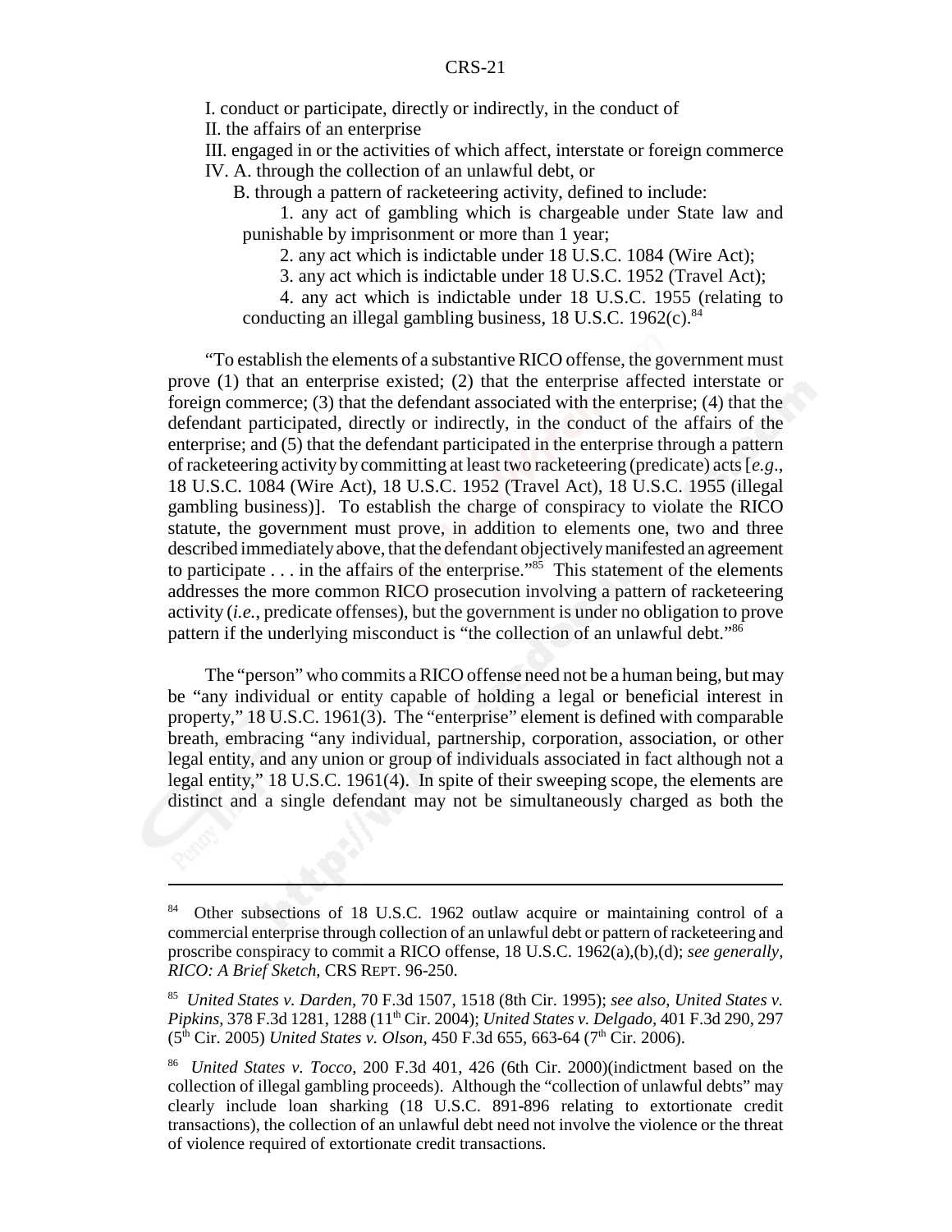I. conduct or participate, directly or indirectly, in the conduct of
II. the affairs of an enterprise
III. engaged in or the activities of which affect, interstate or foreign commerce
IV. A. through the collection of an unlawful debt, or
B. through a pattern of racketeering activity, defined to include:
1. any act of gambling which is chargeable under State law and punishable by imprisonment or more than 1 year;
2. any act which is indictable under 18 U.S.C. 1084 (Wire Act);
3. any act which is indictable under 18 U.S.C. 1952 (Travel Act);
4. any act which is indictable under 18 U.S.C. 1955 (relating to conducting an illegal gambling business, 18 U.S.C. 1962(c).[84]

"To establish the elements of a substantive RICO offense, the government must prove (1) that an enterprise existed; (2) that the enterprise affected interstate or foreign commerce; (3) that the defendant associated with the enterprise; (4) that the defendant participated, directly or indirectly, in the conduct of the affairs of the enterprise; and (5) that the defendant participated in the enterprise through a pattern of racketeering activity by committing at least two racketeering (predicate) acts [*e.g.*, 18 U.S.C. 1084 (Wire Act), 18 U.S.C. 1952 (Travel Act), 18 U.S.C. 1955 (illegal gambling business)]. To establish the charge of conspiracy to violate the RICO statute, the government must prove, in addition to elements one, two and three described immediately above, that the defendant objectively manifested an agreement to participate . . . in the affairs of the enterprise."[85] This statement of the elements addresses the more common RICO prosecution involving a pattern of racketeering activity (*i.e.*, predicate offenses), but the government is under no obligation to prove pattern if the underlying misconduct is "the collection of an unlawful debt."[86]

The "person" who commits a RICO offense need not be a human being, but may be "any individual or entity capable of holding a legal or beneficial interest in property," 18 U.S.C. 1961(3). The "enterprise" element is defined with comparable breath, embracing "any individual, partnership, corporation, association, or other legal entity, and any union or group of individuals associated in fact although not a legal entity," 18 U.S.C. 1961(4). In spite of their sweeping scope, the elements are distinct and a single defendant may not be simultaneously charged as both the

---

[84] Other subsections of 18 U.S.C. 1962 outlaw acquire or maintaining control of a commercial enterprise through collection of an unlawful debt or pattern of racketeering and proscribe conspiracy to commit a RICO offense, 18 U.S.C. 1962(a),(b),(d); *see generally, RICO: A Brief Sketch*, CRS REPT. 96-250.

[85] *United States v. Darden*, 70 F.3d 1507, 1518 (8th Cir. 1995); *see also, United States v. Pipkins*, 378 F.3d 1281, 1288 (11th Cir. 2004); *United States v. Delgado*, 401 F.3d 290, 297 (5th Cir. 2005) *United States v. Olson*, 450 F.3d 655, 663-64 (7th Cir. 2006).

[86] *United States v. Tocco*, 200 F.3d 401, 426 (6th Cir. 2000)(indictment based on the collection of illegal gambling proceeds). Although the "collection of unlawful debts" may clearly include loan sharking (18 U.S.C. 891-896 relating to extortionate credit transactions), the collection of an unlawful debt need not involve the violence or the threat of violence required of extortionate credit transactions.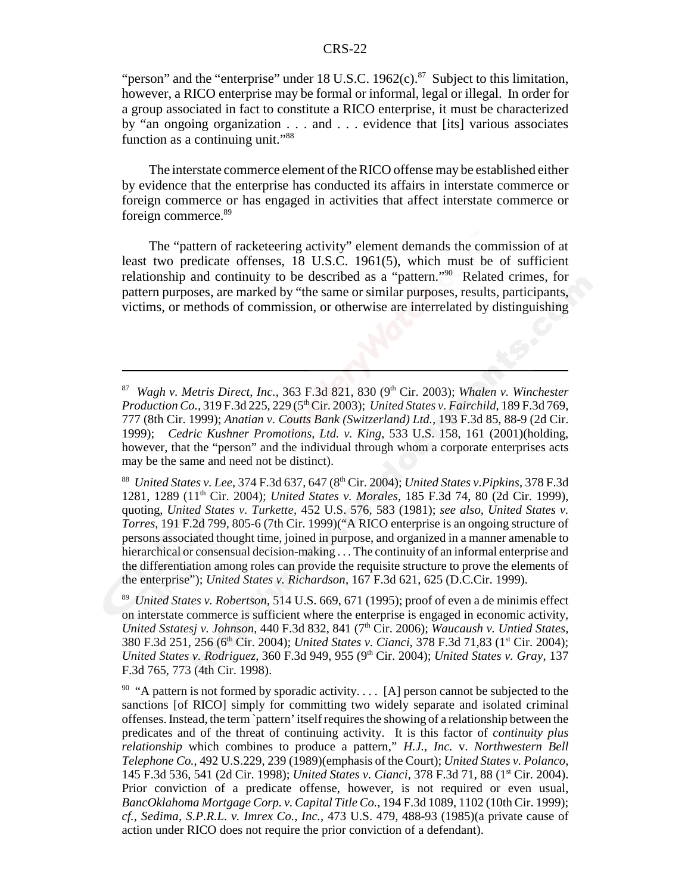"person" and the "enterprise" under 18 U.S.C. 1962(c).[87] Subject to this limitation, however, a RICO enterprise may be formal or informal, legal or illegal. In order for a group associated in fact to constitute a RICO enterprise, it must be characterized by "an ongoing organization . . . and . . . evidence that [its] various associates function as a continuing unit."[88]

The interstate commerce element of the RICO offense may be established either by evidence that the enterprise has conducted its affairs in interstate commerce or foreign commerce or has engaged in activities that affect interstate commerce or foreign commerce.[89]

The "pattern of racketeering activity" element demands the commission of at least two predicate offenses, 18 U.S.C. 1961(5), which must be of sufficient relationship and continuity to be described as a "pattern."[90] Related crimes, for pattern purposes, are marked by "the same or similar purposes, results, participants, victims, or methods of commission, or otherwise are interrelated by distinguishing

---

[87] *Wagh v. Metris Direct, Inc.*, 363 F.3d 821, 830 (9th Cir. 2003); *Whalen v. Winchester Production Co.*, 319 F.3d 225, 229 (5th Cir. 2003); *United States v. Fairchild*, 189 F.3d 769, 777 (8th Cir. 1999); *Anatian v. Coutts Bank (Switzerland) Ltd.*, 193 F.3d 85, 88-9 (2d Cir. 1999); *Cedric Kushner Promotions, Ltd. v. King*, 533 U.S. 158, 161 (2001)(holding, however, that the "person" and the individual through whom a corporate enterprises acts may be the same and need not be distinct).

[88] *United States v. Lee*, 374 F.3d 637, 647 (8th Cir. 2004); *United States v.Pipkins*, 378 F.3d 1281, 1289 (11th Cir. 2004); *United States v. Morales*, 185 F.3d 74, 80 (2d Cir. 1999), quoting, *United States v. Turkette*, 452 U.S. 576, 583 (1981); *see also, United States v. Torres*, 191 F.2d 799, 805-6 (7th Cir. 1999)("A RICO enterprise is an ongoing structure of persons associated thought time, joined in purpose, and organized in a manner amenable to hierarchical or consensual decision-making . . . The continuity of an informal enterprise and the differentiation among roles can provide the requisite structure to prove the elements of the enterprise"); *United States v. Richardson*, 167 F.3d 621, 625 (D.C.Cir. 1999).

[89] *United States v. Robertson*, 514 U.S. 669, 671 (1995); proof of even a de minimis effect on interstate commerce is sufficient where the enterprise is engaged in economic activity, *United Sstatesj v. Johnson*, 440 F.3d 832, 841 (7th Cir. 2006); *Waucaush v. Untied States*, 380 F.3d 251, 256 (6th Cir. 2004); *United States v. Cianci*, 378 F.3d 71,83 (1st Cir. 2004); *United States v. Rodriguez*, 360 F.3d 949, 955 (9th Cir. 2004); *United States v. Gray*, 137 F.3d 765, 773 (4th Cir. 1998).

[90] "A pattern is not formed by sporadic activity. . . . [A] person cannot be subjected to the sanctions [of RICO] simply for committing two widely separate and isolated criminal offenses. Instead, the term `pattern' itself requires the showing of a relationship between the predicates and of the threat of continuing activity. It is this factor of *continuity plus relationship* which combines to produce a pattern," *H.J., Inc.* v. *Northwestern Bell Telephone Co.*, 492 U.S.229, 239 (1989)(emphasis of the Court); *United States v. Polanco*, 145 F.3d 536, 541 (2d Cir. 1998); *United States v. Cianci*, 378 F.3d 71, 88 (1st Cir. 2004). Prior conviction of a predicate offense, however, is not required or even usual, *BancOklahoma Mortgage Corp. v. Capital Title Co.*, 194 F.3d 1089, 1102 (10th Cir. 1999); *cf., Sedima, S.P.R.L. v. Imrex Co., Inc.*, 473 U.S. 479, 488-93 (1985)(a private cause of action under RICO does not require the prior conviction of a defendant).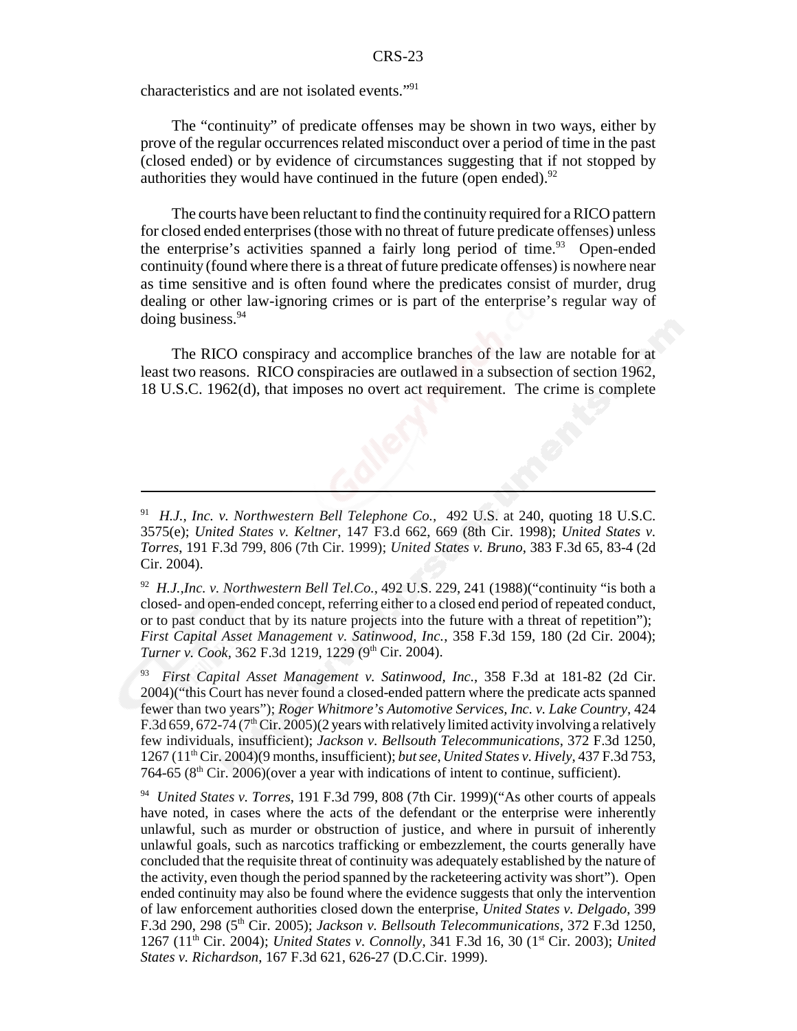characteristics and are not isolated events."[91]

The "continuity" of predicate offenses may be shown in two ways, either by prove of the regular occurrences related misconduct over a period of time in the past (closed ended) or by evidence of circumstances suggesting that if not stopped by authorities they would have continued in the future (open ended).[92]

The courts have been reluctant to find the continuity required for a RICO pattern for closed ended enterprises (those with no threat of future predicate offenses) unless the enterprise's activities spanned a fairly long period of time.[93] Open-ended continuity (found where there is a threat of future predicate offenses) is nowhere near as time sensitive and is often found where the predicates consist of murder, drug dealing or other law-ignoring crimes or is part of the enterprise's regular way of doing business.[94]

The RICO conspiracy and accomplice branches of the law are notable for at least two reasons. RICO conspiracies are outlawed in a subsection of section 1962, 18 U.S.C. 1962(d), that imposes no overt act requirement. The crime is complete

---

[91] *H.J., Inc. v. Northwestern Bell Telephone Co.*, 492 U.S. at 240, quoting 18 U.S.C. 3575(e); *United States v. Keltner*, 147 F3.d 662, 669 (8th Cir. 1998); *United States v. Torres*, 191 F.3d 799, 806 (7th Cir. 1999); *United States v. Bruno*, 383 F.3d 65, 83-4 (2d Cir. 2004).

[92] *H.J.,Inc. v. Northwestern Bell Tel.Co.*, 492 U.S. 229, 241 (1988)("continuity "is both a closed- and open-ended concept, referring either to a closed end period of repeated conduct, or to past conduct that by its nature projects into the future with a threat of repetition"); *First Capital Asset Management v. Satinwood, Inc.*, 358 F.3d 159, 180 (2d Cir. 2004); *Turner v. Cook*, 362 F.3d 1219, 1229 (9th Cir. 2004).

[93] *First Capital Asset Management v. Satinwood, Inc.*, 358 F.3d at 181-82 (2d Cir. 2004)("this Court has never found a closed-ended pattern where the predicate acts spanned fewer than two years"); *Roger Whitmore's Automotive Services, Inc. v. Lake Country*, 424 F.3d 659, 672-74 (7th Cir. 2005)(2 years with relatively limited activity involving a relatively few individuals, insufficient); *Jackson v. Bellsouth Telecommunications*, 372 F.3d 1250, 1267 (11th Cir. 2004)(9 months, insufficient); *but see*, *United States v. Hively*, 437 F.3d 753, 764-65 (8th Cir. 2006)(over a year with indications of intent to continue, sufficient).

[94] *United States v. Torres*, 191 F.3d 799, 808 (7th Cir. 1999)("As other courts of appeals have noted, in cases where the acts of the defendant or the enterprise were inherently unlawful, such as murder or obstruction of justice, and where in pursuit of inherently unlawful goals, such as narcotics trafficking or embezzlement, the courts generally have concluded that the requisite threat of continuity was adequately established by the nature of the activity, even though the period spanned by the racketeering activity was short"). Open ended continuity may also be found where the evidence suggests that only the intervention of law enforcement authorities closed down the enterprise, *United States v. Delgado*, 399 F.3d 290, 298 (5th Cir. 2005); *Jackson v. Bellsouth Telecommunications*, 372 F.3d 1250, 1267 (11th Cir. 2004); *United States v. Connolly*, 341 F.3d 16, 30 (1st Cir. 2003); *United States v. Richardson*, 167 F.3d 621, 626-27 (D.C.Cir. 1999).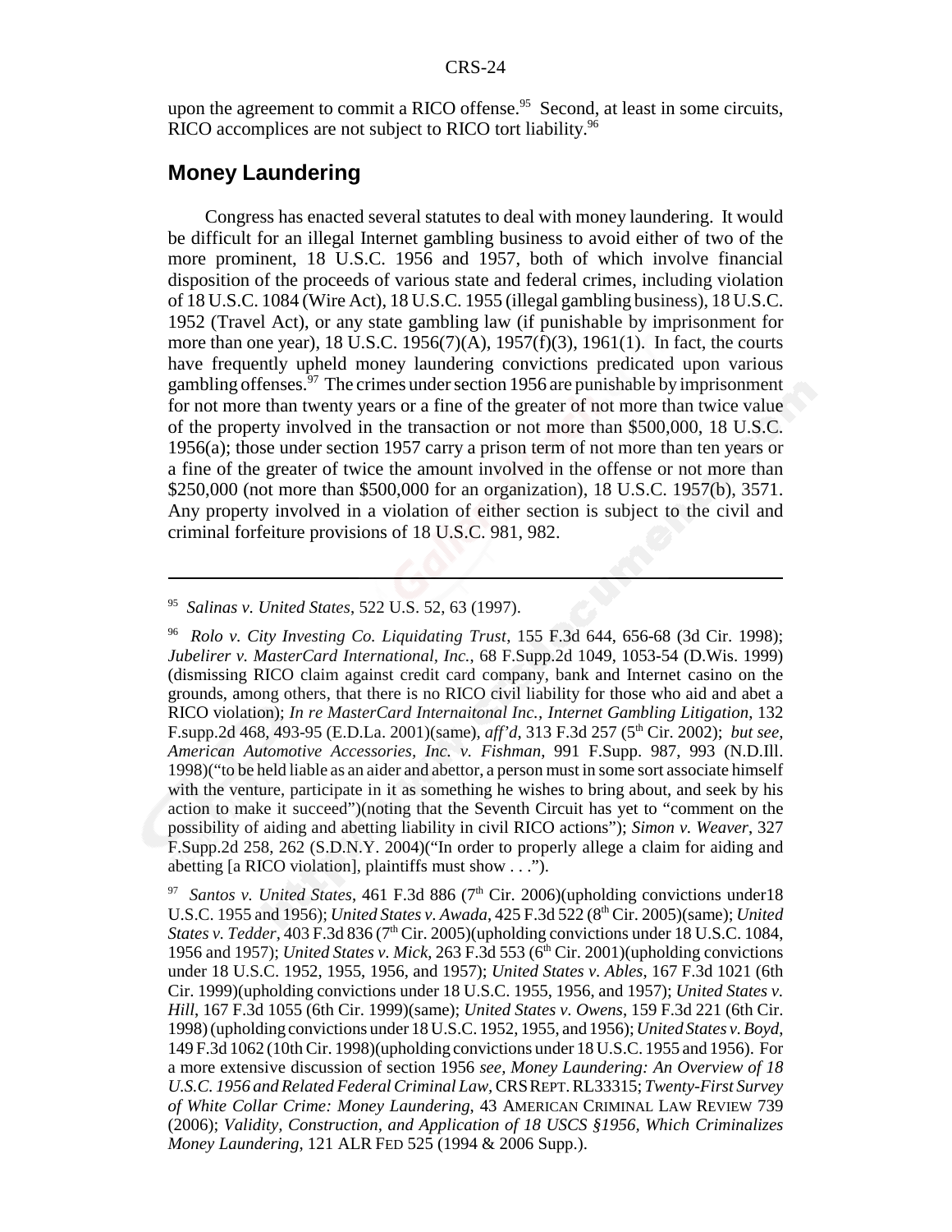upon the agreement to commit a RICO offense.[95] Second, at least in some circuits, RICO accomplices are not subject to RICO tort liability.[96]

## Money Laundering

Congress has enacted several statutes to deal with money laundering. It would be difficult for an illegal Internet gambling business to avoid either of two of the more prominent, 18 U.S.C. 1956 and 1957, both of which involve financial disposition of the proceeds of various state and federal crimes, including violation of 18 U.S.C. 1084 (Wire Act), 18 U.S.C. 1955 (illegal gambling business), 18 U.S.C. 1952 (Travel Act), or any state gambling law (if punishable by imprisonment for more than one year), 18 U.S.C. 1956(7)(A), 1957(f)(3), 1961(1). In fact, the courts have frequently upheld money laundering convictions predicated upon various gambling offenses.[97] The crimes under section 1956 are punishable by imprisonment for not more than twenty years or a fine of the greater of not more than twice value of the property involved in the transaction or not more than $500,000, 18 U.S.C. 1956(a); those under section 1957 carry a prison term of not more than ten years or a fine of the greater of twice the amount involved in the offense or not more than $250,000 (not more than $500,000 for an organization), 18 U.S.C. 1957(b), 3571. Any property involved in a violation of either section is subject to the civil and criminal forfeiture provisions of 18 U.S.C. 981, 982.

---

[95] *Salinas v. United States*, 522 U.S. 52, 63 (1997).

[96] *Rolo v. City Investing Co. Liquidating Trust*, 155 F.3d 644, 656-68 (3d Cir. 1998); *Jubelirer v. MasterCard International, Inc.*, 68 F.Supp.2d 1049, 1053-54 (D.Wis. 1999) (dismissing RICO claim against credit card company, bank and Internet casino on the grounds, among others, that there is no RICO civil liability for those who aid and abet a RICO violation); *In re MasterCard Internaitonal Inc., Internet Gambling Litigation*, 132 F.supp.2d 468, 493-95 (E.D.La. 2001)(same), *aff'd*, 313 F.3d 257 (5th Cir. 2002); *but see, American Automotive Accessories, Inc. v. Fishman*, 991 F.Supp. 987, 993 (N.D.Ill. 1998)("to be held liable as an aider and abettor, a person must in some sort associate himself with the venture, participate in it as something he wishes to bring about, and seek by his action to make it succeed")(noting that the Seventh Circuit has yet to "comment on the possibility of aiding and abetting liability in civil RICO actions"); *Simon v. Weaver*, 327 F.Supp.2d 258, 262 (S.D.N.Y. 2004)("In order to properly allege a claim for aiding and abetting [a RICO violation], plaintiffs must show . . .").

[97] *Santos v. United States*, 461 F.3d 886 (7th Cir. 2006)(upholding convictions under18 U.S.C. 1955 and 1956); *United States v. Awada*, 425 F.3d 522 (8th Cir. 2005)(same); *United States v. Tedder*, 403 F.3d 836 (7th Cir. 2005)(upholding convictions under 18 U.S.C. 1084, 1956 and 1957); *United States v. Mick*, 263 F.3d 553 (6th Cir. 2001)(upholding convictions under 18 U.S.C. 1952, 1955, 1956, and 1957); *United States v. Ables*, 167 F.3d 1021 (6th Cir. 1999)(upholding convictions under 18 U.S.C. 1955, 1956, and 1957); *United States v. Hill*, 167 F.3d 1055 (6th Cir. 1999)(same); *United States v. Owens*, 159 F.3d 221 (6th Cir. 1998) (upholding convictions under 18 U.S.C. 1952, 1955, and 1956); *United States v. Boyd*, 149 F.3d 1062 (10th Cir. 1998)(upholding convictions under 18 U.S.C. 1955 and 1956). For a more extensive discussion of section 1956 *see, Money Laundering: An Overview of 18 U.S.C. 1956 and Related Federal Criminal Law*, CRS REPT. RL33315; *Twenty-First Survey of White Collar Crime: Money Laundering*, 43 AMERICAN CRIMINAL LAW REVIEW 739 (2006); *Validity, Construction, and Application of 18 USCS §1956, Which Criminalizes Money Laundering*, 121 ALR FED 525 (1994 & 2006 Supp.).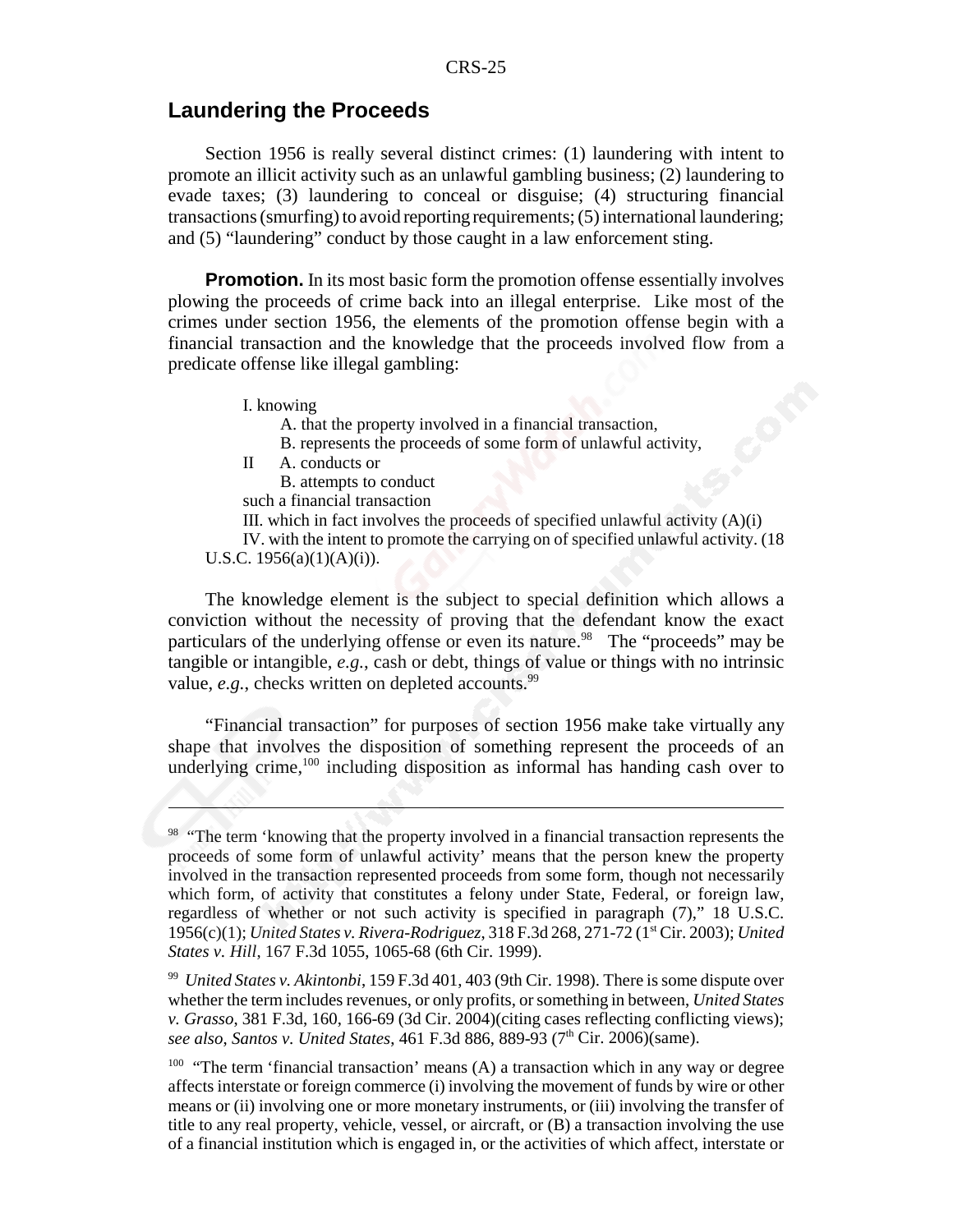## Laundering the Proceeds

Section 1956 is really several distinct crimes: (1) laundering with intent to promote an illicit activity such as an unlawful gambling business; (2) laundering to evade taxes; (3) laundering to conceal or disguise; (4) structuring financial transactions (smurfing) to avoid reporting requirements; (5) international laundering; and (5) "laundering" conduct by those caught in a law enforcement sting.

**Promotion.** In its most basic form the promotion offense essentially involves plowing the proceeds of crime back into an illegal enterprise. Like most of the crimes under section 1956, the elements of the promotion offense begin with a financial transaction and the knowledge that the proceeds involved flow from a predicate offense like illegal gambling:

> I. knowing
>
> A. that the property involved in a financial transaction,
>
> B. represents the proceeds of some form of unlawful activity,
>
> II A. conducts or
>
> B. attempts to conduct
>
> such a financial transaction
>
> III. which in fact involves the proceeds of specified unlawful activity (A)(i)
>
> IV. with the intent to promote the carrying on of specified unlawful activity. (18 U.S.C. 1956(a)(1)(A)(i)).

The knowledge element is the subject to special definition which allows a conviction without the necessity of proving that the defendant know the exact particulars of the underlying offense or even its nature.[98] The "proceeds" may be tangible or intangible, *e.g.*, cash or debt, things of value or things with no intrinsic value, *e.g.*, checks written on depleted accounts.[99]

"Financial transaction" for purposes of section 1956 make take virtually any shape that involves the disposition of something represent the proceeds of an underlying crime,[100] including disposition as informal has handing cash over to

---

[98] "The term 'knowing that the property involved in a financial transaction represents the proceeds of some form of unlawful activity' means that the person knew the property involved in the transaction represented proceeds from some form, though not necessarily which form, of activity that constitutes a felony under State, Federal, or foreign law, regardless of whether or not such activity is specified in paragraph (7)," 18 U.S.C. 1956(c)(1); *United States v. Rivera-Rodriguez*, 318 F.3d 268, 271-72 (1st Cir. 2003); *United States v. Hill*, 167 F.3d 1055, 1065-68 (6th Cir. 1999).

[99] *United States v. Akintonbi*, 159 F.3d 401, 403 (9th Cir. 1998). There is some dispute over whether the term includes revenues, or only profits, or something in between, *United States v. Grasso*, 381 F.3d, 160, 166-69 (3d Cir. 2004)(citing cases reflecting conflicting views); *see also*, *Santos v. United States*, 461 F.3d 886, 889-93 (7th Cir. 2006)(same).

[100] "The term 'financial transaction' means (A) a transaction which in any way or degree affects interstate or foreign commerce (i) involving the movement of funds by wire or other means or (ii) involving one or more monetary instruments, or (iii) involving the transfer of title to any real property, vehicle, vessel, or aircraft, or (B) a transaction involving the use of a financial institution which is engaged in, or the activities of which affect, interstate or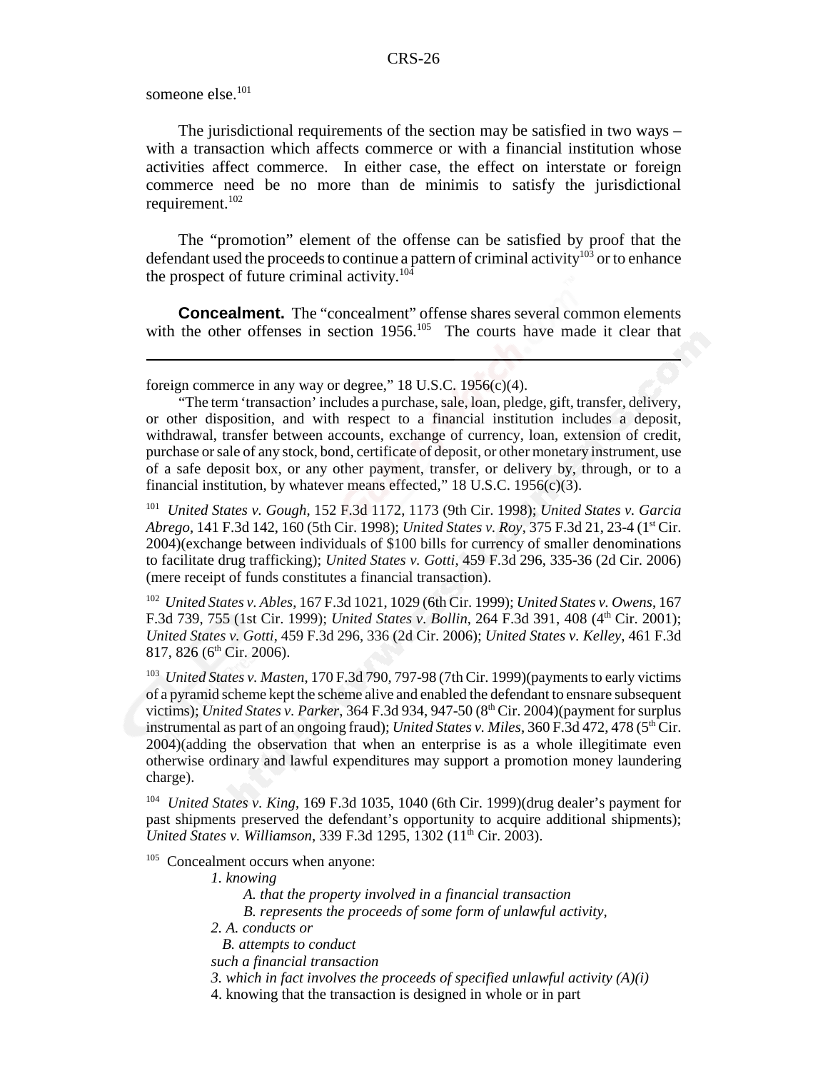someone else.[101]

The jurisdictional requirements of the section may be satisfied in two ways – with a transaction which affects commerce or with a financial institution whose activities affect commerce. In either case, the effect on interstate or foreign commerce need be no more than de minimis to satisfy the jurisdictional requirement.[102]

The "promotion" element of the offense can be satisfied by proof that the defendant used the proceeds to continue a pattern of criminal activity[103] or to enhance the prospect of future criminal activity.[104]

**Concealment.** The "concealment" offense shares several common elements with the other offenses in section 1956.[105] The courts have made it clear that

---

foreign commerce in any way or degree," 18 U.S.C. 1956(c)(4).

"The term 'transaction' includes a purchase, sale, loan, pledge, gift, transfer, delivery, or other disposition, and with respect to a financial institution includes a deposit, withdrawal, transfer between accounts, exchange of currency, loan, extension of credit, purchase or sale of any stock, bond, certificate of deposit, or other monetary instrument, use of a safe deposit box, or any other payment, transfer, or delivery by, through, or to a financial institution, by whatever means effected," 18 U.S.C. 1956(c)(3).

[101] *United States v. Gough*, 152 F.3d 1172, 1173 (9th Cir. 1998); *United States v. Garcia Abrego*, 141 F.3d 142, 160 (5th Cir. 1998); *United States v. Roy*, 375 F.3d 21, 23-4 (1st Cir. 2004)(exchange between individuals of $100 bills for currency of smaller denominations to facilitate drug trafficking); *United States v. Gotti*, 459 F.3d 296, 335-36 (2d Cir. 2006) (mere receipt of funds constitutes a financial transaction).

[102] *United States v. Ables*, 167 F.3d 1021, 1029 (6th Cir. 1999); *United States v. Owens*, 167 F.3d 739, 755 (1st Cir. 1999); *United States v. Bollin*, 264 F.3d 391, 408 (4th Cir. 2001); *United States v. Gotti*, 459 F.3d 296, 336 (2d Cir. 2006); *United States v. Kelley*, 461 F.3d 817, 826 (6th Cir. 2006).

[103] *United States v. Masten*, 170 F.3d 790, 797-98 (7th Cir. 1999)(payments to early victims of a pyramid scheme kept the scheme alive and enabled the defendant to ensnare subsequent victims); *United States v. Parker*, 364 F.3d 934, 947-50 (8th Cir. 2004)(payment for surplus instrumental as part of an ongoing fraud); *United States v. Miles*, 360 F.3d 472, 478 (5th Cir. 2004)(adding the observation that when an enterprise is as a whole illegitimate even otherwise ordinary and lawful expenditures may support a promotion money laundering charge).

[104] *United States v. King*, 169 F.3d 1035, 1040 (6th Cir. 1999)(drug dealer's payment for past shipments preserved the defendant's opportunity to acquire additional shipments); *United States v. Williamson*, 339 F.3d 1295, 1302 (11th Cir. 2003).

[105] Concealment occurs when anyone:

*1. knowing*

*A. that the property involved in a financial transaction*

*B. represents the proceeds of some form of unlawful activity,*

*2. A. conducts or*

*B. attempts to conduct*

*such a financial transaction*

*3. which in fact involves the proceeds of specified unlawful activity (A)(i)*

4. knowing that the transaction is designed in whole or in part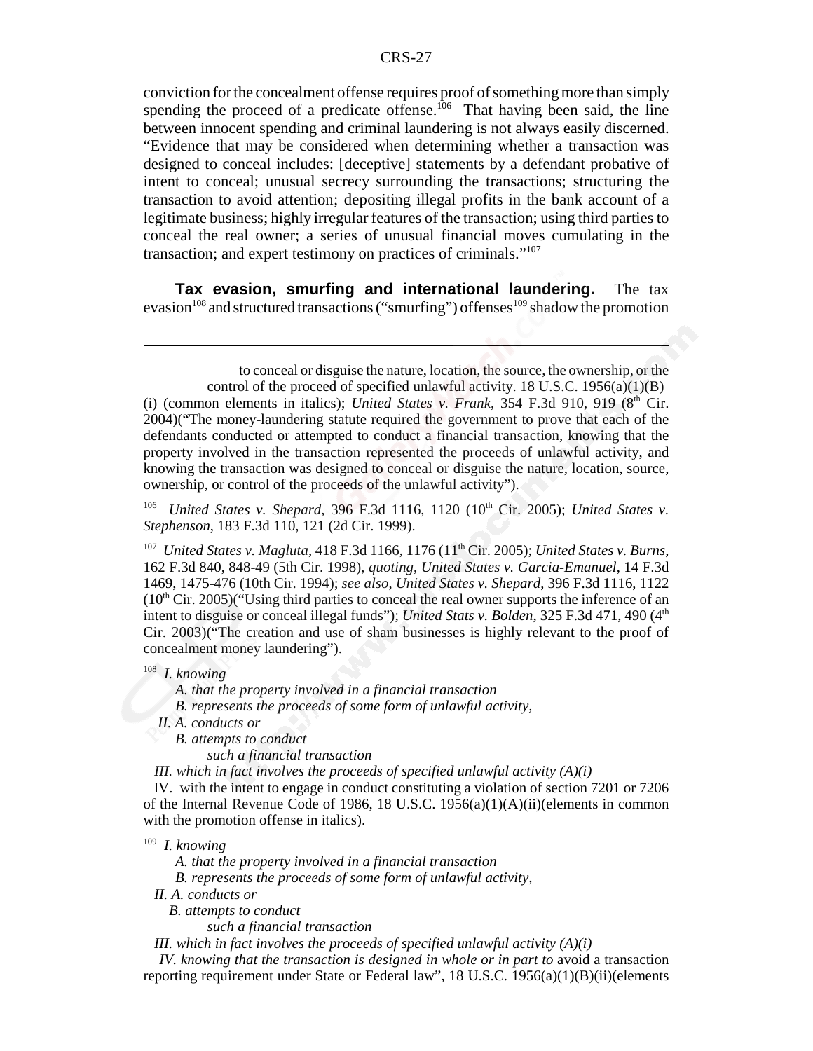conviction for the concealment offense requires proof of something more than simply spending the proceed of a predicate offense.[106] That having been said, the line between innocent spending and criminal laundering is not always easily discerned. "Evidence that may be considered when determining whether a transaction was designed to conceal includes: [deceptive] statements by a defendant probative of intent to conceal; unusual secrecy surrounding the transactions; structuring the transaction to avoid attention; depositing illegal profits in the bank account of a legitimate business; highly irregular features of the transaction; using third parties to conceal the real owner; a series of unusual financial moves cumulating in the transaction; and expert testimony on practices of criminals."[107]

**Tax evasion, smurfing and international laundering.** The tax evasion[108] and structured transactions ("smurfing") offenses[109] shadow the promotion

---

to conceal or disguise the nature, location, the source, the ownership, or the control of the proceed of specified unlawful activity. 18 U.S.C. 1956(a)(1)(B)(i) (common elements in italics); *United States v. Frank*, 354 F.3d 910, 919 (8th Cir. 2004)("The money-laundering statute required the government to prove that each of the defendants conducted or attempted to conduct a financial transaction, knowing that the property involved in the transaction represented the proceeds of unlawful activity, and knowing the transaction was designed to conceal or disguise the nature, location, source, ownership, or control of the proceeds of the unlawful activity").

[106] *United States v. Shepard*, 396 F.3d 1116, 1120 (10th Cir. 2005); *United States v. Stephenson*, 183 F.3d 110, 121 (2d Cir. 1999).

[107] *United States v. Magluta*, 418 F.3d 1166, 1176 (11th Cir. 2005); *United States v. Burns*, 162 F.3d 840, 848-49 (5th Cir. 1998), *quoting*, *United States v. Garcia-Emanuel*, 14 F.3d 1469, 1475-476 (10th Cir. 1994); *see also*, *United States v. Shepard*, 396 F.3d 1116, 1122 (10th Cir. 2005)("Using third parties to conceal the real owner supports the inference of an intent to disguise or conceal illegal funds"); *United Stats v. Bolden*, 325 F.3d 471, 490 (4th Cir. 2003)("The creation and use of sham businesses is highly relevant to the proof of concealment money laundering").

[108] *I. knowing*
*A. that the property involved in a financial transaction*
*B. represents the proceeds of some form of unlawful activity,*
*II. A. conducts or*
*B. attempts to conduct*
*such a financial transaction*
*III. which in fact involves the proceeds of specified unlawful activity (A)(i)*
IV. with the intent to engage in conduct constituting a violation of section 7201 or 7206 of the Internal Revenue Code of 1986, 18 U.S.C. 1956(a)(1)(A)(ii)(elements in common with the promotion offense in italics).

[109] *I. knowing*
*A. that the property involved in a financial transaction*
*B. represents the proceeds of some form of unlawful activity,*
*II. A. conducts or*
*B. attempts to conduct*
*such a financial transaction*
*III. which in fact involves the proceeds of specified unlawful activity (A)(i)*
*IV. knowing that the transaction is designed in whole or in part to* avoid a transaction reporting requirement under State or Federal law", 18 U.S.C. 1956(a)(1)(B)(ii)(elements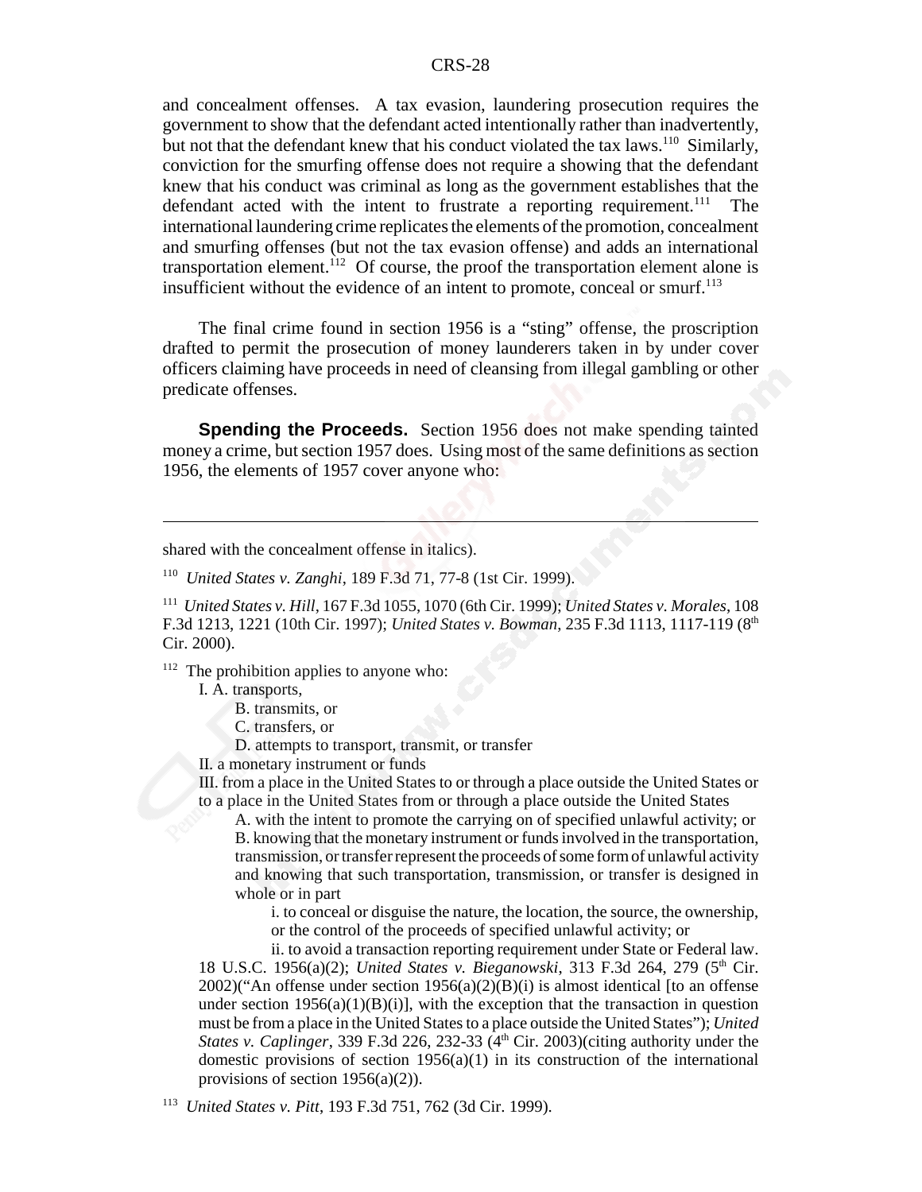and concealment offenses. A tax evasion, laundering prosecution requires the government to show that the defendant acted intentionally rather than inadvertently, but not that the defendant knew that his conduct violated the tax laws.[110] Similarly, conviction for the smurfing offense does not require a showing that the defendant knew that his conduct was criminal as long as the government establishes that the defendant acted with the intent to frustrate a reporting requirement.[111] The international laundering crime replicates the elements of the promotion, concealment and smurfing offenses (but not the tax evasion offense) and adds an international transportation element.[112] Of course, the proof the transportation element alone is insufficient without the evidence of an intent to promote, conceal or smurf.[113]

The final crime found in section 1956 is a "sting" offense, the proscription drafted to permit the prosecution of money launderers taken in by under cover officers claiming have proceeds in need of cleansing from illegal gambling or other predicate offenses.

**Spending the Proceeds.** Section 1956 does not make spending tainted money a crime, but section 1957 does. Using most of the same definitions as section 1956, the elements of 1957 cover anyone who:

---

shared with the concealment offense in italics).

[110] *United States v. Zanghi*, 189 F.3d 71, 77-8 (1st Cir. 1999).

[111] *United States v. Hill*, 167 F.3d 1055, 1070 (6th Cir. 1999); *United States v. Morales*, 108 F.3d 1213, 1221 (10th Cir. 1997); *United States v. Bowman*, 235 F.3d 1113, 1117-119 (8th Cir. 2000).

[112] The prohibition applies to anyone who:

I. A. transports,
B. transmits, or
C. transfers, or
D. attempts to transport, transmit, or transfer

II. a monetary instrument or funds

III. from a place in the United States to or through a place outside the United States or to a place in the United States from or through a place outside the United States

A. with the intent to promote the carrying on of specified unlawful activity; or

B. knowing that the monetary instrument or funds involved in the transportation, transmission, or transfer represent the proceeds of some form of unlawful activity and knowing that such transportation, transmission, or transfer is designed in whole or in part

i. to conceal or disguise the nature, the location, the source, the ownership, or the control of the proceeds of specified unlawful activity; or

ii. to avoid a transaction reporting requirement under State or Federal law.

18 U.S.C. 1956(a)(2); *United States v. Bieganowski*, 313 F.3d 264, 279 (5th Cir. 2002)("An offense under section 1956(a)(2)(B)(i) is almost identical [to an offense under section 1956(a)(1)(B)(i)], with the exception that the transaction in question must be from a place in the United States to a place outside the United States"); *United States v. Caplinger*, 339 F.3d 226, 232-33 (4th Cir. 2003)(citing authority under the domestic provisions of section 1956(a)(1) in its construction of the international provisions of section 1956(a)(2)).

[113] *United States v. Pitt*, 193 F.3d 751, 762 (3d Cir. 1999).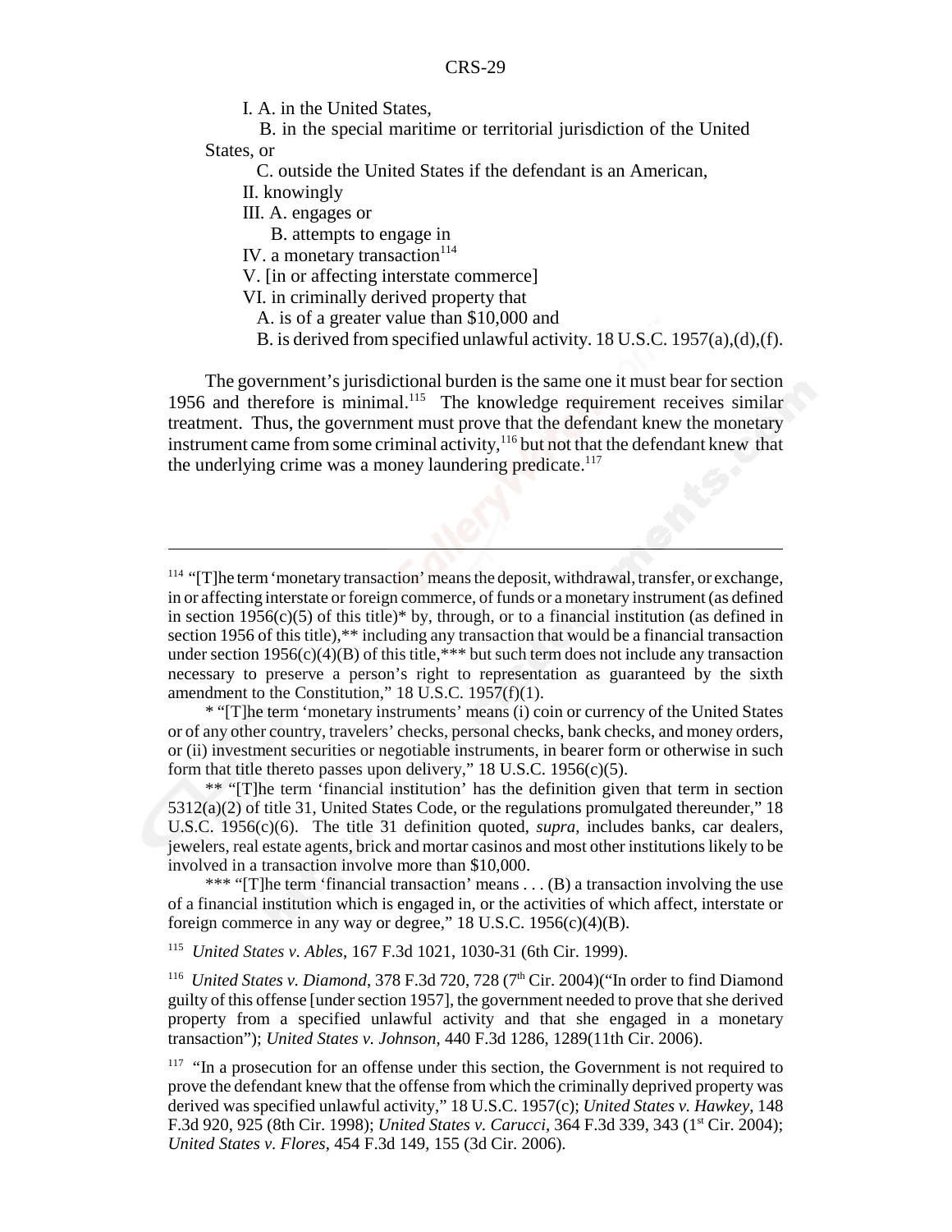I. A. in the United States,

B. in the special maritime or territorial jurisdiction of the United States, or

C. outside the United States if the defendant is an American,

II. knowingly

III. A. engages or

B. attempts to engage in

IV. a monetary transaction[114]

V. [in or affecting interstate commerce]

VI. in criminally derived property that

A. is of a greater value than $10,000 and

B. is derived from specified unlawful activity. 18 U.S.C. 1957(a),(d),(f).

The government's jurisdictional burden is the same one it must bear for section 1956 and therefore is minimal.[115] The knowledge requirement receives similar treatment. Thus, the government must prove that the defendant knew the monetary instrument came from some criminal activity,[116] but not that the defendant knew that the underlying crime was a money laundering predicate.[117]

---

[114] "[T]he term 'monetary transaction' means the deposit, withdrawal, transfer, or exchange, in or affecting interstate or foreign commerce, of funds or a monetary instrument (as defined in section 1956(c)(5) of this title)* by, through, or to a financial institution (as defined in section 1956 of this title),** including any transaction that would be a financial transaction under section 1956(c)(4)(B) of this title,*** but such term does not include any transaction necessary to preserve a person's right to representation as guaranteed by the sixth amendment to the Constitution," 18 U.S.C. 1957(f)(1).

* "[T]he term 'monetary instruments' means (i) coin or currency of the United States or of any other country, travelers' checks, personal checks, bank checks, and money orders, or (ii) investment securities or negotiable instruments, in bearer form or otherwise in such form that title thereto passes upon delivery," 18 U.S.C. 1956(c)(5).

** "[T]he term 'financial institution' has the definition given that term in section 5312(a)(2) of title 31, United States Code, or the regulations promulgated thereunder," 18 U.S.C. 1956(c)(6). The title 31 definition quoted, *supra*, includes banks, car dealers, jewelers, real estate agents, brick and mortar casinos and most other institutions likely to be involved in a transaction involve more than $10,000.

*** "[T]he term 'financial transaction' means . . . (B) a transaction involving the use of a financial institution which is engaged in, or the activities of which affect, interstate or foreign commerce in any way or degree," 18 U.S.C. 1956(c)(4)(B).

[115] *United States v. Ables*, 167 F.3d 1021, 1030-31 (6th Cir. 1999).

[116] *United States v. Diamond*, 378 F.3d 720, 728 (7th Cir. 2004)("In order to find Diamond guilty of this offense [under section 1957], the government needed to prove that she derived property from a specified unlawful activity and that she engaged in a monetary transaction"); *United States v. Johnson*, 440 F.3d 1286, 1289(11th Cir. 2006).

[117] "In a prosecution for an offense under this section, the Government is not required to prove the defendant knew that the offense from which the criminally deprived property was derived was specified unlawful activity," 18 U.S.C. 1957(c); *United States v. Hawkey*, 148 F.3d 920, 925 (8th Cir. 1998); *United States v. Carucci*, 364 F.3d 339, 343 (1st Cir. 2004); *United States v. Flores*, 454 F.3d 149, 155 (3d Cir. 2006).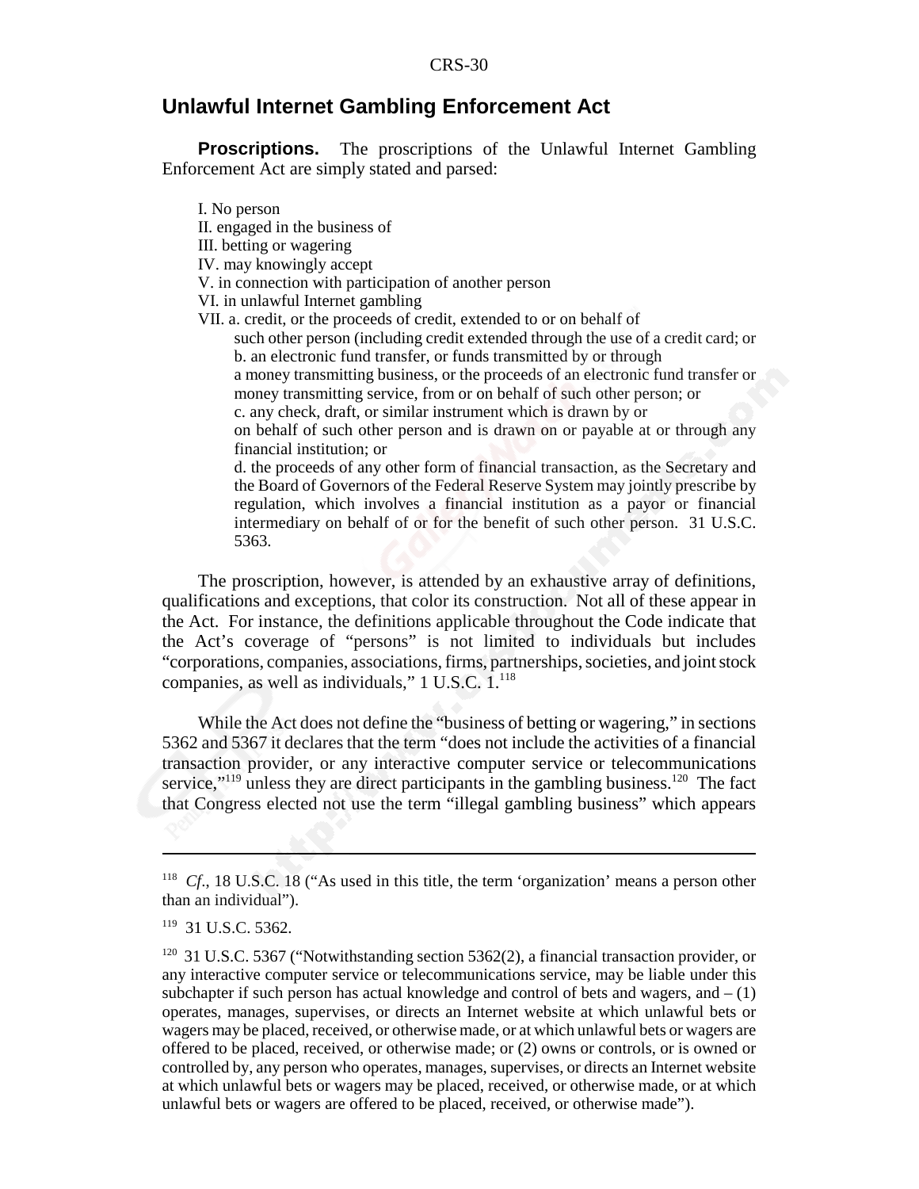## Unlawful Internet Gambling Enforcement Act

**Proscriptions.** The proscriptions of the Unlawful Internet Gambling Enforcement Act are simply stated and parsed:

I. No person
II. engaged in the business of
III. betting or wagering
IV. may knowingly accept
V. in connection with participation of another person
VI. in unlawful Internet gambling
VII. a. credit, or the proceeds of credit, extended to or on behalf of such other person (including credit extended through the use of a credit card; or
b. an electronic fund transfer, or funds transmitted by or through a money transmitting business, or the proceeds of an electronic fund transfer or money transmitting service, from or on behalf of such other person; or
c. any check, draft, or similar instrument which is drawn by or on behalf of such other person and is drawn on or payable at or through any financial institution; or
d. the proceeds of any other form of financial transaction, as the Secretary and the Board of Governors of the Federal Reserve System may jointly prescribe by regulation, which involves a financial institution as a payor or financial intermediary on behalf of or for the benefit of such other person. 31 U.S.C. 5363.

The proscription, however, is attended by an exhaustive array of definitions, qualifications and exceptions, that color its construction. Not all of these appear in the Act. For instance, the definitions applicable throughout the Code indicate that the Act's coverage of "persons" is not limited to individuals but includes "corporations, companies, associations, firms, partnerships, societies, and joint stock companies, as well as individuals," 1 U.S.C. 1.[118]

While the Act does not define the "business of betting or wagering," in sections 5362 and 5367 it declares that the term "does not include the activities of a financial transaction provider, or any interactive computer service or telecommunications service,"[119] unless they are direct participants in the gambling business.[120] The fact that Congress elected not use the term "illegal gambling business" which appears

---

[118] *Cf.*, 18 U.S.C. 18 ("As used in this title, the term 'organization' means a person other than an individual").

[119] 31 U.S.C. 5362.

[120] 31 U.S.C. 5367 ("Notwithstanding section 5362(2), a financial transaction provider, or any interactive computer service or telecommunications service, may be liable under this subchapter if such person has actual knowledge and control of bets and wagers, and – (1) operates, manages, supervises, or directs an Internet website at which unlawful bets or wagers may be placed, received, or otherwise made, or at which unlawful bets or wagers are offered to be placed, received, or otherwise made; or (2) owns or controls, or is owned or controlled by, any person who operates, manages, supervises, or directs an Internet website at which unlawful bets or wagers may be placed, received, or otherwise made, or at which unlawful bets or wagers are offered to be placed, received, or otherwise made").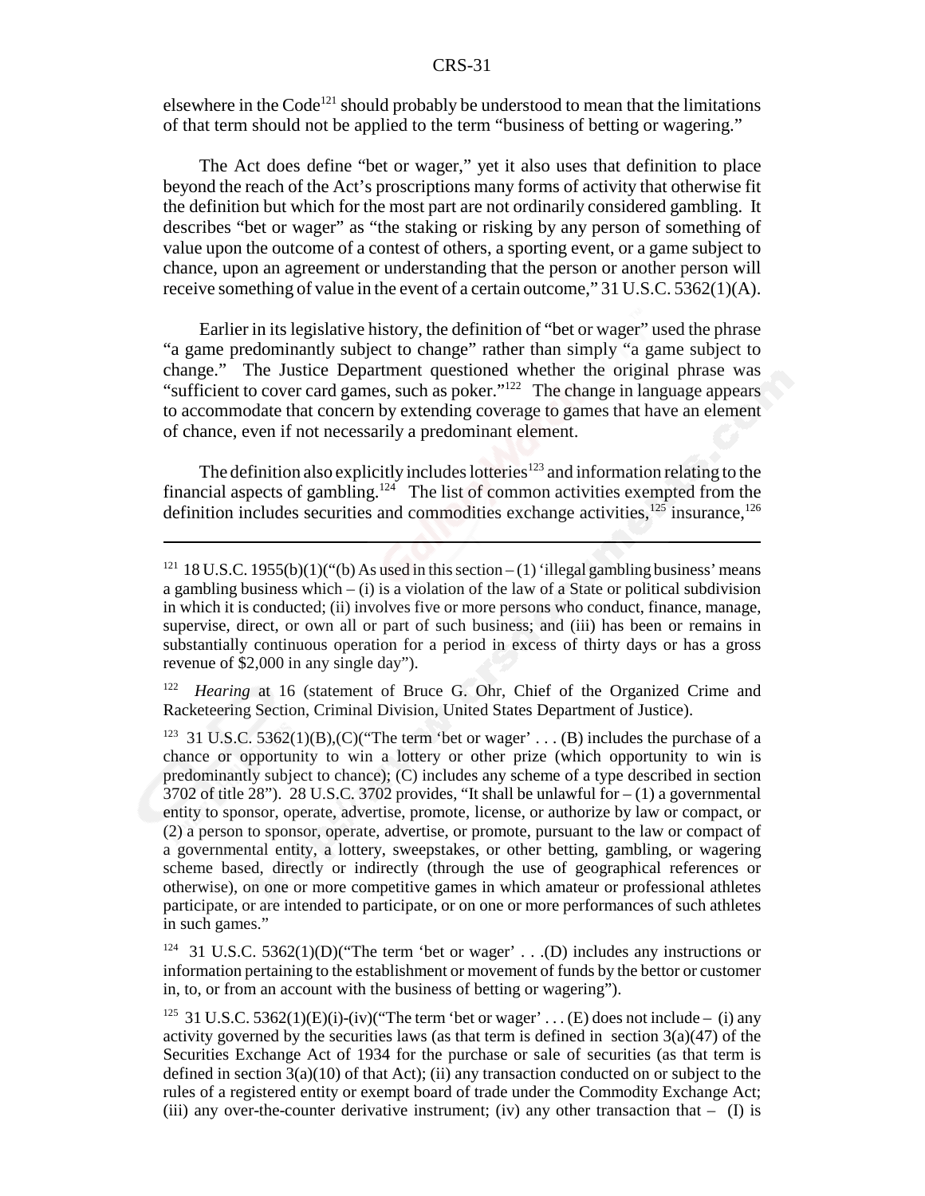elsewhere in the Code[121] should probably be understood to mean that the limitations of that term should not be applied to the term "business of betting or wagering."

The Act does define "bet or wager," yet it also uses that definition to place beyond the reach of the Act's proscriptions many forms of activity that otherwise fit the definition but which for the most part are not ordinarily considered gambling. It describes "bet or wager" as "the staking or risking by any person of something of value upon the outcome of a contest of others, a sporting event, or a game subject to chance, upon an agreement or understanding that the person or another person will receive something of value in the event of a certain outcome," 31 U.S.C. 5362(1)(A).

Earlier in its legislative history, the definition of "bet or wager" used the phrase "a game predominantly subject to change" rather than simply "a game subject to change." The Justice Department questioned whether the original phrase was "sufficient to cover card games, such as poker."[122] The change in language appears to accommodate that concern by extending coverage to games that have an element of chance, even if not necessarily a predominant element.

The definition also explicitly includes lotteries[123] and information relating to the financial aspects of gambling.[124] The list of common activities exempted from the definition includes securities and commodities exchange activities,[125] insurance,[126]

---

[121] 18 U.S.C. 1955(b)(1)("(b) As used in this section – (1) 'illegal gambling business' means a gambling business which – (i) is a violation of the law of a State or political subdivision in which it is conducted; (ii) involves five or more persons who conduct, finance, manage, supervise, direct, or own all or part of such business; and (iii) has been or remains in substantially continuous operation for a period in excess of thirty days or has a gross revenue of $2,000 in any single day").

[122] *Hearing* at 16 (statement of Bruce G. Ohr, Chief of the Organized Crime and Racketeering Section, Criminal Division, United States Department of Justice).

[123] 31 U.S.C. 5362(1)(B),(C)("The term 'bet or wager' . . . (B) includes the purchase of a chance or opportunity to win a lottery or other prize (which opportunity to win is predominantly subject to chance); (C) includes any scheme of a type described in section 3702 of title 28"). 28 U.S.C. 3702 provides, "It shall be unlawful for – (1) a governmental entity to sponsor, operate, advertise, promote, license, or authorize by law or compact, or (2) a person to sponsor, operate, advertise, or promote, pursuant to the law or compact of a governmental entity, a lottery, sweepstakes, or other betting, gambling, or wagering scheme based, directly or indirectly (through the use of geographical references or otherwise), on one or more competitive games in which amateur or professional athletes participate, or are intended to participate, or on one or more performances of such athletes in such games."

[124] 31 U.S.C. 5362(1)(D)("The term 'bet or wager' . . .(D) includes any instructions or information pertaining to the establishment or movement of funds by the bettor or customer in, to, or from an account with the business of betting or wagering").

[125] 31 U.S.C. 5362(1)(E)(i)-(iv)("The term 'bet or wager' . . . (E) does not include – (i) any activity governed by the securities laws (as that term is defined in section 3(a)(47) of the Securities Exchange Act of 1934 for the purchase or sale of securities (as that term is defined in section 3(a)(10) of that Act); (ii) any transaction conducted on or subject to the rules of a registered entity or exempt board of trade under the Commodity Exchange Act; (iii) any over-the-counter derivative instrument; (iv) any other transaction that – (I) is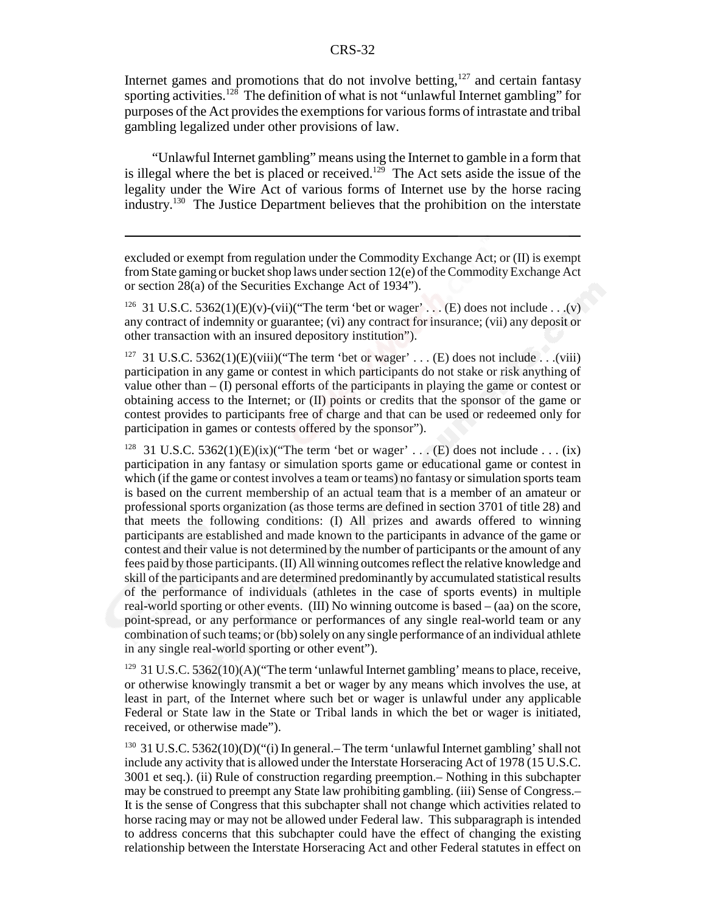Internet games and promotions that do not involve betting,[127] and certain fantasy sporting activities.[128] The definition of what is not "unlawful Internet gambling" for purposes of the Act provides the exemptions for various forms of intrastate and tribal gambling legalized under other provisions of law.

"Unlawful Internet gambling" means using the Internet to gamble in a form that is illegal where the bet is placed or received.[129] The Act sets aside the issue of the legality under the Wire Act of various forms of Internet use by the horse racing industry.[130] The Justice Department believes that the prohibition on the interstate

---

excluded or exempt from regulation under the Commodity Exchange Act; or (II) is exempt from State gaming or bucket shop laws under section 12(e) of the Commodity Exchange Act or section 28(a) of the Securities Exchange Act of 1934").

[126] 31 U.S.C. 5362(1)(E)(v)-(vii)("The term 'bet or wager' . . . (E) does not include . . .(v) any contract of indemnity or guarantee; (vi) any contract for insurance; (vii) any deposit or other transaction with an insured depository institution").

[127] 31 U.S.C. 5362(1)(E)(viii)("The term 'bet or wager' . . . (E) does not include . . .(viii) participation in any game or contest in which participants do not stake or risk anything of value other than – (I) personal efforts of the participants in playing the game or contest or obtaining access to the Internet; or (II) points or credits that the sponsor of the game or contest provides to participants free of charge and that can be used or redeemed only for participation in games or contests offered by the sponsor").

[128] 31 U.S.C. 5362(1)(E)(ix)("The term 'bet or wager' . . . (E) does not include . . . (ix) participation in any fantasy or simulation sports game or educational game or contest in which (if the game or contest involves a team or teams) no fantasy or simulation sports team is based on the current membership of an actual team that is a member of an amateur or professional sports organization (as those terms are defined in section 3701 of title 28) and that meets the following conditions: (I) All prizes and awards offered to winning participants are established and made known to the participants in advance of the game or contest and their value is not determined by the number of participants or the amount of any fees paid by those participants. (II) All winning outcomes reflect the relative knowledge and skill of the participants and are determined predominantly by accumulated statistical results of the performance of individuals (athletes in the case of sports events) in multiple real-world sporting or other events. (III) No winning outcome is based – (aa) on the score, point-spread, or any performance or performances of any single real-world team or any combination of such teams; or (bb) solely on any single performance of an individual athlete in any single real-world sporting or other event").

[129] 31 U.S.C. 5362(10)(A)("The term 'unlawful Internet gambling' means to place, receive, or otherwise knowingly transmit a bet or wager by any means which involves the use, at least in part, of the Internet where such bet or wager is unlawful under any applicable Federal or State law in the State or Tribal lands in which the bet or wager is initiated, received, or otherwise made").

[130] 31 U.S.C. 5362(10)(D)("(i) In general.– The term 'unlawful Internet gambling' shall not include any activity that is allowed under the Interstate Horseracing Act of 1978 (15 U.S.C. 3001 et seq.). (ii) Rule of construction regarding preemption.– Nothing in this subchapter may be construed to preempt any State law prohibiting gambling. (iii) Sense of Congress.– It is the sense of Congress that this subchapter shall not change which activities related to horse racing may or may not be allowed under Federal law. This subparagraph is intended to address concerns that this subchapter could have the effect of changing the existing relationship between the Interstate Horseracing Act and other Federal statutes in effect on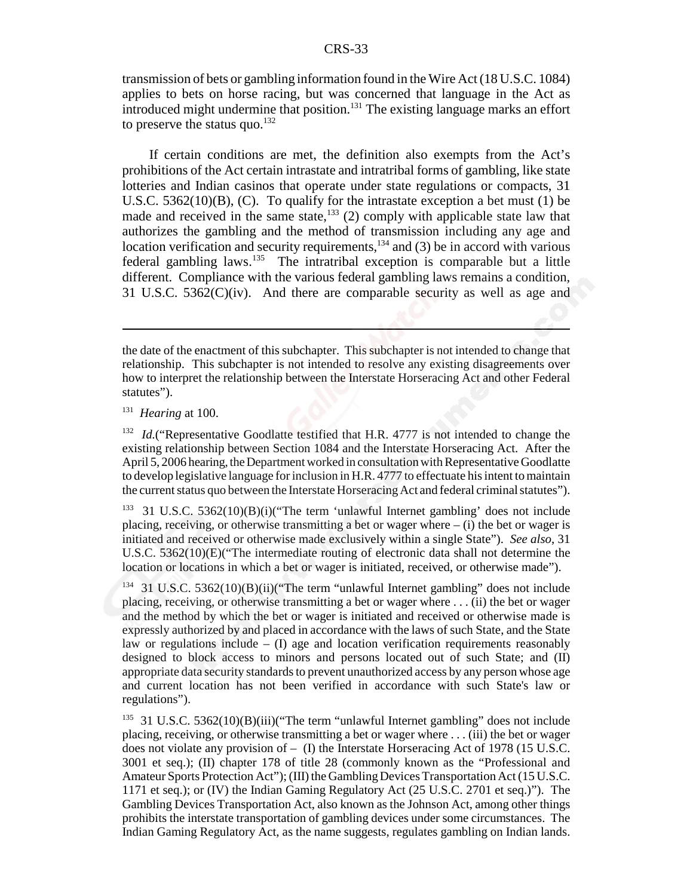transmission of bets or gambling information found in the Wire Act (18 U.S.C. 1084) applies to bets on horse racing, but was concerned that language in the Act as introduced might undermine that position.[131] The existing language marks an effort to preserve the status quo.[132]

If certain conditions are met, the definition also exempts from the Act's prohibitions of the Act certain intrastate and intratribal forms of gambling, like state lotteries and Indian casinos that operate under state regulations or compacts, 31 U.S.C. 5362(10)(B), (C). To qualify for the intrastate exception a bet must (1) be made and received in the same state,[133] (2) comply with applicable state law that authorizes the gambling and the method of transmission including any age and location verification and security requirements,[134] and (3) be in accord with various federal gambling laws.[135] The intratribal exception is comparable but a little different. Compliance with the various federal gambling laws remains a condition, 31 U.S.C. 5362(C)(iv). And there are comparable security as well as age and

---

the date of the enactment of this subchapter. This subchapter is not intended to change that relationship. This subchapter is not intended to resolve any existing disagreements over how to interpret the relationship between the Interstate Horseracing Act and other Federal statutes").

[131] *Hearing* at 100.

[132] *Id.*("Representative Goodlatte testified that H.R. 4777 is not intended to change the existing relationship between Section 1084 and the Interstate Horseracing Act. After the April 5, 2006 hearing, the Department worked in consultation with Representative Goodlatte to develop legislative language for inclusion in H.R. 4777 to effectuate his intent to maintain the current status quo between the Interstate Horseracing Act and federal criminal statutes").

[133] 31 U.S.C. 5362(10)(B)(i)("The term 'unlawful Internet gambling' does not include placing, receiving, or otherwise transmitting a bet or wager where – (i) the bet or wager is initiated and received or otherwise made exclusively within a single State"). *See also*, 31 U.S.C. 5362(10)(E)("The intermediate routing of electronic data shall not determine the location or locations in which a bet or wager is initiated, received, or otherwise made").

[134] 31 U.S.C. 5362(10)(B)(ii)("The term "unlawful Internet gambling" does not include placing, receiving, or otherwise transmitting a bet or wager where . . . (ii) the bet or wager and the method by which the bet or wager is initiated and received or otherwise made is expressly authorized by and placed in accordance with the laws of such State, and the State law or regulations include – (I) age and location verification requirements reasonably designed to block access to minors and persons located out of such State; and (II) appropriate data security standards to prevent unauthorized access by any person whose age and current location has not been verified in accordance with such State's law or regulations").

[135] 31 U.S.C. 5362(10)(B)(iii)("The term "unlawful Internet gambling" does not include placing, receiving, or otherwise transmitting a bet or wager where . . . (iii) the bet or wager does not violate any provision of – (I) the Interstate Horseracing Act of 1978 (15 U.S.C. 3001 et seq.); (II) chapter 178 of title 28 (commonly known as the "Professional and Amateur Sports Protection Act"); (III) the Gambling Devices Transportation Act (15 U.S.C. 1171 et seq.); or (IV) the Indian Gaming Regulatory Act (25 U.S.C. 2701 et seq.)"). The Gambling Devices Transportation Act, also known as the Johnson Act, among other things prohibits the interstate transportation of gambling devices under some circumstances. The Indian Gaming Regulatory Act, as the name suggests, regulates gambling on Indian lands.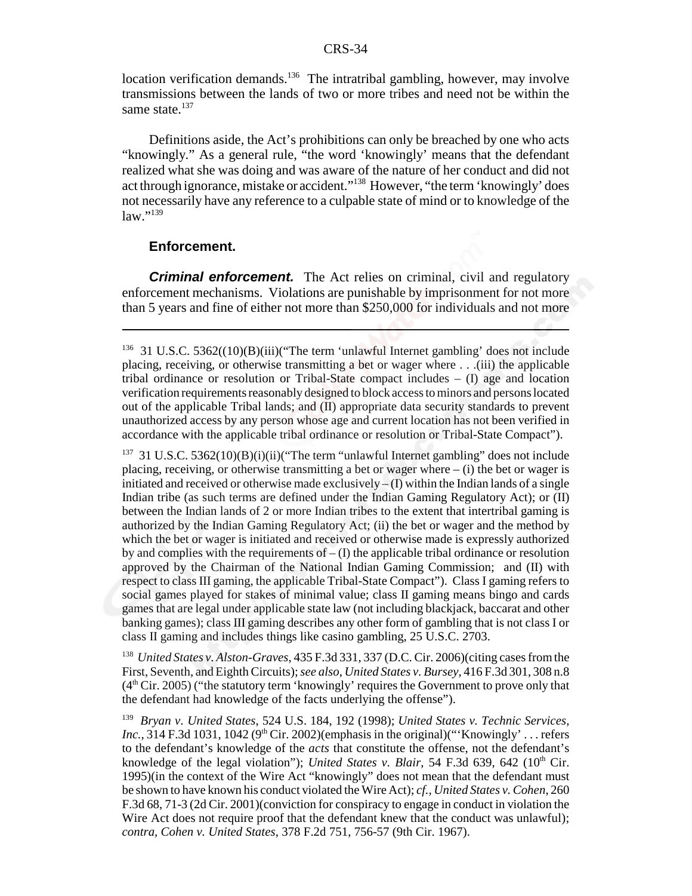location verification demands.[136] The intratribal gambling, however, may involve transmissions between the lands of two or more tribes and need not be within the same state.[137]

Definitions aside, the Act's prohibitions can only be breached by one who acts "knowingly." As a general rule, "the word 'knowingly' means that the defendant realized what she was doing and was aware of the nature of her conduct and did not act through ignorance, mistake or accident."[138] However, "the term 'knowingly' does not necessarily have any reference to a culpable state of mind or to knowledge of the law."[139]

### Enforcement.

***Criminal enforcement.*** The Act relies on criminal, civil and regulatory enforcement mechanisms. Violations are punishable by imprisonment for not more than 5 years and fine of either not more than $250,000 for individuals and not more

---

[136] 31 U.S.C. 5362((10)(B)(iii)("The term 'unlawful Internet gambling' does not include placing, receiving, or otherwise transmitting a bet or wager where . . .(iii) the applicable tribal ordinance or resolution or Tribal-State compact includes – (I) age and location verification requirements reasonably designed to block access to minors and persons located out of the applicable Tribal lands; and (II) appropriate data security standards to prevent unauthorized access by any person whose age and current location has not been verified in accordance with the applicable tribal ordinance or resolution or Tribal-State Compact").

[137] 31 U.S.C. 5362(10)(B)(i)(ii)("The term "unlawful Internet gambling" does not include placing, receiving, or otherwise transmitting a bet or wager where – (i) the bet or wager is initiated and received or otherwise made exclusively – (I) within the Indian lands of a single Indian tribe (as such terms are defined under the Indian Gaming Regulatory Act); or (II) between the Indian lands of 2 or more Indian tribes to the extent that intertribal gaming is authorized by the Indian Gaming Regulatory Act; (ii) the bet or wager and the method by which the bet or wager is initiated and received or otherwise made is expressly authorized by and complies with the requirements of – (I) the applicable tribal ordinance or resolution approved by the Chairman of the National Indian Gaming Commission; and (II) with respect to class III gaming, the applicable Tribal-State Compact"). Class I gaming refers to social games played for stakes of minimal value; class II gaming means bingo and cards games that are legal under applicable state law (not including blackjack, baccarat and other banking games); class III gaming describes any other form of gambling that is not class I or class II gaming and includes things like casino gambling, 25 U.S.C. 2703.

[138] *United States v. Alston-Graves*, 435 F.3d 331, 337 (D.C. Cir. 2006)(citing cases from the First, Seventh, and Eighth Circuits); *see also*, *United States v. Bursey*, 416 F.3d 301, 308 n.8 (4th Cir. 2005) ("the statutory term 'knowingly' requires the Government to prove only that the defendant had knowledge of the facts underlying the offense").

[139] *Bryan v. United States*, 524 U.S. 184, 192 (1998); *United States v. Technic Services, Inc.*, 314 F.3d 1031, 1042 (9th Cir. 2002)(emphasis in the original)("'Knowingly' . . . refers to the defendant's knowledge of the *acts* that constitute the offense, not the defendant's knowledge of the legal violation"); *United States v. Blair*, 54 F.3d 639, 642 (10th Cir. 1995)(in the context of the Wire Act "knowingly" does not mean that the defendant must be shown to have known his conduct violated the Wire Act); *cf.*, *United States v. Cohen*, 260 F.3d 68, 71-3 (2d Cir. 2001)(conviction for conspiracy to engage in conduct in violation the Wire Act does not require proof that the defendant knew that the conduct was unlawful); *contra*, *Cohen v. United States*, 378 F.2d 751, 756-57 (9th Cir. 1967).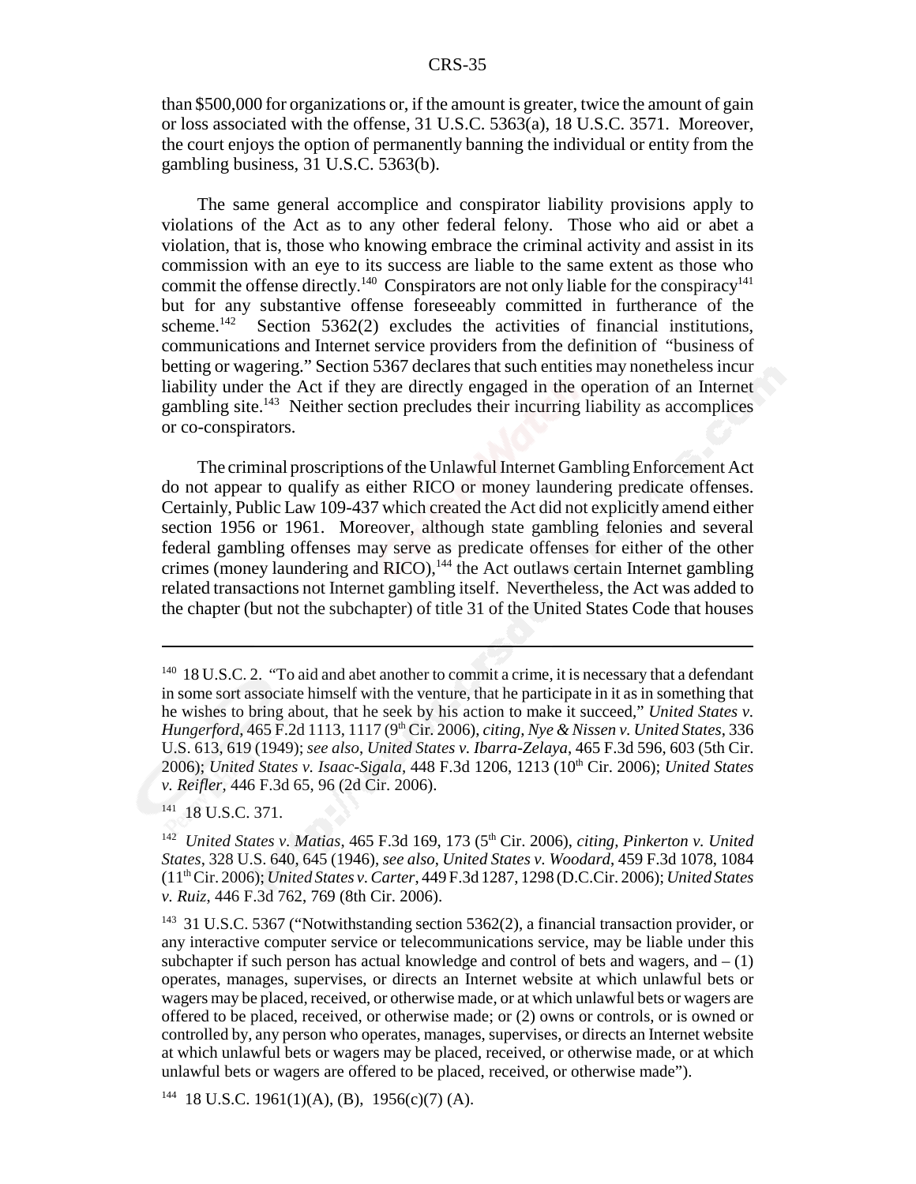than $500,000 for organizations or, if the amount is greater, twice the amount of gain or loss associated with the offense, 31 U.S.C. 5363(a), 18 U.S.C. 3571. Moreover, the court enjoys the option of permanently banning the individual or entity from the gambling business, 31 U.S.C. 5363(b).

The same general accomplice and conspirator liability provisions apply to violations of the Act as to any other federal felony. Those who aid or abet a violation, that is, those who knowing embrace the criminal activity and assist in its commission with an eye to its success are liable to the same extent as those who commit the offense directly.[140] Conspirators are not only liable for the conspiracy[141] but for any substantive offense foreseeably committed in furtherance of the scheme.[142] Section 5362(2) excludes the activities of financial institutions, communications and Internet service providers from the definition of "business of betting or wagering." Section 5367 declares that such entities may nonetheless incur liability under the Act if they are directly engaged in the operation of an Internet gambling site.[143] Neither section precludes their incurring liability as accomplices or co-conspirators.

The criminal proscriptions of the Unlawful Internet Gambling Enforcement Act do not appear to qualify as either RICO or money laundering predicate offenses. Certainly, Public Law 109-437 which created the Act did not explicitly amend either section 1956 or 1961. Moreover, although state gambling felonies and several federal gambling offenses may serve as predicate offenses for either of the other crimes (money laundering and RICO),[144] the Act outlaws certain Internet gambling related transactions not Internet gambling itself. Nevertheless, the Act was added to the chapter (but not the subchapter) of title 31 of the United States Code that houses

---

[140] 18 U.S.C. 2. "To aid and abet another to commit a crime, it is necessary that a defendant in some sort associate himself with the venture, that he participate in it as in something that he wishes to bring about, that he seek by his action to make it succeed," *United States v. Hungerford*, 465 F.2d 1113, 1117 (9th Cir. 2006), *citing*, *Nye & Nissen v. United States*, 336 U.S. 613, 619 (1949); *see also*, *United States v. Ibarra-Zelaya*, 465 F.3d 596, 603 (5th Cir. 2006); *United States v. Isaac-Sigala*, 448 F.3d 1206, 1213 (10th Cir. 2006); *United States v. Reifler*, 446 F.3d 65, 96 (2d Cir. 2006).

[141] 18 U.S.C. 371.

[142] *United States v. Matias*, 465 F.3d 169, 173 (5th Cir. 2006), *citing*, *Pinkerton v. United States*, 328 U.S. 640, 645 (1946), *see also*, *United States v. Woodard*, 459 F.3d 1078, 1084 (11th Cir. 2006); *United States v. Carter*, 449 F.3d 1287, 1298 (D.C.Cir. 2006); *United States v. Ruiz*, 446 F.3d 762, 769 (8th Cir. 2006).

[143] 31 U.S.C. 5367 ("Notwithstanding section 5362(2), a financial transaction provider, or any interactive computer service or telecommunications service, may be liable under this subchapter if such person has actual knowledge and control of bets and wagers, and – (1) operates, manages, supervises, or directs an Internet website at which unlawful bets or wagers may be placed, received, or otherwise made, or at which unlawful bets or wagers are offered to be placed, received, or otherwise made; or (2) owns or controls, or is owned or controlled by, any person who operates, manages, supervises, or directs an Internet website at which unlawful bets or wagers may be placed, received, or otherwise made, or at which unlawful bets or wagers are offered to be placed, received, or otherwise made").

[144] 18 U.S.C. 1961(1)(A), (B), 1956(c)(7) (A).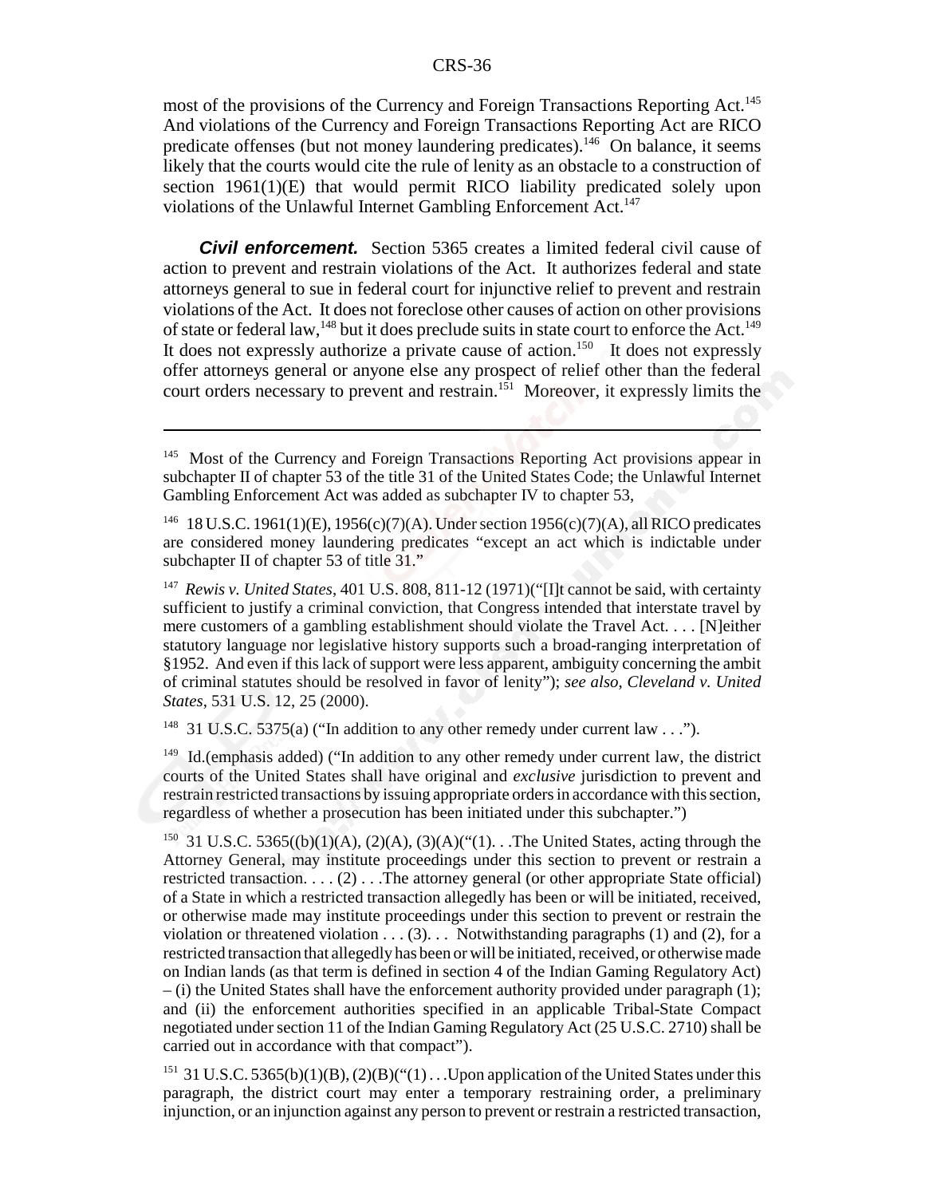most of the provisions of the Currency and Foreign Transactions Reporting Act.[145] And violations of the Currency and Foreign Transactions Reporting Act are RICO predicate offenses (but not money laundering predicates).[146] On balance, it seems likely that the courts would cite the rule of lenity as an obstacle to a construction of section 1961(1)(E) that would permit RICO liability predicated solely upon violations of the Unlawful Internet Gambling Enforcement Act.[147]

***Civil enforcement.*** Section 5365 creates a limited federal civil cause of action to prevent and restrain violations of the Act. It authorizes federal and state attorneys general to sue in federal court for injunctive relief to prevent and restrain violations of the Act. It does not foreclose other causes of action on other provisions of state or federal law,[148] but it does preclude suits in state court to enforce the Act.[149] It does not expressly authorize a private cause of action.[150] It does not expressly offer attorneys general or anyone else any prospect of relief other than the federal court orders necessary to prevent and restrain.[151] Moreover, it expressly limits the

---

[145] Most of the Currency and Foreign Transactions Reporting Act provisions appear in subchapter II of chapter 53 of the title 31 of the United States Code; the Unlawful Internet Gambling Enforcement Act was added as subchapter IV to chapter 53,

[146] 18 U.S.C. 1961(1)(E), 1956(c)(7)(A). Under section 1956(c)(7)(A), all RICO predicates are considered money laundering predicates "except an act which is indictable under subchapter II of chapter 53 of title 31."

[147] *Rewis v. United States*, 401 U.S. 808, 811-12 (1971)("[I]t cannot be said, with certainty sufficient to justify a criminal conviction, that Congress intended that interstate travel by mere customers of a gambling establishment should violate the Travel Act. . . . [N]either statutory language nor legislative history supports such a broad-ranging interpretation of §1952. And even if this lack of support were less apparent, ambiguity concerning the ambit of criminal statutes should be resolved in favor of lenity"); *see also*, *Cleveland v. United States*, 531 U.S. 12, 25 (2000).

[148] 31 U.S.C. 5375(a) ("In addition to any other remedy under current law . . .").

[149] Id.(emphasis added) ("In addition to any other remedy under current law, the district courts of the United States shall have original and *exclusive* jurisdiction to prevent and restrain restricted transactions by issuing appropriate orders in accordance with this section, regardless of whether a prosecution has been initiated under this subchapter.")

[150] 31 U.S.C. 5365((b)(1)(A), (2)(A), (3)(A)("(1). . .The United States, acting through the Attorney General, may institute proceedings under this section to prevent or restrain a restricted transaction. . . . (2) . . .The attorney general (or other appropriate State official) of a State in which a restricted transaction allegedly has been or will be initiated, received, or otherwise made may institute proceedings under this section to prevent or restrain the violation or threatened violation . . . (3). . . Notwithstanding paragraphs (1) and (2), for a restricted transaction that allegedly has been or will be initiated, received, or otherwise made on Indian lands (as that term is defined in section 4 of the Indian Gaming Regulatory Act) – (i) the United States shall have the enforcement authority provided under paragraph (1); and (ii) the enforcement authorities specified in an applicable Tribal-State Compact negotiated under section 11 of the Indian Gaming Regulatory Act (25 U.S.C. 2710) shall be carried out in accordance with that compact").

[151] 31 U.S.C. 5365(b)(1)(B), (2)(B)("(1) . . .Upon application of the United States under this paragraph, the district court may enter a temporary restraining order, a preliminary injunction, or an injunction against any person to prevent or restrain a restricted transaction,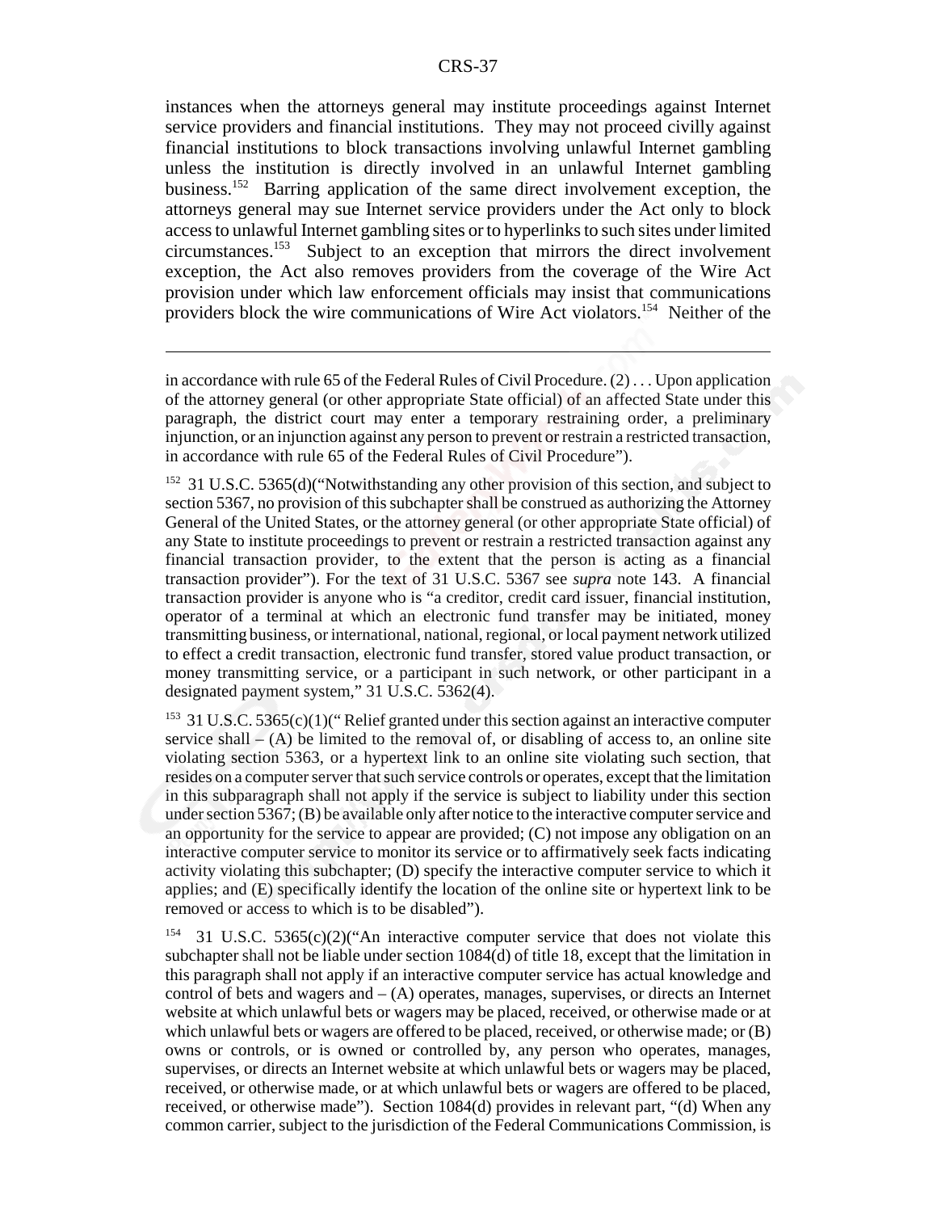instances when the attorneys general may institute proceedings against Internet service providers and financial institutions. They may not proceed civilly against financial institutions to block transactions involving unlawful Internet gambling unless the institution is directly involved in an unlawful Internet gambling business.[152] Barring application of the same direct involvement exception, the attorneys general may sue Internet service providers under the Act only to block access to unlawful Internet gambling sites or to hyperlinks to such sites under limited circumstances.[153] Subject to an exception that mirrors the direct involvement exception, the Act also removes providers from the coverage of the Wire Act provision under which law enforcement officials may insist that communications providers block the wire communications of Wire Act violators.[154] Neither of the

---

in accordance with rule 65 of the Federal Rules of Civil Procedure. (2) . . . Upon application of the attorney general (or other appropriate State official) of an affected State under this paragraph, the district court may enter a temporary restraining order, a preliminary injunction, or an injunction against any person to prevent or restrain a restricted transaction, in accordance with rule 65 of the Federal Rules of Civil Procedure").

[152] 31 U.S.C. 5365(d)("Notwithstanding any other provision of this section, and subject to section 5367, no provision of this subchapter shall be construed as authorizing the Attorney General of the United States, or the attorney general (or other appropriate State official) of any State to institute proceedings to prevent or restrain a restricted transaction against any financial transaction provider, to the extent that the person is acting as a financial transaction provider"). For the text of 31 U.S.C. 5367 see *supra* note 143. A financial transaction provider is anyone who is "a creditor, credit card issuer, financial institution, operator of a terminal at which an electronic fund transfer may be initiated, money transmitting business, or international, national, regional, or local payment network utilized to effect a credit transaction, electronic fund transfer, stored value product transaction, or money transmitting service, or a participant in such network, or other participant in a designated payment system," 31 U.S.C. 5362(4).

[153] 31 U.S.C. 5365(c)(1)(" Relief granted under this section against an interactive computer service shall – (A) be limited to the removal of, or disabling of access to, an online site violating section 5363, or a hypertext link to an online site violating such section, that resides on a computer server that such service controls or operates, except that the limitation in this subparagraph shall not apply if the service is subject to liability under this section under section 5367; (B) be available only after notice to the interactive computer service and an opportunity for the service to appear are provided; (C) not impose any obligation on an interactive computer service to monitor its service or to affirmatively seek facts indicating activity violating this subchapter; (D) specify the interactive computer service to which it applies; and (E) specifically identify the location of the online site or hypertext link to be removed or access to which is to be disabled").

[154] 31 U.S.C. 5365(c)(2)("An interactive computer service that does not violate this subchapter shall not be liable under section 1084(d) of title 18, except that the limitation in this paragraph shall not apply if an interactive computer service has actual knowledge and control of bets and wagers and – (A) operates, manages, supervises, or directs an Internet website at which unlawful bets or wagers may be placed, received, or otherwise made or at which unlawful bets or wagers are offered to be placed, received, or otherwise made; or (B) owns or controls, or is owned or controlled by, any person who operates, manages, supervises, or directs an Internet website at which unlawful bets or wagers may be placed, received, or otherwise made, or at which unlawful bets or wagers are offered to be placed, received, or otherwise made"). Section 1084(d) provides in relevant part, "(d) When any common carrier, subject to the jurisdiction of the Federal Communications Commission, is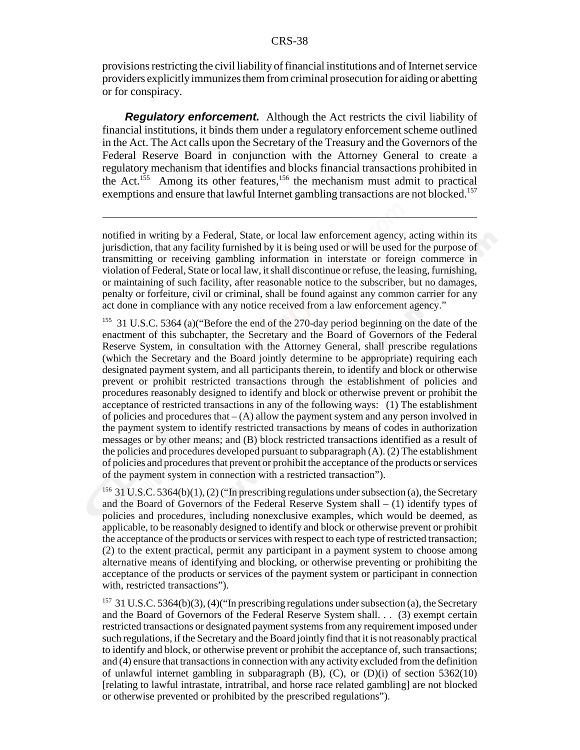provisions restricting the civil liability of financial institutions and of Internet service providers explicitly immunizes them from criminal prosecution for aiding or abetting or for conspiracy.

***Regulatory enforcement.*** Although the Act restricts the civil liability of financial institutions, it binds them under a regulatory enforcement scheme outlined in the Act. The Act calls upon the Secretary of the Treasury and the Governors of the Federal Reserve Board in conjunction with the Attorney General to create a regulatory mechanism that identifies and blocks financial transactions prohibited in the Act.[155] Among its other features,[156] the mechanism must admit to practical exemptions and ensure that lawful Internet gambling transactions are not blocked.[157]

---

notified in writing by a Federal, State, or local law enforcement agency, acting within its jurisdiction, that any facility furnished by it is being used or will be used for the purpose of transmitting or receiving gambling information in interstate or foreign commerce in violation of Federal, State or local law, it shall discontinue or refuse, the leasing, furnishing, or maintaining of such facility, after reasonable notice to the subscriber, but no damages, penalty or forfeiture, civil or criminal, shall be found against any common carrier for any act done in compliance with any notice received from a law enforcement agency."

[155] 31 U.S.C. 5364 (a)("Before the end of the 270-day period beginning on the date of the enactment of this subchapter, the Secretary and the Board of Governors of the Federal Reserve System, in consultation with the Attorney General, shall prescribe regulations (which the Secretary and the Board jointly determine to be appropriate) requiring each designated payment system, and all participants therein, to identify and block or otherwise prevent or prohibit restricted transactions through the establishment of policies and procedures reasonably designed to identify and block or otherwise prevent or prohibit the acceptance of restricted transactions in any of the following ways: (1) The establishment of policies and procedures that – (A) allow the payment system and any person involved in the payment system to identify restricted transactions by means of codes in authorization messages or by other means; and (B) block restricted transactions identified as a result of the policies and procedures developed pursuant to subparagraph (A). (2) The establishment of policies and procedures that prevent or prohibit the acceptance of the products or services of the payment system in connection with a restricted transaction").

[156] 31 U.S.C. 5364(b)(1), (2) ("In prescribing regulations under subsection (a), the Secretary and the Board of Governors of the Federal Reserve System shall – (1) identify types of policies and procedures, including nonexclusive examples, which would be deemed, as applicable, to be reasonably designed to identify and block or otherwise prevent or prohibit the acceptance of the products or services with respect to each type of restricted transaction; (2) to the extent practical, permit any participant in a payment system to choose among alternative means of identifying and blocking, or otherwise preventing or prohibiting the acceptance of the products or services of the payment system or participant in connection with, restricted transactions").

[157] 31 U.S.C. 5364(b)(3), (4)("In prescribing regulations under subsection (a), the Secretary and the Board of Governors of the Federal Reserve System shall. . . (3) exempt certain restricted transactions or designated payment systems from any requirement imposed under such regulations, if the Secretary and the Board jointly find that it is not reasonably practical to identify and block, or otherwise prevent or prohibit the acceptance of, such transactions; and (4) ensure that transactions in connection with any activity excluded from the definition of unlawful internet gambling in subparagraph (B), (C), or (D)(i) of section 5362(10) [relating to lawful intrastate, intratribal, and horse race related gambling] are not blocked or otherwise prevented or prohibited by the prescribed regulations").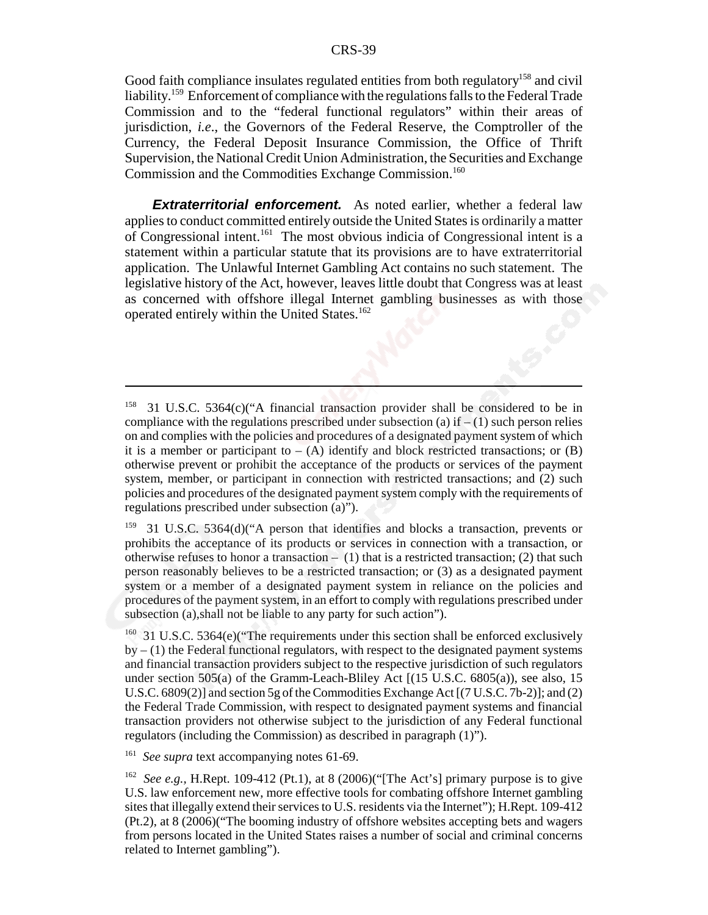Good faith compliance insulates regulated entities from both regulatory[158] and civil liability.[159] Enforcement of compliance with the regulations falls to the Federal Trade Commission and to the "federal functional regulators" within their areas of jurisdiction, *i.e*., the Governors of the Federal Reserve, the Comptroller of the Currency, the Federal Deposit Insurance Commission, the Office of Thrift Supervision, the National Credit Union Administration, the Securities and Exchange Commission and the Commodities Exchange Commission.[160]

***Extraterritorial enforcement.*** As noted earlier, whether a federal law applies to conduct committed entirely outside the United States is ordinarily a matter of Congressional intent.[161] The most obvious indicia of Congressional intent is a statement within a particular statute that its provisions are to have extraterritorial application. The Unlawful Internet Gambling Act contains no such statement. The legislative history of the Act, however, leaves little doubt that Congress was at least as concerned with offshore illegal Internet gambling businesses as with those operated entirely within the United States.[162]

---

[158] 31 U.S.C. 5364(c)("A financial transaction provider shall be considered to be in compliance with the regulations prescribed under subsection (a) if – (1) such person relies on and complies with the policies and procedures of a designated payment system of which it is a member or participant to – (A) identify and block restricted transactions; or (B) otherwise prevent or prohibit the acceptance of the products or services of the payment system, member, or participant in connection with restricted transactions; and (2) such policies and procedures of the designated payment system comply with the requirements of regulations prescribed under subsection (a)").

[159] 31 U.S.C. 5364(d)("A person that identifies and blocks a transaction, prevents or prohibits the acceptance of its products or services in connection with a transaction, or otherwise refuses to honor a transaction – (1) that is a restricted transaction; (2) that such person reasonably believes to be a restricted transaction; or (3) as a designated payment system or a member of a designated payment system in reliance on the policies and procedures of the payment system, in an effort to comply with regulations prescribed under subsection (a),shall not be liable to any party for such action").

[160] 31 U.S.C. 5364(e)("The requirements under this section shall be enforced exclusively by – (1) the Federal functional regulators, with respect to the designated payment systems and financial transaction providers subject to the respective jurisdiction of such regulators under section 505(a) of the Gramm-Leach-Bliley Act [(15 U.S.C. 6805(a)), see also, 15 U.S.C. 6809(2)] and section 5g of the Commodities Exchange Act [(7 U.S.C. 7b-2)]; and (2) the Federal Trade Commission, with respect to designated payment systems and financial transaction providers not otherwise subject to the jurisdiction of any Federal functional regulators (including the Commission) as described in paragraph (1)").

[161] *See supra* text accompanying notes 61-69.

[162] *See e.g.*, H.Rept. 109-412 (Pt.1), at 8 (2006)("[The Act's] primary purpose is to give U.S. law enforcement new, more effective tools for combating offshore Internet gambling sites that illegally extend their services to U.S. residents via the Internet"); H.Rept. 109-412 (Pt.2), at 8 (2006)("The booming industry of offshore websites accepting bets and wagers from persons located in the United States raises a number of social and criminal concerns related to Internet gambling").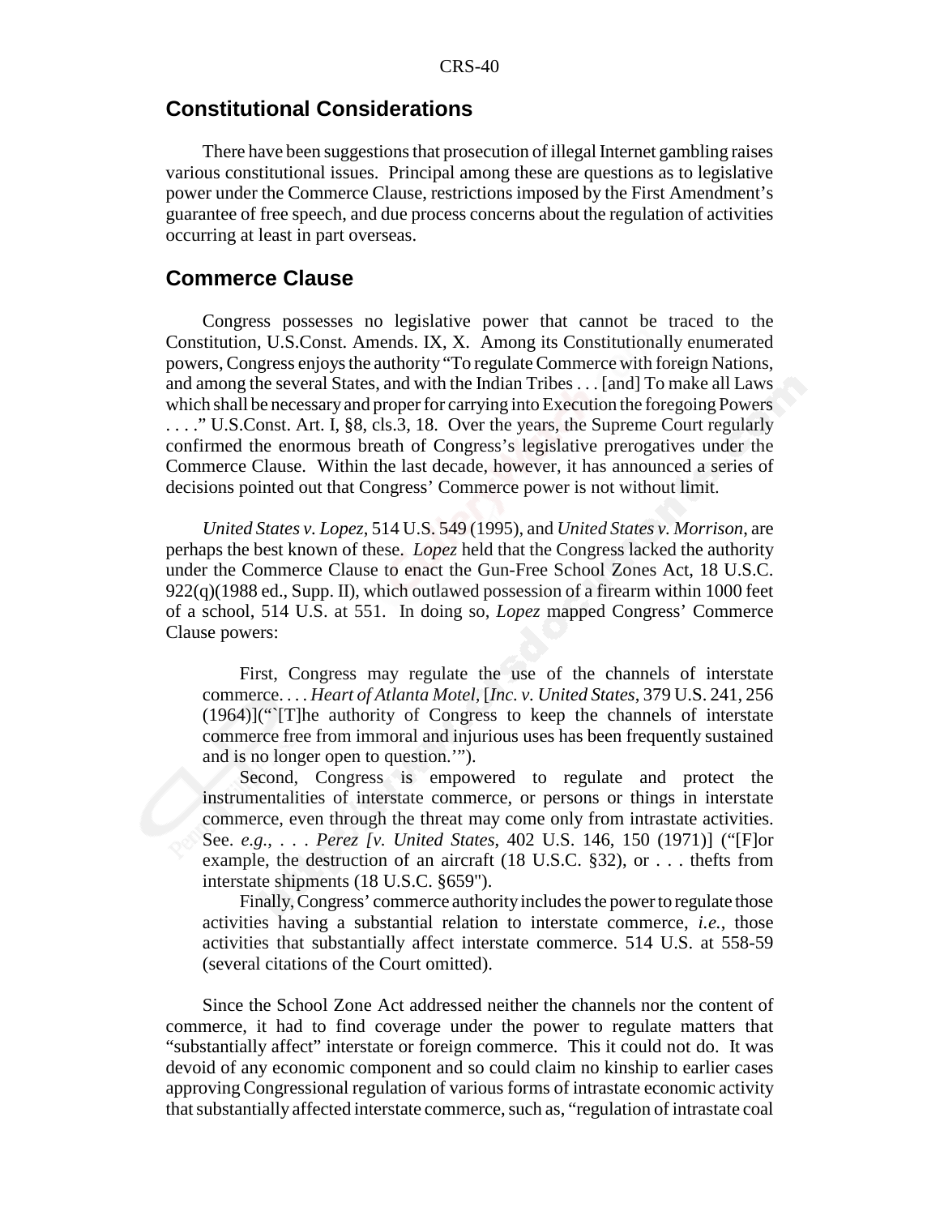## Constitutional Considerations

There have been suggestions that prosecution of illegal Internet gambling raises various constitutional issues. Principal among these are questions as to legislative power under the Commerce Clause, restrictions imposed by the First Amendment's guarantee of free speech, and due process concerns about the regulation of activities occurring at least in part overseas.

## Commerce Clause

Congress possesses no legislative power that cannot be traced to the Constitution, U.S.Const. Amends. IX, X. Among its Constitutionally enumerated powers, Congress enjoys the authority "To regulate Commerce with foreign Nations, and among the several States, and with the Indian Tribes . . . [and] To make all Laws which shall be necessary and proper for carrying into Execution the foregoing Powers . . . ." U.S.Const. Art. I, §8, cls.3, 18. Over the years, the Supreme Court regularly confirmed the enormous breath of Congress's legislative prerogatives under the Commerce Clause. Within the last decade, however, it has announced a series of decisions pointed out that Congress' Commerce power is not without limit.

*United States v. Lopez*, 514 U.S. 549 (1995), and *United States v. Morrison*, are perhaps the best known of these. *Lopez* held that the Congress lacked the authority under the Commerce Clause to enact the Gun-Free School Zones Act, 18 U.S.C. 922(q)(1988 ed., Supp. II), which outlawed possession of a firearm within 1000 feet of a school, 514 U.S. at 551. In doing so, *Lopez* mapped Congress' Commerce Clause powers:

> First, Congress may regulate the use of the channels of interstate commerce. . . . *Heart of Atlanta Motel*, [*Inc. v. United States*, 379 U.S. 241, 256 (1964)]("`[T]he authority of Congress to keep the channels of interstate commerce free from immoral and injurious uses has been frequently sustained and is no longer open to question.'").
>
> Second, Congress is empowered to regulate and protect the instrumentalities of interstate commerce, or persons or things in interstate commerce, even through the threat may come only from intrastate activities. See. *e.g.*, . . . *Perez [v. United States*, 402 U.S. 146, 150 (1971)] ("[F]or example, the destruction of an aircraft (18 U.S.C. §32), or . . . thefts from interstate shipments (18 U.S.C. §659").
>
> Finally, Congress' commerce authority includes the power to regulate those activities having a substantial relation to interstate commerce, *i.e.*, those activities that substantially affect interstate commerce. 514 U.S. at 558-59 (several citations of the Court omitted).

Since the School Zone Act addressed neither the channels nor the content of commerce, it had to find coverage under the power to regulate matters that "substantially affect" interstate or foreign commerce. This it could not do. It was devoid of any economic component and so could claim no kinship to earlier cases approving Congressional regulation of various forms of intrastate economic activity that substantially affected interstate commerce, such as, "regulation of intrastate coal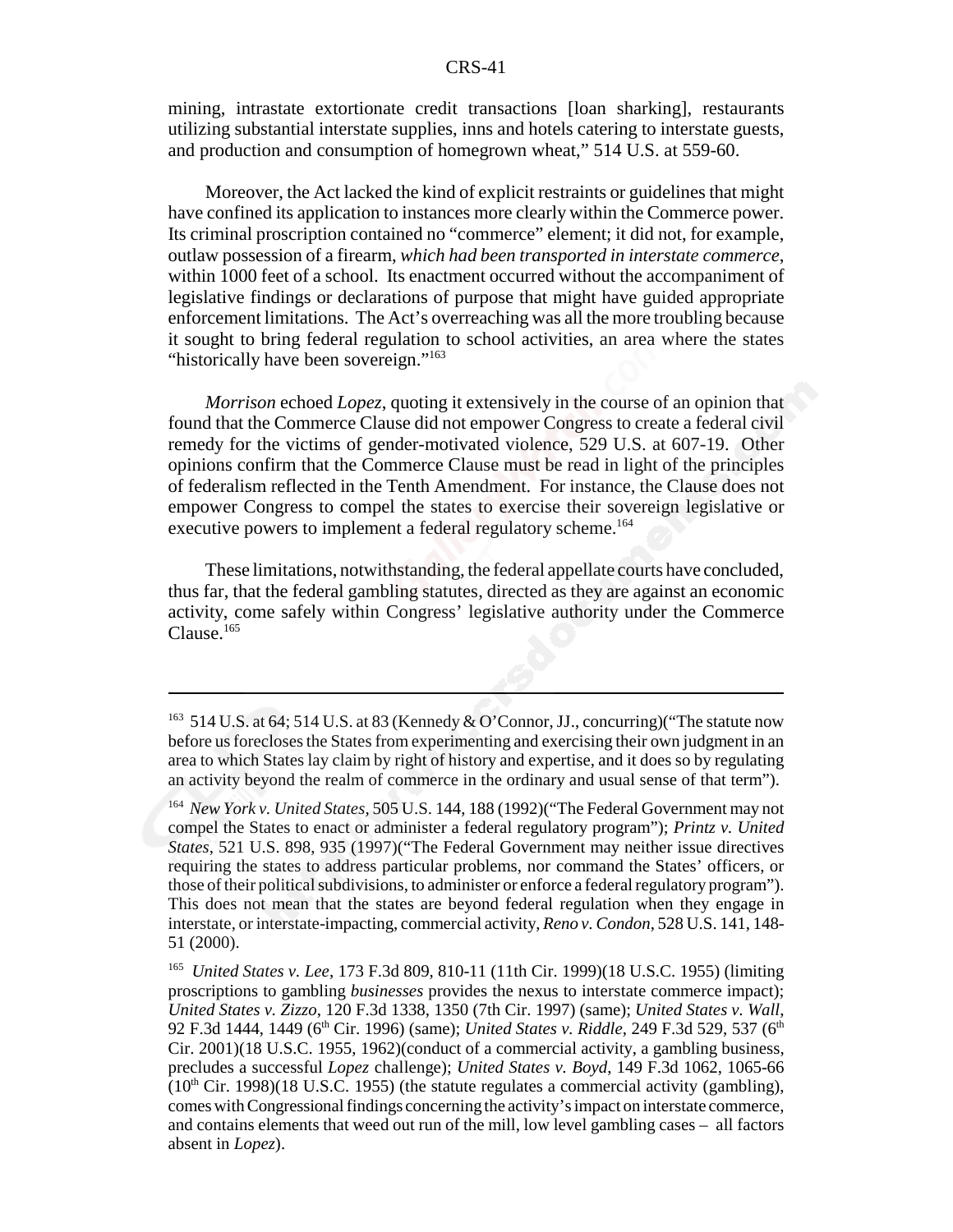mining, intrastate extortionate credit transactions [loan sharking], restaurants utilizing substantial interstate supplies, inns and hotels catering to interstate guests, and production and consumption of homegrown wheat," 514 U.S. at 559-60.

Moreover, the Act lacked the kind of explicit restraints or guidelines that might have confined its application to instances more clearly within the Commerce power. Its criminal proscription contained no "commerce" element; it did not, for example, outlaw possession of a firearm, *which had been transported in interstate commerce*, within 1000 feet of a school. Its enactment occurred without the accompaniment of legislative findings or declarations of purpose that might have guided appropriate enforcement limitations. The Act's overreaching was all the more troubling because it sought to bring federal regulation to school activities, an area where the states "historically have been sovereign."[163]

*Morrison* echoed *Lopez*, quoting it extensively in the course of an opinion that found that the Commerce Clause did not empower Congress to create a federal civil remedy for the victims of gender-motivated violence, 529 U.S. at 607-19. Other opinions confirm that the Commerce Clause must be read in light of the principles of federalism reflected in the Tenth Amendment. For instance, the Clause does not empower Congress to compel the states to exercise their sovereign legislative or executive powers to implement a federal regulatory scheme.[164]

These limitations, notwithstanding, the federal appellate courts have concluded, thus far, that the federal gambling statutes, directed as they are against an economic activity, come safely within Congress' legislative authority under the Commerce Clause.[165]

---

[163] 514 U.S. at 64; 514 U.S. at 83 (Kennedy & O'Connor, JJ., concurring)("The statute now before us forecloses the States from experimenting and exercising their own judgment in an area to which States lay claim by right of history and expertise, and it does so by regulating an activity beyond the realm of commerce in the ordinary and usual sense of that term").

[164] *New York v. United States*, 505 U.S. 144, 188 (1992)("The Federal Government may not compel the States to enact or administer a federal regulatory program"); *Printz v. United States*, 521 U.S. 898, 935 (1997)("The Federal Government may neither issue directives requiring the states to address particular problems, nor command the States' officers, or those of their political subdivisions, to administer or enforce a federal regulatory program"). This does not mean that the states are beyond federal regulation when they engage in interstate, or interstate-impacting, commercial activity, *Reno v. Condon*, 528 U.S. 141, 148-51 (2000).

[165] *United States v. Lee*, 173 F.3d 809, 810-11 (11th Cir. 1999)(18 U.S.C. 1955) (limiting proscriptions to gambling *businesses* provides the nexus to interstate commerce impact); *United States v. Zizzo*, 120 F.3d 1338, 1350 (7th Cir. 1997) (same); *United States v. Wall*, 92 F.3d 1444, 1449 (6th Cir. 1996) (same); *United States v. Riddle*, 249 F.3d 529, 537 (6th Cir. 2001)(18 U.S.C. 1955, 1962)(conduct of a commercial activity, a gambling business, precludes a successful *Lopez* challenge); *United States v. Boyd*, 149 F.3d 1062, 1065-66 (10th Cir. 1998)(18 U.S.C. 1955) (the statute regulates a commercial activity (gambling), comes with Congressional findings concerning the activity's impact on interstate commerce, and contains elements that weed out run of the mill, low level gambling cases – all factors absent in *Lopez*).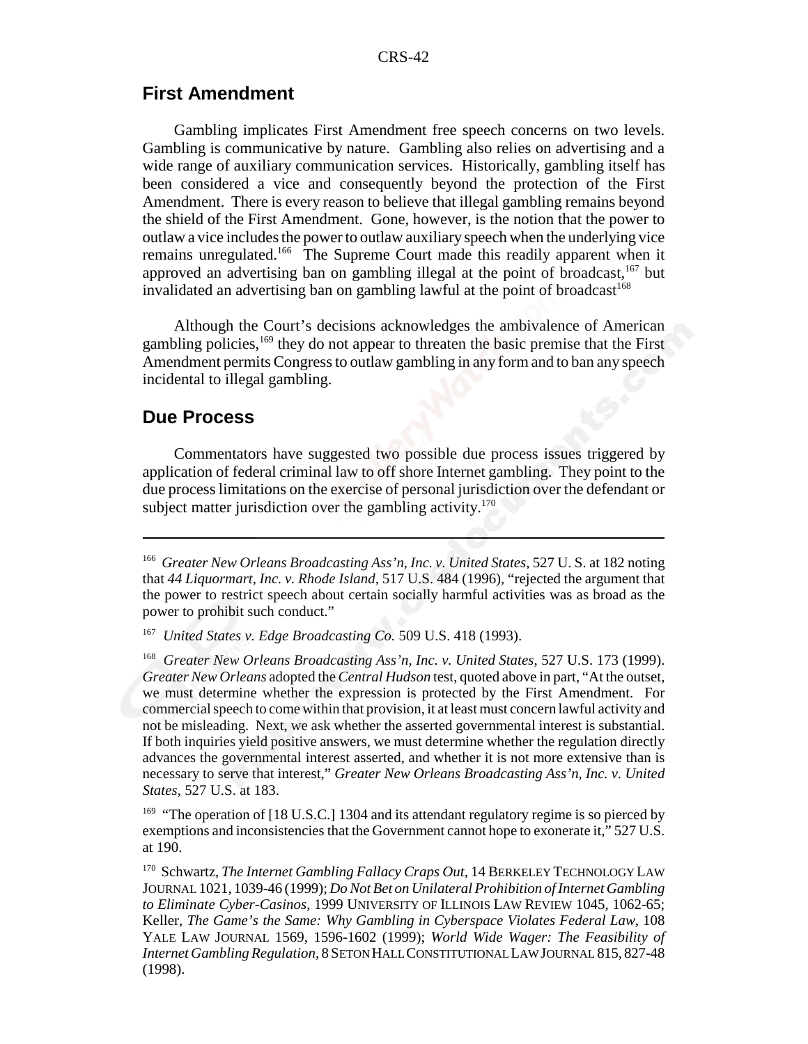## First Amendment

Gambling implicates First Amendment free speech concerns on two levels. Gambling is communicative by nature. Gambling also relies on advertising and a wide range of auxiliary communication services. Historically, gambling itself has been considered a vice and consequently beyond the protection of the First Amendment. There is every reason to believe that illegal gambling remains beyond the shield of the First Amendment. Gone, however, is the notion that the power to outlaw a vice includes the power to outlaw auxiliary speech when the underlying vice remains unregulated.[166] The Supreme Court made this readily apparent when it approved an advertising ban on gambling illegal at the point of broadcast,[167] but invalidated an advertising ban on gambling lawful at the point of broadcast[168]

Although the Court's decisions acknowledges the ambivalence of American gambling policies,[169] they do not appear to threaten the basic premise that the First Amendment permits Congress to outlaw gambling in any form and to ban any speech incidental to illegal gambling.

## Due Process

Commentators have suggested two possible due process issues triggered by application of federal criminal law to off shore Internet gambling. They point to the due process limitations on the exercise of personal jurisdiction over the defendant or subject matter jurisdiction over the gambling activity.[170]

---

[166] *Greater New Orleans Broadcasting Ass'n, Inc. v. United States*, 527 U. S. at 182 noting that *44 Liquormart, Inc. v. Rhode Island*, 517 U.S. 484 (1996), "rejected the argument that the power to restrict speech about certain socially harmful activities was as broad as the power to prohibit such conduct."

[167] *United States v. Edge Broadcasting Co.* 509 U.S. 418 (1993).

[168] *Greater New Orleans Broadcasting Ass'n, Inc. v. United States*, 527 U.S. 173 (1999). *Greater New Orleans* adopted the *Central Hudson* test, quoted above in part, "At the outset, we must determine whether the expression is protected by the First Amendment. For commercial speech to come within that provision, it at least must concern lawful activity and not be misleading. Next, we ask whether the asserted governmental interest is substantial. If both inquiries yield positive answers, we must determine whether the regulation directly advances the governmental interest asserted, and whether it is not more extensive than is necessary to serve that interest," *Greater New Orleans Broadcasting Ass'n, Inc. v. United States*, 527 U.S. at 183.

[169] "The operation of [18 U.S.C.] 1304 and its attendant regulatory regime is so pierced by exemptions and inconsistencies that the Government cannot hope to exonerate it," 527 U.S. at 190.

[170] Schwartz, *The Internet Gambling Fallacy Craps Out*, 14 BERKELEY TECHNOLOGY LAW JOURNAL 1021, 1039-46 (1999); *Do Not Bet on Unilateral Prohibition of Internet Gambling to Eliminate Cyber-Casinos*, 1999 UNIVERSITY OF ILLINOIS LAW REVIEW 1045, 1062-65; Keller, *The Game's the Same: Why Gambling in Cyberspace Violates Federal Law*, 108 YALE LAW JOURNAL 1569, 1596-1602 (1999); *World Wide Wager: The Feasibility of Internet Gambling Regulation*, 8 SETON HALL CONSTITUTIONAL LAW JOURNAL 815, 827-48 (1998).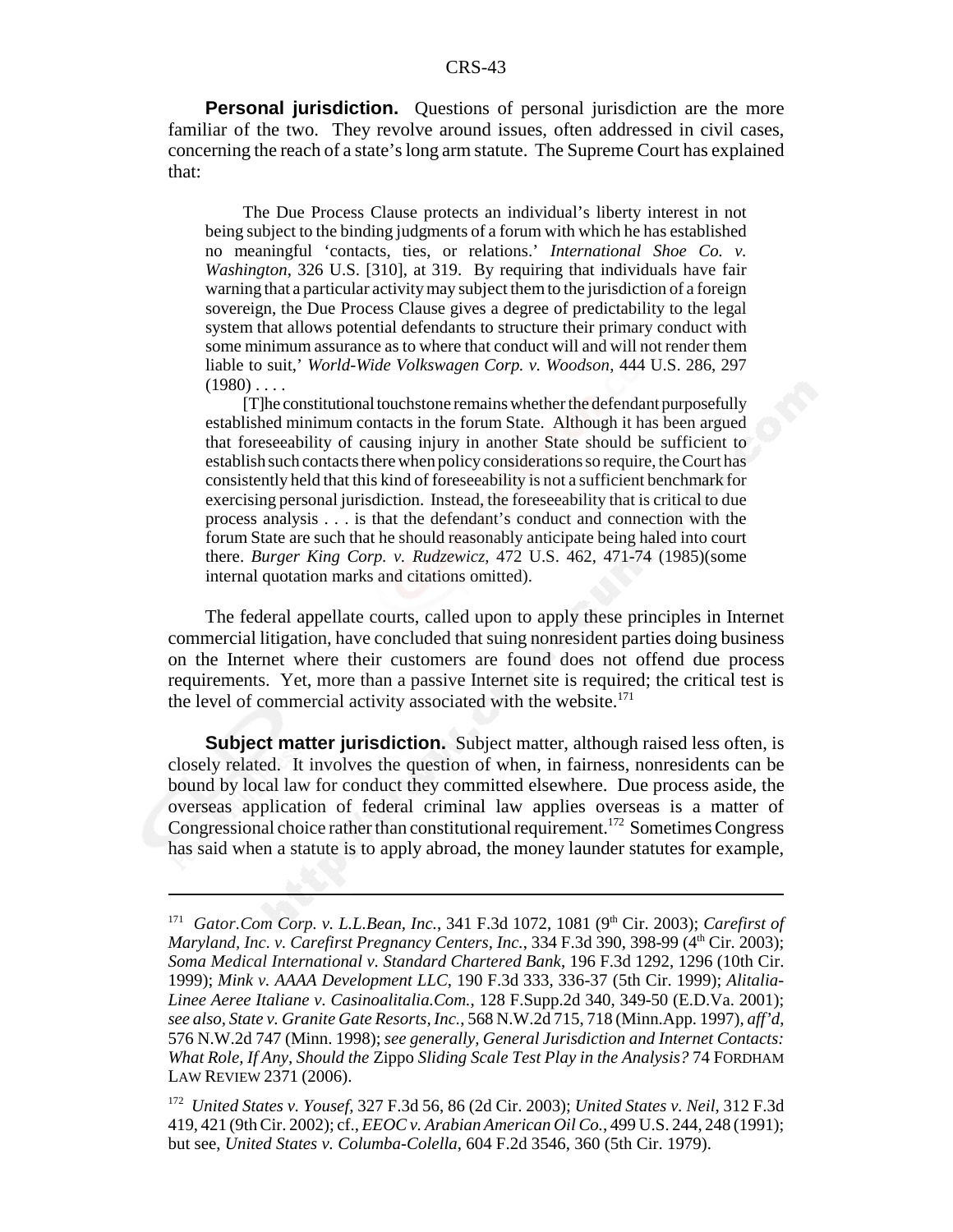**Personal jurisdiction.** Questions of personal jurisdiction are the more familiar of the two. They revolve around issues, often addressed in civil cases, concerning the reach of a state's long arm statute. The Supreme Court has explained that:

> The Due Process Clause protects an individual's liberty interest in not being subject to the binding judgments of a forum with which he has established no meaningful 'contacts, ties, or relations.' *International Shoe Co. v. Washington*, 326 U.S. [310], at 319. By requiring that individuals have fair warning that a particular activity may subject them to the jurisdiction of a foreign sovereign, the Due Process Clause gives a degree of predictability to the legal system that allows potential defendants to structure their primary conduct with some minimum assurance as to where that conduct will and will not render them liable to suit,' *World-Wide Volkswagen Corp. v. Woodson*, 444 U.S. 286, 297 (1980) . . . .
>
> [T]he constitutional touchstone remains whether the defendant purposefully established minimum contacts in the forum State. Although it has been argued that foreseeability of causing injury in another State should be sufficient to establish such contacts there when policy considerations so require, the Court has consistently held that this kind of foreseeability is not a sufficient benchmark for exercising personal jurisdiction. Instead, the foreseeability that is critical to due process analysis . . . is that the defendant's conduct and connection with the forum State are such that he should reasonably anticipate being haled into court there. *Burger King Corp. v. Rudzewicz*, 472 U.S. 462, 471-74 (1985)(some internal quotation marks and citations omitted).

The federal appellate courts, called upon to apply these principles in Internet commercial litigation, have concluded that suing nonresident parties doing business on the Internet where their customers are found does not offend due process requirements. Yet, more than a passive Internet site is required; the critical test is the level of commercial activity associated with the website.[171]

**Subject matter jurisdiction.** Subject matter, although raised less often, is closely related. It involves the question of when, in fairness, nonresidents can be bound by local law for conduct they committed elsewhere. Due process aside, the overseas application of federal criminal law applies overseas is a matter of Congressional choice rather than constitutional requirement.[172] Sometimes Congress has said when a statute is to apply abroad, the money launder statutes for example,

---

[171] *Gator.Com Corp. v. L.L.Bean, Inc.*, 341 F.3d 1072, 1081 (9th Cir. 2003); *Carefirst of Maryland, Inc. v. Carefirst Pregnancy Centers, Inc.*, 334 F.3d 390, 398-99 (4th Cir. 2003); *Soma Medical International v. Standard Chartered Bank*, 196 F.3d 1292, 1296 (10th Cir. 1999); *Mink v. AAAA Development LLC*, 190 F.3d 333, 336-37 (5th Cir. 1999); *Alitalia-Linee Aeree Italiane v. Casinoalitalia.Com.*, 128 F.Supp.2d 340, 349-50 (E.D.Va. 2001); *see also, State v. Granite Gate Resorts, Inc.*, 568 N.W.2d 715, 718 (Minn.App. 1997), *aff'd*, 576 N.W.2d 747 (Minn. 1998); *see generally, General Jurisdiction and Internet Contacts: What Role, If Any, Should the* Zippo *Sliding Scale Test Play in the Analysis?* 74 FORDHAM LAW REVIEW 2371 (2006).

[172] *United States v. Yousef*, 327 F.3d 56, 86 (2d Cir. 2003); *United States v. Neil*, 312 F.3d 419, 421 (9th Cir. 2002); cf., *EEOC v. Arabian American Oil Co.*, 499 U.S. 244, 248 (1991); but see, *United States v. Columba-Colella*, 604 F.2d 3546, 360 (5th Cir. 1979).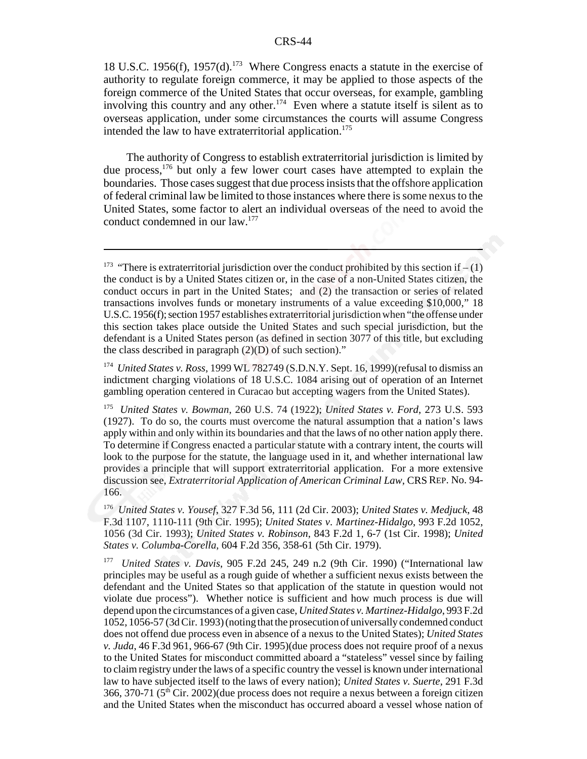18 U.S.C. 1956(f), 1957(d).[173] Where Congress enacts a statute in the exercise of authority to regulate foreign commerce, it may be applied to those aspects of the foreign commerce of the United States that occur overseas, for example, gambling involving this country and any other.[174] Even where a statute itself is silent as to overseas application, under some circumstances the courts will assume Congress intended the law to have extraterritorial application.[175]

The authority of Congress to establish extraterritorial jurisdiction is limited by due process,[176] but only a few lower court cases have attempted to explain the boundaries. Those cases suggest that due process insists that the offshore application of federal criminal law be limited to those instances where there is some nexus to the United States, some factor to alert an individual overseas of the need to avoid the conduct condemned in our law.[177]

---

[173] "There is extraterritorial jurisdiction over the conduct prohibited by this section if – (1) the conduct is by a United States citizen or, in the case of a non-United States citizen, the conduct occurs in part in the United States; and (2) the transaction or series of related transactions involves funds or monetary instruments of a value exceeding $10,000," 18 U.S.C. 1956(f); section 1957 establishes extraterritorial jurisdiction when "the offense under this section takes place outside the United States and such special jurisdiction, but the defendant is a United States person (as defined in section 3077 of this title, but excluding the class described in paragraph (2)(D) of such section)."

[174] *United States v. Ross*, 1999 WL 782749 (S.D.N.Y. Sept. 16, 1999)(refusal to dismiss an indictment charging violations of 18 U.S.C. 1084 arising out of operation of an Internet gambling operation centered in Curacao but accepting wagers from the United States).

[175] *United States v. Bowman*, 260 U.S. 74 (1922); *United States v. Ford*, 273 U.S. 593 (1927). To do so, the courts must overcome the natural assumption that a nation's laws apply within and only within its boundaries and that the laws of no other nation apply there. To determine if Congress enacted a particular statute with a contrary intent, the courts will look to the purpose for the statute, the language used in it, and whether international law provides a principle that will support extraterritorial application. For a more extensive discussion see, *Extraterritorial Application of American Criminal Law*, CRS REP. No. 94-166.

[176] *United States v. Yousef*, 327 F.3d 56, 111 (2d Cir. 2003); *United States v. Medjuck*, 48 F.3d 1107, 1110-111 (9th Cir. 1995); *United States v. Martinez-Hidalgo*, 993 F.2d 1052, 1056 (3d Cir. 1993); *United States v. Robinson*, 843 F.2d 1, 6-7 (1st Cir. 1998); *United States v. Columba-Corella*, 604 F.2d 356, 358-61 (5th Cir. 1979).

[177] *United States v. Davis*, 905 F.2d 245, 249 n.2 (9th Cir. 1990) ("International law principles may be useful as a rough guide of whether a sufficient nexus exists between the defendant and the United States so that application of the statute in question would not violate due process"). Whether notice is sufficient and how much process is due will depend upon the circumstances of a given case, *United States v. Martinez-Hidalgo*, 993 F.2d 1052, 1056-57 (3d Cir. 1993) (noting that the prosecution of universally condemned conduct does not offend due process even in absence of a nexus to the United States); *United States v. Juda*, 46 F.3d 961, 966-67 (9th Cir. 1995)(due process does not require proof of a nexus to the United States for misconduct committed aboard a "stateless" vessel since by failing to claim registry under the laws of a specific country the vessel is known under international law to have subjected itself to the laws of every nation); *United States v. Suerte*, 291 F.3d 366, 370-71 (5th Cir. 2002)(due process does not require a nexus between a foreign citizen and the United States when the misconduct has occurred aboard a vessel whose nation of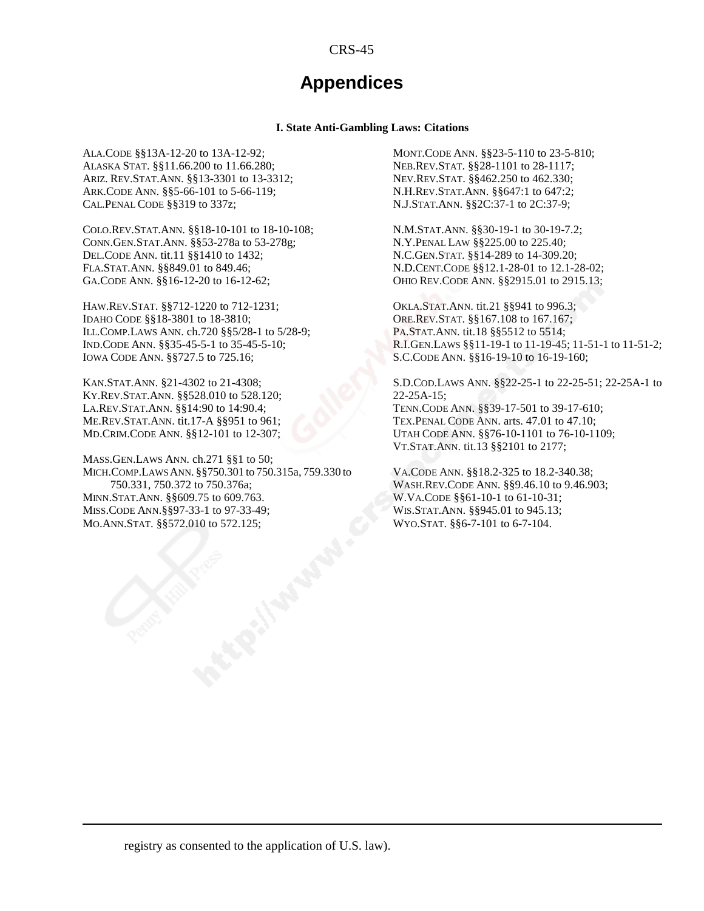# Appendices

**I. State Anti-Gambling Laws: Citations**

ALA.CODE §§13A-12-20 to 13A-12-92;
ALASKA STAT. §§11.66.200 to 11.66.280;
ARIZ. REV.STAT.ANN. §§13-3301 to 13-3312;
ARK.CODE ANN. §§5-66-101 to 5-66-119;
CAL.PENAL CODE §§319 to 337z;

COLO.REV.STAT.ANN. §§18-10-101 to 18-10-108;
CONN.GEN.STAT.ANN. §§53-278a to 53-278g;
DEL.CODE ANN. tit.11 §§1410 to 1432;
FLA.STAT.ANN. §§849.01 to 849.46;
GA.CODE ANN. §§16-12-20 to 16-12-62;

HAW.REV.STAT. §§712-1220 to 712-1231;
IDAHO CODE §§18-3801 to 18-3810;
ILL.COMP.LAWS ANN. ch.720 §§5/28-1 to 5/28-9;
IND.CODE ANN. §§35-45-5-1 to 35-45-5-10;
IOWA CODE ANN. §§727.5 to 725.16;

KAN.STAT.ANN. §21-4302 to 21-4308;
KY.REV.STAT.ANN. §§528.010 to 528.120;
LA.REV.STAT.ANN. §§14:90 to 14:90.4;
ME.REV.STAT.ANN. tit.17-A §§951 to 961;
MD.CRIM.CODE ANN. §§12-101 to 12-307;

MASS.GEN.LAWS ANN. ch.271 §§1 to 50;
MICH.COMP.LAWS ANN. §§750.301 to 750.315a, 759.330 to 750.331, 750.372 to 750.376a;
MINN.STAT.ANN. §§609.75 to 609.763.
MISS.CODE ANN.§§97-33-1 to 97-33-49;
MO.ANN.STAT. §§572.010 to 572.125;

MONT.CODE ANN. §§23-5-110 to 23-5-810;
NEB.REV.STAT. §§28-1101 to 28-1117;
NEV.REV.STAT. §§462.250 to 462.330;
N.H.REV.STAT.ANN. §§647:1 to 647:2;
N.J.STAT.ANN. §§2C:37-1 to 2C:37-9;

N.M.STAT.ANN. §§30-19-1 to 30-19-7.2;
N.Y.PENAL LAW §§225.00 to 225.40;
N.C.GEN.STAT. §§14-289 to 14-309.20;
N.D.CENT.CODE §§12.1-28-01 to 12.1-28-02;
OHIO REV.CODE ANN. §§2915.01 to 2915.13;

OKLA.STAT.ANN. tit.21 §§941 to 996.3;
ORE.REV.STAT. §§167.108 to 167.167;
PA.STAT.ANN. tit.18 §§5512 to 5514;
R.I.GEN.LAWS §§11-19-1 to 11-19-45; 11-51-1 to 11-51-2;
S.C.CODE ANN. §§16-19-10 to 16-19-160;

S.D.COD.LAWS ANN. §§22-25-1 to 22-25-51; 22-25A-1 to 22-25A-15;
TENN.CODE ANN. §§39-17-501 to 39-17-610;
TEX.PENAL CODE ANN. arts. 47.01 to 47.10;
UTAH CODE ANN. §§76-10-1101 to 76-10-1109;
VT.STAT.ANN. tit.13 §§2101 to 2177;

VA.CODE ANN. §§18.2-325 to 18.2-340.38;
WASH.REV.CODE ANN. §§9.46.10 to 9.46.903;
W.VA.CODE §§61-10-1 to 61-10-31;
WIS.STAT.ANN. §§945.01 to 945.13;
WYO.STAT. §§6-7-101 to 6-7-104.

---

registry as consented to the application of U.S. law).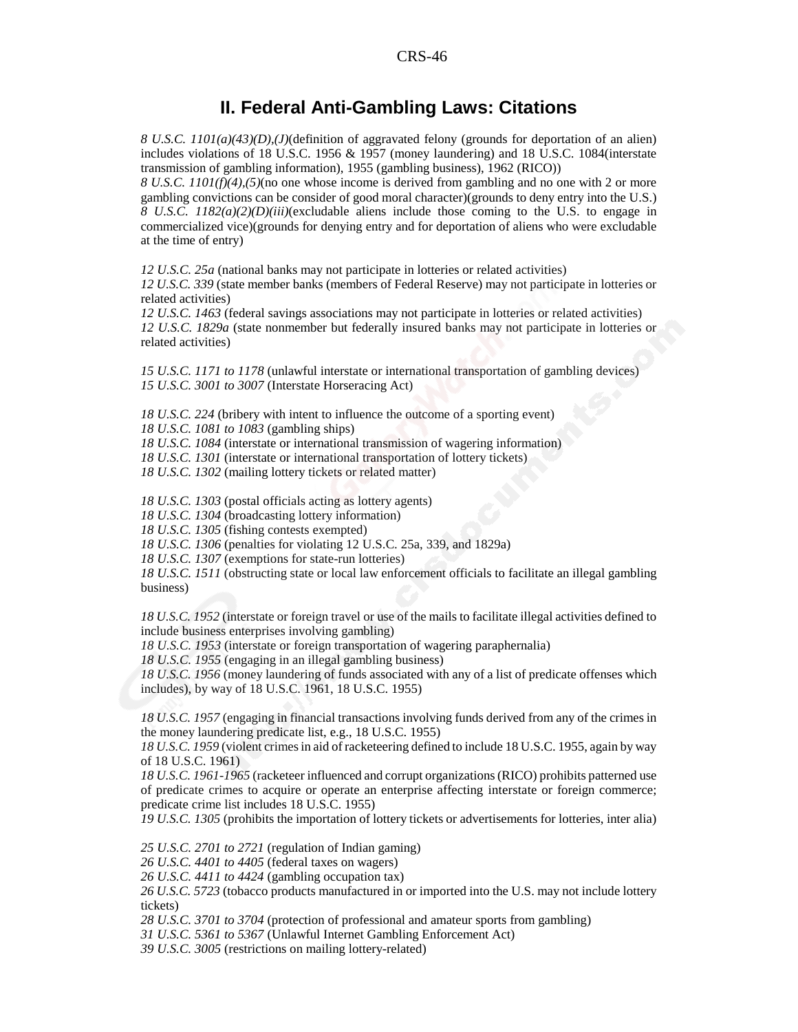## II. Federal Anti-Gambling Laws: Citations

*8 U.S.C. 1101(a)(43)(D),(J)*(definition of aggravated felony (grounds for deportation of an alien) includes violations of 18 U.S.C. 1956 & 1957 (money laundering) and 18 U.S.C. 1084(interstate transmission of gambling information), 1955 (gambling business), 1962 (RICO))
*8 U.S.C. 1101(f)(4),(5)*(no one whose income is derived from gambling and no one with 2 or more gambling convictions can be consider of good moral character)(grounds to deny entry into the U.S.)
*8 U.S.C. 1182(a)(2)(D)(iii)*(excludable aliens include those coming to the U.S. to engage in commercialized vice)(grounds for denying entry and for deportation of aliens who were excludable at the time of entry)

*12 U.S.C. 25a* (national banks may not participate in lotteries or related activities)
*12 U.S.C. 339* (state member banks (members of Federal Reserve) may not participate in lotteries or related activities)
*12 U.S.C. 1463* (federal savings associations may not participate in lotteries or related activities)
*12 U.S.C. 1829a* (state nonmember but federally insured banks may not participate in lotteries or related activities)

*15 U.S.C. 1171 to 1178* (unlawful interstate or international transportation of gambling devices)
*15 U.S.C. 3001 to 3007* (Interstate Horseracing Act)

*18 U.S.C. 224* (bribery with intent to influence the outcome of a sporting event)
*18 U.S.C. 1081 to 1083* (gambling ships)
*18 U.S.C. 1084* (interstate or international transmission of wagering information)
*18 U.S.C. 1301* (interstate or international transportation of lottery tickets)
*18 U.S.C. 1302* (mailing lottery tickets or related matter)

*18 U.S.C. 1303* (postal officials acting as lottery agents)
*18 U.S.C. 1304* (broadcasting lottery information)
*18 U.S.C. 1305* (fishing contests exempted)
*18 U.S.C. 1306* (penalties for violating 12 U.S.C. 25a, 339, and 1829a)
*18 U.S.C. 1307* (exemptions for state-run lotteries)
*18 U.S.C. 1511* (obstructing state or local law enforcement officials to facilitate an illegal gambling business)

*18 U.S.C. 1952* (interstate or foreign travel or use of the mails to facilitate illegal activities defined to include business enterprises involving gambling)
*18 U.S.C. 1953* (interstate or foreign transportation of wagering paraphernalia)
*18 U.S.C. 1955* (engaging in an illegal gambling business)
*18 U.S.C. 1956* (money laundering of funds associated with any of a list of predicate offenses which includes), by way of 18 U.S.C. 1961, 18 U.S.C. 1955)

*18 U.S.C. 1957* (engaging in financial transactions involving funds derived from any of the crimes in the money laundering predicate list, e.g., 18 U.S.C. 1955)
*18 U.S.C. 1959* (violent crimes in aid of racketeering defined to include 18 U.S.C. 1955, again by way of 18 U.S.C. 1961)
*18 U.S.C. 1961-1965* (racketeer influenced and corrupt organizations (RICO) prohibits patterned use of predicate crimes to acquire or operate an enterprise affecting interstate or foreign commerce; predicate crime list includes 18 U.S.C. 1955)
*19 U.S.C. 1305* (prohibits the importation of lottery tickets or advertisements for lotteries, inter alia)

*25 U.S.C. 2701 to 2721* (regulation of Indian gaming)
*26 U.S.C. 4401 to 4405* (federal taxes on wagers)
*26 U.S.C. 4411 to 4424* (gambling occupation tax)
*26 U.S.C. 5723* (tobacco products manufactured in or imported into the U.S. may not include lottery tickets)
*28 U.S.C. 3701 to 3704* (protection of professional and amateur sports from gambling)
*31 U.S.C. 5361 to 5367* (Unlawful Internet Gambling Enforcement Act)
*39 U.S.C. 3005* (restrictions on mailing lottery-related)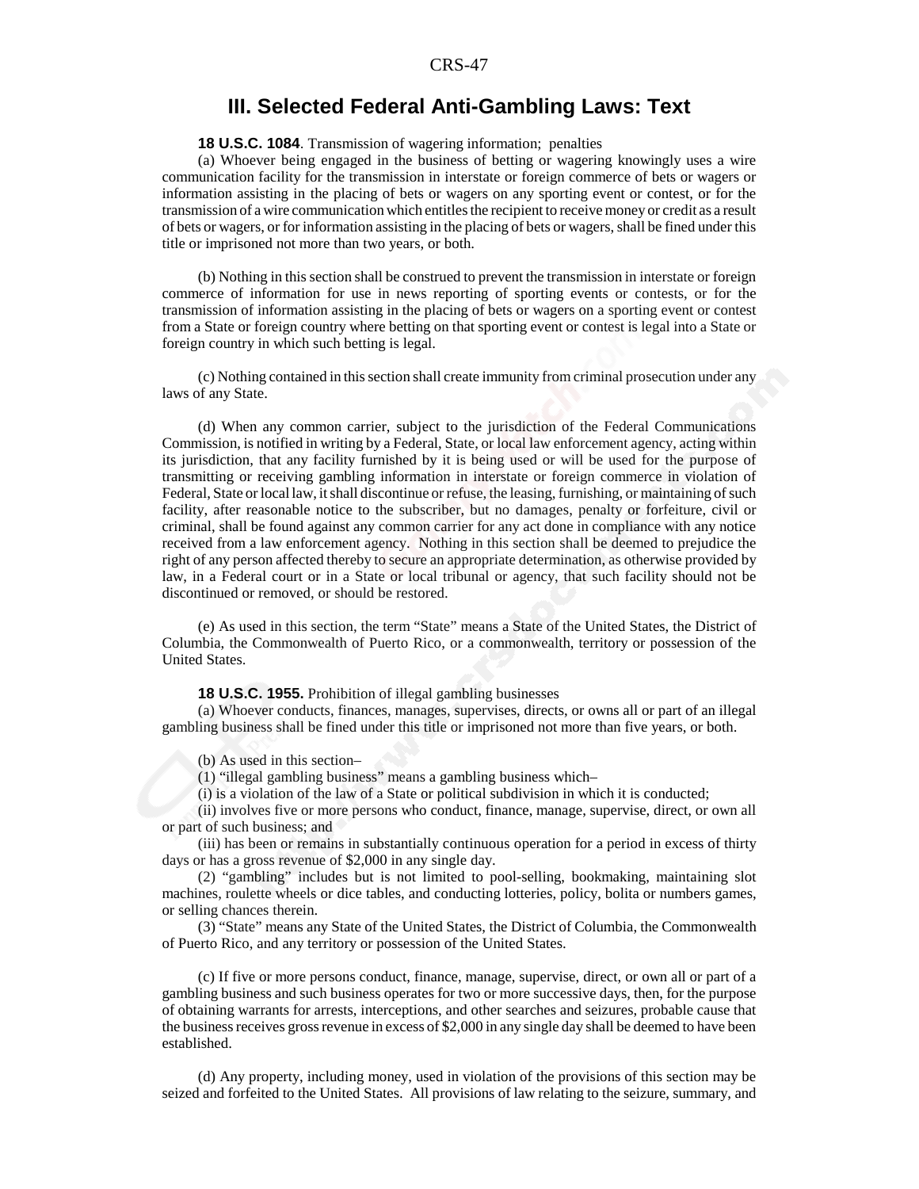# III. Selected Federal Anti-Gambling Laws: Text

**18 U.S.C. 1084**. Transmission of wagering information; penalties

(a) Whoever being engaged in the business of betting or wagering knowingly uses a wire communication facility for the transmission in interstate or foreign commerce of bets or wagers or information assisting in the placing of bets or wagers on any sporting event or contest, or for the transmission of a wire communication which entitles the recipient to receive money or credit as a result of bets or wagers, or for information assisting in the placing of bets or wagers, shall be fined under this title or imprisoned not more than two years, or both.

(b) Nothing in this section shall be construed to prevent the transmission in interstate or foreign commerce of information for use in news reporting of sporting events or contests, or for the transmission of information assisting in the placing of bets or wagers on a sporting event or contest from a State or foreign country where betting on that sporting event or contest is legal into a State or foreign country in which such betting is legal.

(c) Nothing contained in this section shall create immunity from criminal prosecution under any laws of any State.

(d) When any common carrier, subject to the jurisdiction of the Federal Communications Commission, is notified in writing by a Federal, State, or local law enforcement agency, acting within its jurisdiction, that any facility furnished by it is being used or will be used for the purpose of transmitting or receiving gambling information in interstate or foreign commerce in violation of Federal, State or local law, it shall discontinue or refuse, the leasing, furnishing, or maintaining of such facility, after reasonable notice to the subscriber, but no damages, penalty or forfeiture, civil or criminal, shall be found against any common carrier for any act done in compliance with any notice received from a law enforcement agency. Nothing in this section shall be deemed to prejudice the right of any person affected thereby to secure an appropriate determination, as otherwise provided by law, in a Federal court or in a State or local tribunal or agency, that such facility should not be discontinued or removed, or should be restored.

(e) As used in this section, the term "State" means a State of the United States, the District of Columbia, the Commonwealth of Puerto Rico, or a commonwealth, territory or possession of the United States.

**18 U.S.C. 1955.** Prohibition of illegal gambling businesses

(a) Whoever conducts, finances, manages, supervises, directs, or owns all or part of an illegal gambling business shall be fined under this title or imprisoned not more than five years, or both.

(b) As used in this section–

(1) "illegal gambling business" means a gambling business which–

(i) is a violation of the law of a State or political subdivision in which it is conducted;

(ii) involves five or more persons who conduct, finance, manage, supervise, direct, or own all or part of such business; and

(iii) has been or remains in substantially continuous operation for a period in excess of thirty days or has a gross revenue of $2,000 in any single day.

(2) "gambling" includes but is not limited to pool-selling, bookmaking, maintaining slot machines, roulette wheels or dice tables, and conducting lotteries, policy, bolita or numbers games, or selling chances therein.

(3) "State" means any State of the United States, the District of Columbia, the Commonwealth of Puerto Rico, and any territory or possession of the United States.

(c) If five or more persons conduct, finance, manage, supervise, direct, or own all or part of a gambling business and such business operates for two or more successive days, then, for the purpose of obtaining warrants for arrests, interceptions, and other searches and seizures, probable cause that the business receives gross revenue in excess of $2,000 in any single day shall be deemed to have been established.

(d) Any property, including money, used in violation of the provisions of this section may be seized and forfeited to the United States. All provisions of law relating to the seizure, summary, and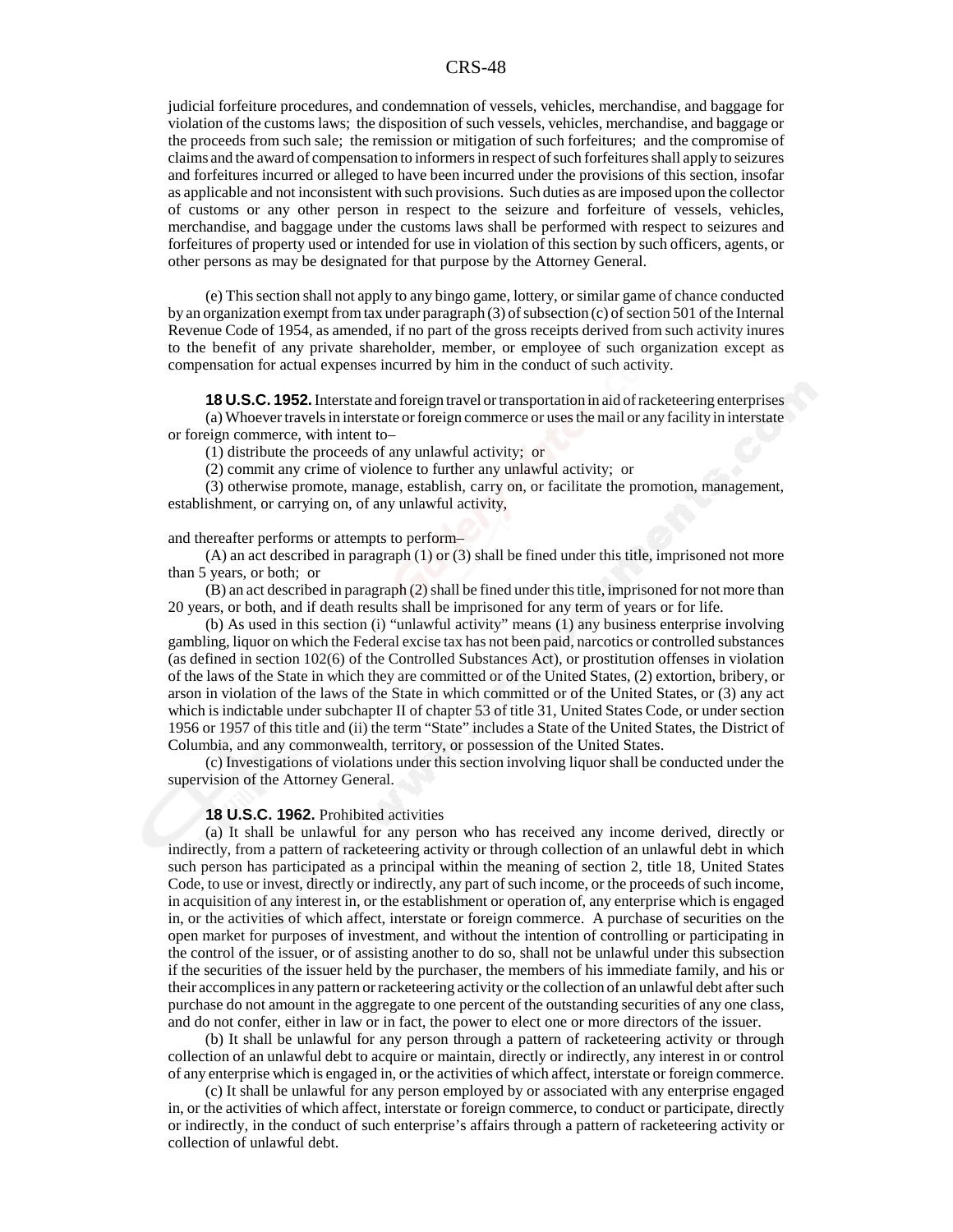judicial forfeiture procedures, and condemnation of vessels, vehicles, merchandise, and baggage for violation of the customs laws; the disposition of such vessels, vehicles, merchandise, and baggage or the proceeds from such sale; the remission or mitigation of such forfeitures; and the compromise of claims and the award of compensation to informers in respect of such forfeitures shall apply to seizures and forfeitures incurred or alleged to have been incurred under the provisions of this section, insofar as applicable and not inconsistent with such provisions. Such duties as are imposed upon the collector of customs or any other person in respect to the seizure and forfeiture of vessels, vehicles, merchandise, and baggage under the customs laws shall be performed with respect to seizures and forfeitures of property used or intended for use in violation of this section by such officers, agents, or other persons as may be designated for that purpose by the Attorney General.

(e) This section shall not apply to any bingo game, lottery, or similar game of chance conducted by an organization exempt from tax under paragraph (3) of subsection (c) of section 501 of the Internal Revenue Code of 1954, as amended, if no part of the gross receipts derived from such activity inures to the benefit of any private shareholder, member, or employee of such organization except as compensation for actual expenses incurred by him in the conduct of such activity.

**18 U.S.C. 1952.** Interstate and foreign travel or transportation in aid of racketeering enterprises

(a) Whoever travels in interstate or foreign commerce or uses the mail or any facility in interstate or foreign commerce, with intent to–

(1) distribute the proceeds of any unlawful activity; or

(2) commit any crime of violence to further any unlawful activity; or

(3) otherwise promote, manage, establish, carry on, or facilitate the promotion, management, establishment, or carrying on, of any unlawful activity,

and thereafter performs or attempts to perform–

(A) an act described in paragraph (1) or (3) shall be fined under this title, imprisoned not more than 5 years, or both; or

(B) an act described in paragraph (2) shall be fined under this title, imprisoned for not more than 20 years, or both, and if death results shall be imprisoned for any term of years or for life.

(b) As used in this section (i) "unlawful activity" means (1) any business enterprise involving gambling, liquor on which the Federal excise tax has not been paid, narcotics or controlled substances (as defined in section 102(6) of the Controlled Substances Act), or prostitution offenses in violation of the laws of the State in which they are committed or of the United States, (2) extortion, bribery, or arson in violation of the laws of the State in which committed or of the United States, or (3) any act which is indictable under subchapter II of chapter 53 of title 31, United States Code, or under section 1956 or 1957 of this title and (ii) the term "State" includes a State of the United States, the District of Columbia, and any commonwealth, territory, or possession of the United States.

(c) Investigations of violations under this section involving liquor shall be conducted under the supervision of the Attorney General.

**18 U.S.C. 1962.** Prohibited activities

(a) It shall be unlawful for any person who has received any income derived, directly or indirectly, from a pattern of racketeering activity or through collection of an unlawful debt in which such person has participated as a principal within the meaning of section 2, title 18, United States Code, to use or invest, directly or indirectly, any part of such income, or the proceeds of such income, in acquisition of any interest in, or the establishment or operation of, any enterprise which is engaged in, or the activities of which affect, interstate or foreign commerce. A purchase of securities on the open market for purposes of investment, and without the intention of controlling or participating in the control of the issuer, or of assisting another to do so, shall not be unlawful under this subsection if the securities of the issuer held by the purchaser, the members of his immediate family, and his or their accomplices in any pattern or racketeering activity or the collection of an unlawful debt after such purchase do not amount in the aggregate to one percent of the outstanding securities of any one class, and do not confer, either in law or in fact, the power to elect one or more directors of the issuer.

(b) It shall be unlawful for any person through a pattern of racketeering activity or through collection of an unlawful debt to acquire or maintain, directly or indirectly, any interest in or control of any enterprise which is engaged in, or the activities of which affect, interstate or foreign commerce.

(c) It shall be unlawful for any person employed by or associated with any enterprise engaged in, or the activities of which affect, interstate or foreign commerce, to conduct or participate, directly or indirectly, in the conduct of such enterprise's affairs through a pattern of racketeering activity or collection of unlawful debt.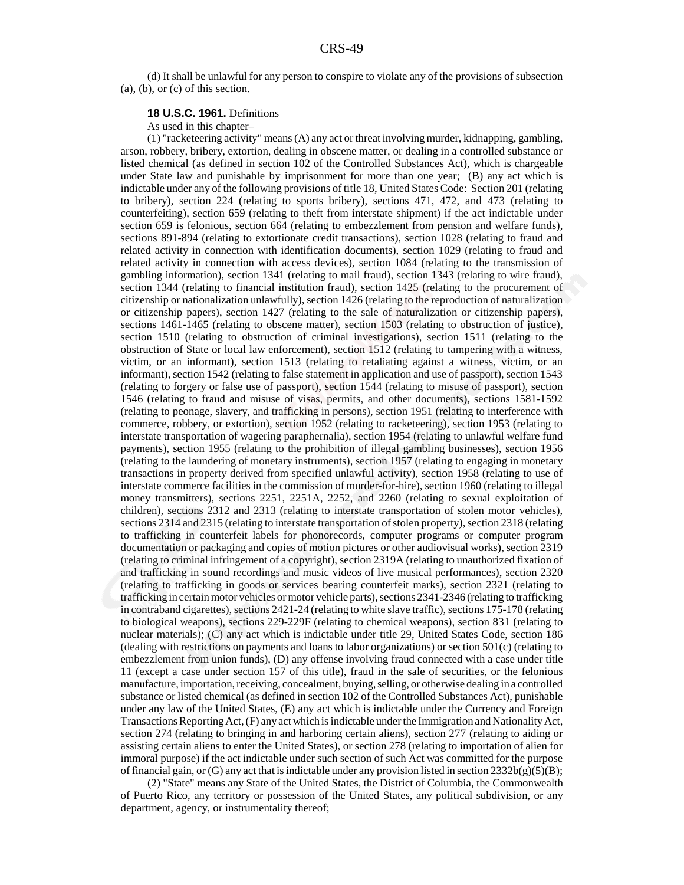(d) It shall be unlawful for any person to conspire to violate any of the provisions of subsection (a), (b), or (c) of this section.

**18 U.S.C. 1961.** Definitions

As used in this chapter–

(1) "racketeering activity" means (A) any act or threat involving murder, kidnapping, gambling, arson, robbery, bribery, extortion, dealing in obscene matter, or dealing in a controlled substance or listed chemical (as defined in section 102 of the Controlled Substances Act), which is chargeable under State law and punishable by imprisonment for more than one year; (B) any act which is indictable under any of the following provisions of title 18, United States Code: Section 201 (relating to bribery), section 224 (relating to sports bribery), sections 471, 472, and 473 (relating to counterfeiting), section 659 (relating to theft from interstate shipment) if the act indictable under section 659 is felonious, section 664 (relating to embezzlement from pension and welfare funds), sections 891-894 (relating to extortionate credit transactions), section 1028 (relating to fraud and related activity in connection with identification documents), section 1029 (relating to fraud and related activity in connection with access devices), section 1084 (relating to the transmission of gambling information), section 1341 (relating to mail fraud), section 1343 (relating to wire fraud), section 1344 (relating to financial institution fraud), section 1425 (relating to the procurement of citizenship or nationalization unlawfully), section 1426 (relating to the reproduction of naturalization or citizenship papers), section 1427 (relating to the sale of naturalization or citizenship papers), sections 1461-1465 (relating to obscene matter), section 1503 (relating to obstruction of justice), section 1510 (relating to obstruction of criminal investigations), section 1511 (relating to the obstruction of State or local law enforcement), section 1512 (relating to tampering with a witness, victim, or an informant), section 1513 (relating to retaliating against a witness, victim, or an informant), section 1542 (relating to false statement in application and use of passport), section 1543 (relating to forgery or false use of passport), section 1544 (relating to misuse of passport), section 1546 (relating to fraud and misuse of visas, permits, and other documents), sections 1581-1592 (relating to peonage, slavery, and trafficking in persons), section 1951 (relating to interference with commerce, robbery, or extortion), section 1952 (relating to racketeering), section 1953 (relating to interstate transportation of wagering paraphernalia), section 1954 (relating to unlawful welfare fund payments), section 1955 (relating to the prohibition of illegal gambling businesses), section 1956 (relating to the laundering of monetary instruments), section 1957 (relating to engaging in monetary transactions in property derived from specified unlawful activity), section 1958 (relating to use of interstate commerce facilities in the commission of murder-for-hire), section 1960 (relating to illegal money transmitters), sections 2251, 2251A, 2252, and 2260 (relating to sexual exploitation of children), sections 2312 and 2313 (relating to interstate transportation of stolen motor vehicles), sections 2314 and 2315 (relating to interstate transportation of stolen property), section 2318 (relating to trafficking in counterfeit labels for phonorecords, computer programs or computer program documentation or packaging and copies of motion pictures or other audiovisual works), section 2319 (relating to criminal infringement of a copyright), section 2319A (relating to unauthorized fixation of and trafficking in sound recordings and music videos of live musical performances), section 2320 (relating to trafficking in goods or services bearing counterfeit marks), section 2321 (relating to trafficking in certain motor vehicles or motor vehicle parts), sections 2341-2346 (relating to trafficking in contraband cigarettes), sections 2421-24 (relating to white slave traffic), sections 175-178 (relating to biological weapons), sections 229-229F (relating to chemical weapons), section 831 (relating to nuclear materials); (C) any act which is indictable under title 29, United States Code, section 186 (dealing with restrictions on payments and loans to labor organizations) or section 501(c) (relating to embezzlement from union funds), (D) any offense involving fraud connected with a case under title 11 (except a case under section 157 of this title), fraud in the sale of securities, or the felonious manufacture, importation, receiving, concealment, buying, selling, or otherwise dealing in a controlled substance or listed chemical (as defined in section 102 of the Controlled Substances Act), punishable under any law of the United States, (E) any act which is indictable under the Currency and Foreign Transactions Reporting Act, (F) any act which is indictable under the Immigration and Nationality Act, section 274 (relating to bringing in and harboring certain aliens), section 277 (relating to aiding or assisting certain aliens to enter the United States), or section 278 (relating to importation of alien for immoral purpose) if the act indictable under such section of such Act was committed for the purpose of financial gain, or (G) any act that is indictable under any provision listed in section 2332b(g)(5)(B);

(2) "State" means any State of the United States, the District of Columbia, the Commonwealth of Puerto Rico, any territory or possession of the United States, any political subdivision, or any department, agency, or instrumentality thereof;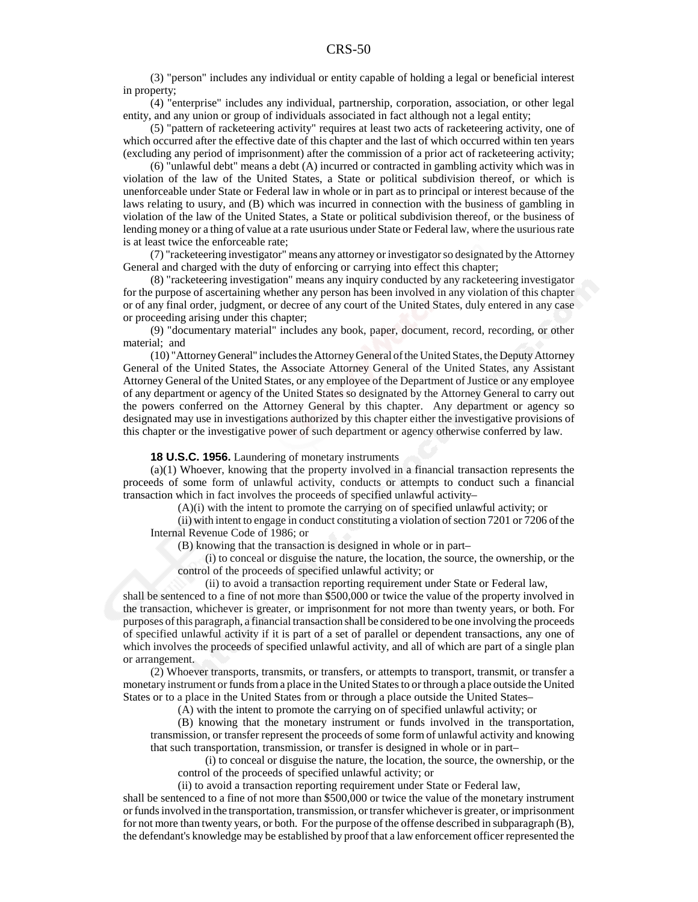(3) "person" includes any individual or entity capable of holding a legal or beneficial interest in property;

(4) "enterprise" includes any individual, partnership, corporation, association, or other legal entity, and any union or group of individuals associated in fact although not a legal entity;

(5) "pattern of racketeering activity" requires at least two acts of racketeering activity, one of which occurred after the effective date of this chapter and the last of which occurred within ten years (excluding any period of imprisonment) after the commission of a prior act of racketeering activity;

(6) "unlawful debt" means a debt (A) incurred or contracted in gambling activity which was in violation of the law of the United States, a State or political subdivision thereof, or which is unenforceable under State or Federal law in whole or in part as to principal or interest because of the laws relating to usury, and (B) which was incurred in connection with the business of gambling in violation of the law of the United States, a State or political subdivision thereof, or the business of lending money or a thing of value at a rate usurious under State or Federal law, where the usurious rate is at least twice the enforceable rate;

(7) "racketeering investigator" means any attorney or investigator so designated by the Attorney General and charged with the duty of enforcing or carrying into effect this chapter;

(8) "racketeering investigation" means any inquiry conducted by any racketeering investigator for the purpose of ascertaining whether any person has been involved in any violation of this chapter or of any final order, judgment, or decree of any court of the United States, duly entered in any case or proceeding arising under this chapter;

(9) "documentary material" includes any book, paper, document, record, recording, or other material; and

(10) "Attorney General" includes the Attorney General of the United States, the Deputy Attorney General of the United States, the Associate Attorney General of the United States, any Assistant Attorney General of the United States, or any employee of the Department of Justice or any employee of any department or agency of the United States so designated by the Attorney General to carry out the powers conferred on the Attorney General by this chapter. Any department or agency so designated may use in investigations authorized by this chapter either the investigative provisions of this chapter or the investigative power of such department or agency otherwise conferred by law.

**18 U.S.C. 1956.** Laundering of monetary instruments

(a)(1) Whoever, knowing that the property involved in a financial transaction represents the proceeds of some form of unlawful activity, conducts or attempts to conduct such a financial transaction which in fact involves the proceeds of specified unlawful activity–

(A)(i) with the intent to promote the carrying on of specified unlawful activity; or

(ii) with intent to engage in conduct constituting a violation of section 7201 or 7206 of the Internal Revenue Code of 1986; or

(B) knowing that the transaction is designed in whole or in part–

(i) to conceal or disguise the nature, the location, the source, the ownership, or the control of the proceeds of specified unlawful activity; or

(ii) to avoid a transaction reporting requirement under State or Federal law,

shall be sentenced to a fine of not more than $500,000 or twice the value of the property involved in the transaction, whichever is greater, or imprisonment for not more than twenty years, or both. For purposes of this paragraph, a financial transaction shall be considered to be one involving the proceeds of specified unlawful activity if it is part of a set of parallel or dependent transactions, any one of which involves the proceeds of specified unlawful activity, and all of which are part of a single plan or arrangement.

(2) Whoever transports, transmits, or transfers, or attempts to transport, transmit, or transfer a monetary instrument or funds from a place in the United States to or through a place outside the United States or to a place in the United States from or through a place outside the United States–

(A) with the intent to promote the carrying on of specified unlawful activity; or

(B) knowing that the monetary instrument or funds involved in the transportation, transmission, or transfer represent the proceeds of some form of unlawful activity and knowing that such transportation, transmission, or transfer is designed in whole or in part–

(i) to conceal or disguise the nature, the location, the source, the ownership, or the control of the proceeds of specified unlawful activity; or

(ii) to avoid a transaction reporting requirement under State or Federal law,

shall be sentenced to a fine of not more than $500,000 or twice the value of the monetary instrument or funds involved in the transportation, transmission, or transfer whichever is greater, or imprisonment for not more than twenty years, or both. For the purpose of the offense described in subparagraph (B), the defendant's knowledge may be established by proof that a law enforcement officer represented the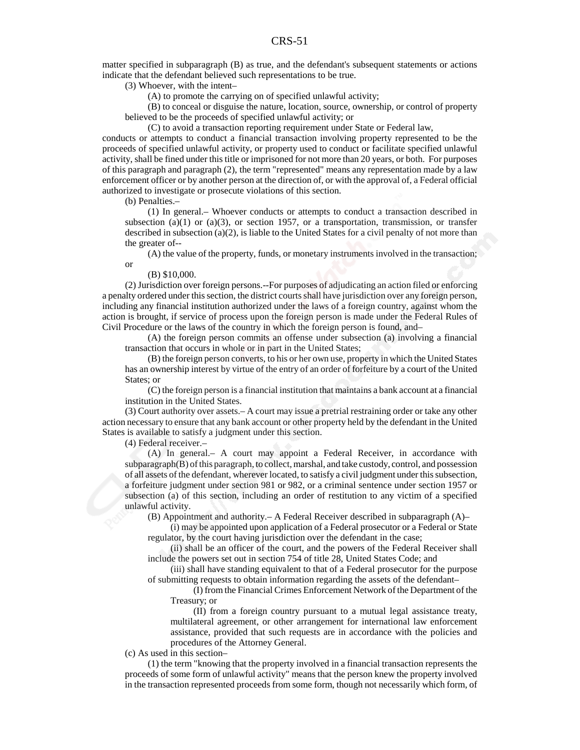matter specified in subparagraph (B) as true, and the defendant's subsequent statements or actions indicate that the defendant believed such representations to be true.

(3) Whoever, with the intent–

(A) to promote the carrying on of specified unlawful activity;

(B) to conceal or disguise the nature, location, source, ownership, or control of property believed to be the proceeds of specified unlawful activity; or

(C) to avoid a transaction reporting requirement under State or Federal law,

conducts or attempts to conduct a financial transaction involving property represented to be the proceeds of specified unlawful activity, or property used to conduct or facilitate specified unlawful activity, shall be fined under this title or imprisoned for not more than 20 years, or both. For purposes of this paragraph and paragraph (2), the term "represented" means any representation made by a law enforcement officer or by another person at the direction of, or with the approval of, a Federal official authorized to investigate or prosecute violations of this section.

(b) Penalties.–

(1) In general.– Whoever conducts or attempts to conduct a transaction described in subsection (a)(1) or (a)(3), or section 1957, or a transportation, transmission, or transfer described in subsection (a)(2), is liable to the United States for a civil penalty of not more than the greater of--

(A) the value of the property, funds, or monetary instruments involved in the transaction; or

(B) $10,000.

(2) Jurisdiction over foreign persons.--For purposes of adjudicating an action filed or enforcing a penalty ordered under this section, the district courts shall have jurisdiction over any foreign person, including any financial institution authorized under the laws of a foreign country, against whom the action is brought, if service of process upon the foreign person is made under the Federal Rules of Civil Procedure or the laws of the country in which the foreign person is found, and–

(A) the foreign person commits an offense under subsection (a) involving a financial transaction that occurs in whole or in part in the United States;

(B) the foreign person converts, to his or her own use, property in which the United States has an ownership interest by virtue of the entry of an order of forfeiture by a court of the United States; or

(C) the foreign person is a financial institution that maintains a bank account at a financial institution in the United States.

(3) Court authority over assets.– A court may issue a pretrial restraining order or take any other action necessary to ensure that any bank account or other property held by the defendant in the United States is available to satisfy a judgment under this section.

(4) Federal receiver.–

(A) In general.– A court may appoint a Federal Receiver, in accordance with subparagraph(B) of this paragraph, to collect, marshal, and take custody, control, and possession of all assets of the defendant, wherever located, to satisfy a civil judgment under this subsection, a forfeiture judgment under section 981 or 982, or a criminal sentence under section 1957 or subsection (a) of this section, including an order of restitution to any victim of a specified unlawful activity.

(B) Appointment and authority.– A Federal Receiver described in subparagraph (A)–

(i) may be appointed upon application of a Federal prosecutor or a Federal or State regulator, by the court having jurisdiction over the defendant in the case;

(ii) shall be an officer of the court, and the powers of the Federal Receiver shall include the powers set out in section 754 of title 28, United States Code; and

(iii) shall have standing equivalent to that of a Federal prosecutor for the purpose of submitting requests to obtain information regarding the assets of the defendant–

(I) from the Financial Crimes Enforcement Network of the Department of the Treasury; or

(II) from a foreign country pursuant to a mutual legal assistance treaty, multilateral agreement, or other arrangement for international law enforcement assistance, provided that such requests are in accordance with the policies and procedures of the Attorney General.

(c) As used in this section–

(1) the term "knowing that the property involved in a financial transaction represents the proceeds of some form of unlawful activity" means that the person knew the property involved in the transaction represented proceeds from some form, though not necessarily which form, of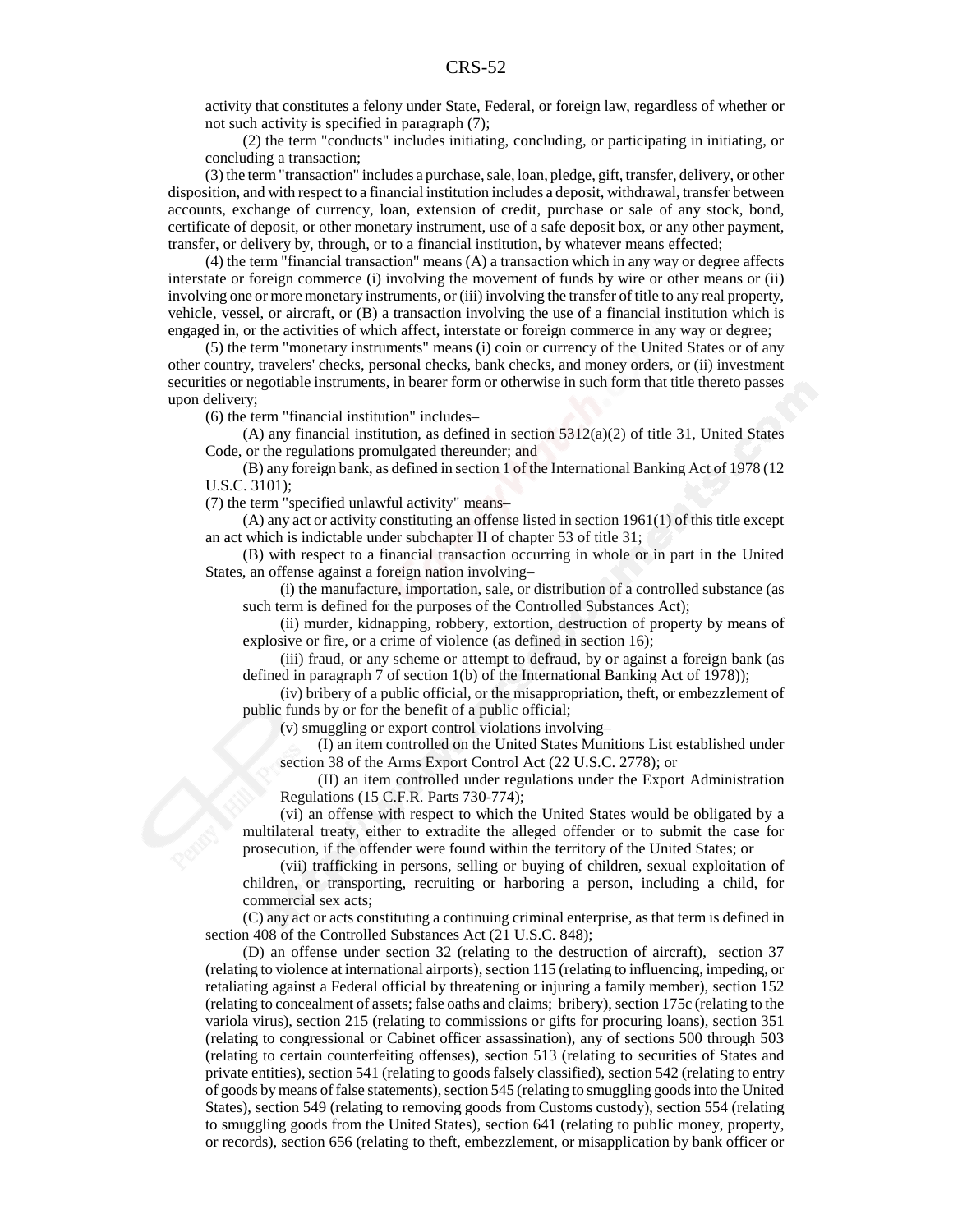activity that constitutes a felony under State, Federal, or foreign law, regardless of whether or not such activity is specified in paragraph (7);

(2) the term "conducts" includes initiating, concluding, or participating in initiating, or concluding a transaction;

(3) the term "transaction" includes a purchase, sale, loan, pledge, gift, transfer, delivery, or other disposition, and with respect to a financial institution includes a deposit, withdrawal, transfer between accounts, exchange of currency, loan, extension of credit, purchase or sale of any stock, bond, certificate of deposit, or other monetary instrument, use of a safe deposit box, or any other payment, transfer, or delivery by, through, or to a financial institution, by whatever means effected;

(4) the term "financial transaction" means (A) a transaction which in any way or degree affects interstate or foreign commerce (i) involving the movement of funds by wire or other means or (ii) involving one or more monetary instruments, or (iii) involving the transfer of title to any real property, vehicle, vessel, or aircraft, or (B) a transaction involving the use of a financial institution which is engaged in, or the activities of which affect, interstate or foreign commerce in any way or degree;

(5) the term "monetary instruments" means (i) coin or currency of the United States or of any other country, travelers' checks, personal checks, bank checks, and money orders, or (ii) investment securities or negotiable instruments, in bearer form or otherwise in such form that title thereto passes upon delivery;

(6) the term "financial institution" includes–

(A) any financial institution, as defined in section 5312(a)(2) of title 31, United States Code, or the regulations promulgated thereunder; and

(B) any foreign bank, as defined in section 1 of the International Banking Act of 1978 (12 U.S.C. 3101);

(7) the term "specified unlawful activity" means–

(A) any act or activity constituting an offense listed in section 1961(1) of this title except an act which is indictable under subchapter II of chapter 53 of title 31;

(B) with respect to a financial transaction occurring in whole or in part in the United States, an offense against a foreign nation involving–

(i) the manufacture, importation, sale, or distribution of a controlled substance (as such term is defined for the purposes of the Controlled Substances Act);

(ii) murder, kidnapping, robbery, extortion, destruction of property by means of explosive or fire, or a crime of violence (as defined in section 16);

(iii) fraud, or any scheme or attempt to defraud, by or against a foreign bank (as defined in paragraph 7 of section 1(b) of the International Banking Act of 1978));

(iv) bribery of a public official, or the misappropriation, theft, or embezzlement of public funds by or for the benefit of a public official;

(v) smuggling or export control violations involving–

(I) an item controlled on the United States Munitions List established under section 38 of the Arms Export Control Act (22 U.S.C. 2778); or

(II) an item controlled under regulations under the Export Administration Regulations (15 C.F.R. Parts 730-774);

(vi) an offense with respect to which the United States would be obligated by a multilateral treaty, either to extradite the alleged offender or to submit the case for prosecution, if the offender were found within the territory of the United States; or

(vii) trafficking in persons, selling or buying of children, sexual exploitation of children, or transporting, recruiting or harboring a person, including a child, for commercial sex acts;

(C) any act or acts constituting a continuing criminal enterprise, as that term is defined in section 408 of the Controlled Substances Act (21 U.S.C. 848);

(D) an offense under section 32 (relating to the destruction of aircraft), section 37 (relating to violence at international airports), section 115 (relating to influencing, impeding, or retaliating against a Federal official by threatening or injuring a family member), section 152 (relating to concealment of assets; false oaths and claims; bribery), section 175c (relating to the variola virus), section 215 (relating to commissions or gifts for procuring loans), section 351 (relating to congressional or Cabinet officer assassination), any of sections 500 through 503 (relating to certain counterfeiting offenses), section 513 (relating to securities of States and private entities), section 541 (relating to goods falsely classified), section 542 (relating to entry of goods by means of false statements), section 545 (relating to smuggling goods into the United States), section 549 (relating to removing goods from Customs custody), section 554 (relating to smuggling goods from the United States), section 641 (relating to public money, property, or records), section 656 (relating to theft, embezzlement, or misapplication by bank officer or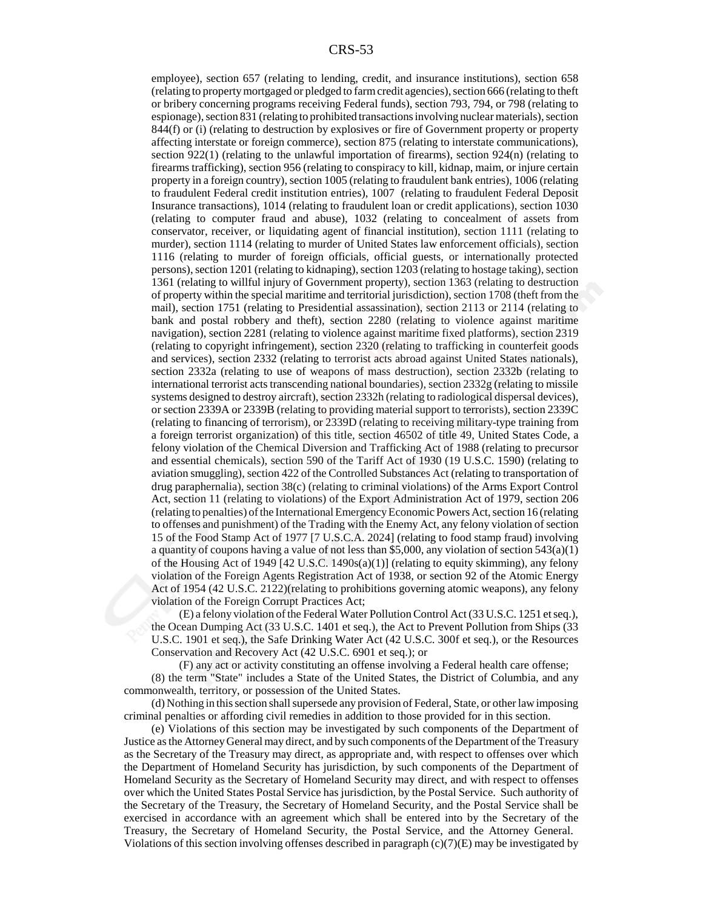employee), section 657 (relating to lending, credit, and insurance institutions), section 658 (relating to property mortgaged or pledged to farm credit agencies), section 666 (relating to theft or bribery concerning programs receiving Federal funds), section 793, 794, or 798 (relating to espionage), section 831 (relating to prohibited transactions involving nuclear materials), section 844(f) or (i) (relating to destruction by explosives or fire of Government property or property affecting interstate or foreign commerce), section 875 (relating to interstate communications), section 922(1) (relating to the unlawful importation of firearms), section 924(n) (relating to firearms trafficking), section 956 (relating to conspiracy to kill, kidnap, maim, or injure certain property in a foreign country), section 1005 (relating to fraudulent bank entries), 1006 (relating to fraudulent Federal credit institution entries), 1007 (relating to fraudulent Federal Deposit Insurance transactions), 1014 (relating to fraudulent loan or credit applications), section 1030 (relating to computer fraud and abuse), 1032 (relating to concealment of assets from conservator, receiver, or liquidating agent of financial institution), section 1111 (relating to murder), section 1114 (relating to murder of United States law enforcement officials), section 1116 (relating to murder of foreign officials, official guests, or internationally protected persons), section 1201 (relating to kidnaping), section 1203 (relating to hostage taking), section 1361 (relating to willful injury of Government property), section 1363 (relating to destruction of property within the special maritime and territorial jurisdiction), section 1708 (theft from the mail), section 1751 (relating to Presidential assassination), section 2113 or 2114 (relating to bank and postal robbery and theft), section 2280 (relating to violence against maritime navigation), section 2281 (relating to violence against maritime fixed platforms), section 2319 (relating to copyright infringement), section 2320 (relating to trafficking in counterfeit goods and services), section 2332 (relating to terrorist acts abroad against United States nationals), section 2332a (relating to use of weapons of mass destruction), section 2332b (relating to international terrorist acts transcending national boundaries), section 2332g (relating to missile systems designed to destroy aircraft), section 2332h (relating to radiological dispersal devices), or section 2339A or 2339B (relating to providing material support to terrorists), section 2339C (relating to financing of terrorism), or 2339D (relating to receiving military-type training from a foreign terrorist organization) of this title, section 46502 of title 49, United States Code, a felony violation of the Chemical Diversion and Trafficking Act of 1988 (relating to precursor and essential chemicals), section 590 of the Tariff Act of 1930 (19 U.S.C. 1590) (relating to aviation smuggling), section 422 of the Controlled Substances Act (relating to transportation of drug paraphernalia), section 38(c) (relating to criminal violations) of the Arms Export Control Act, section 11 (relating to violations) of the Export Administration Act of 1979, section 206 (relating to penalties) of the International Emergency Economic Powers Act, section 16 (relating to offenses and punishment) of the Trading with the Enemy Act, any felony violation of section 15 of the Food Stamp Act of 1977 [7 U.S.C.A. 2024] (relating to food stamp fraud) involving a quantity of coupons having a value of not less than $5,000, any violation of section 543(a)(1) of the Housing Act of 1949 [42 U.S.C. 1490s(a)(1)] (relating to equity skimming), any felony violation of the Foreign Agents Registration Act of 1938, or section 92 of the Atomic Energy Act of 1954 (42 U.S.C. 2122)(relating to prohibitions governing atomic weapons), any felony violation of the Foreign Corrupt Practices Act;

(E) a felony violation of the Federal Water Pollution Control Act (33 U.S.C. 1251 et seq.), the Ocean Dumping Act (33 U.S.C. 1401 et seq.), the Act to Prevent Pollution from Ships (33 U.S.C. 1901 et seq.), the Safe Drinking Water Act (42 U.S.C. 300f et seq.), or the Resources Conservation and Recovery Act (42 U.S.C. 6901 et seq.); or

(F) any act or activity constituting an offense involving a Federal health care offense;

(8) the term "State" includes a State of the United States, the District of Columbia, and any commonwealth, territory, or possession of the United States.

(d) Nothing in this section shall supersede any provision of Federal, State, or other law imposing criminal penalties or affording civil remedies in addition to those provided for in this section.

(e) Violations of this section may be investigated by such components of the Department of Justice as the Attorney General may direct, and by such components of the Department of the Treasury as the Secretary of the Treasury may direct, as appropriate and, with respect to offenses over which the Department of Homeland Security has jurisdiction, by such components of the Department of Homeland Security as the Secretary of Homeland Security may direct, and with respect to offenses over which the United States Postal Service has jurisdiction, by the Postal Service. Such authority of the Secretary of the Treasury, the Secretary of Homeland Security, and the Postal Service shall be exercised in accordance with an agreement which shall be entered into by the Secretary of the Treasury, the Secretary of Homeland Security, the Postal Service, and the Attorney General. Violations of this section involving offenses described in paragraph (c)(7)(E) may be investigated by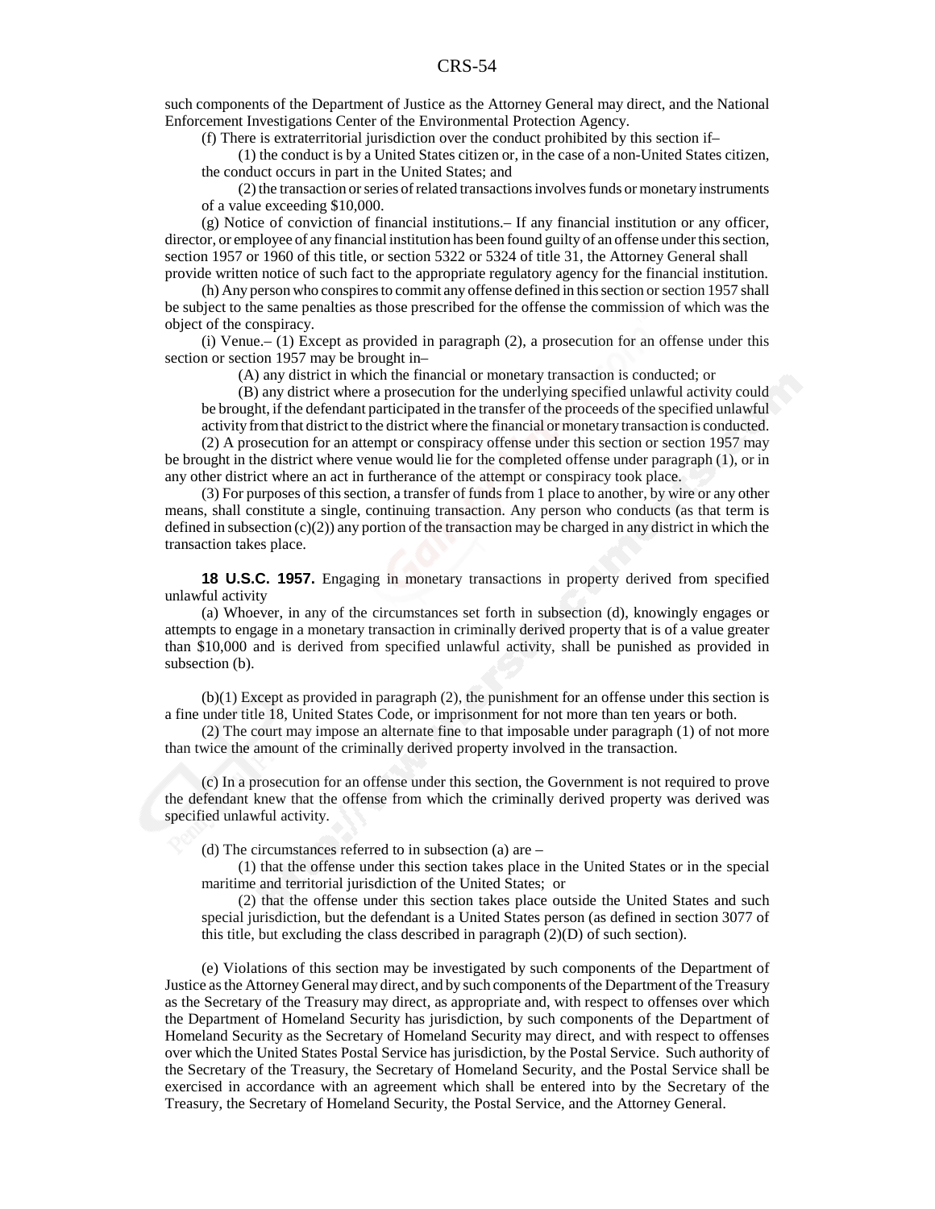such components of the Department of Justice as the Attorney General may direct, and the National Enforcement Investigations Center of the Environmental Protection Agency.

(f) There is extraterritorial jurisdiction over the conduct prohibited by this section if–

(1) the conduct is by a United States citizen or, in the case of a non-United States citizen, the conduct occurs in part in the United States; and

(2) the transaction or series of related transactions involves funds or monetary instruments of a value exceeding $10,000.

(g) Notice of conviction of financial institutions.– If any financial institution or any officer, director, or employee of any financial institution has been found guilty of an offense under this section, section 1957 or 1960 of this title, or section 5322 or 5324 of title 31, the Attorney General shall provide written notice of such fact to the appropriate regulatory agency for the financial institution.

(h) Any person who conspires to commit any offense defined in this section or section 1957 shall be subject to the same penalties as those prescribed for the offense the commission of which was the object of the conspiracy.

(i) Venue.– (1) Except as provided in paragraph (2), a prosecution for an offense under this section or section 1957 may be brought in–

(A) any district in which the financial or monetary transaction is conducted; or

(B) any district where a prosecution for the underlying specified unlawful activity could be brought, if the defendant participated in the transfer of the proceeds of the specified unlawful activity from that district to the district where the financial or monetary transaction is conducted.

(2) A prosecution for an attempt or conspiracy offense under this section or section 1957 may be brought in the district where venue would lie for the completed offense under paragraph (1), or in any other district where an act in furtherance of the attempt or conspiracy took place.

(3) For purposes of this section, a transfer of funds from 1 place to another, by wire or any other means, shall constitute a single, continuing transaction. Any person who conducts (as that term is defined in subsection (c)(2)) any portion of the transaction may be charged in any district in which the transaction takes place.

**18 U.S.C. 1957.** Engaging in monetary transactions in property derived from specified unlawful activity

(a) Whoever, in any of the circumstances set forth in subsection (d), knowingly engages or attempts to engage in a monetary transaction in criminally derived property that is of a value greater than $10,000 and is derived from specified unlawful activity, shall be punished as provided in subsection (b).

(b)(1) Except as provided in paragraph (2), the punishment for an offense under this section is a fine under title 18, United States Code, or imprisonment for not more than ten years or both.

(2) The court may impose an alternate fine to that imposable under paragraph (1) of not more than twice the amount of the criminally derived property involved in the transaction.

(c) In a prosecution for an offense under this section, the Government is not required to prove the defendant knew that the offense from which the criminally derived property was derived was specified unlawful activity.

(d) The circumstances referred to in subsection (a) are –

(1) that the offense under this section takes place in the United States or in the special maritime and territorial jurisdiction of the United States; or

(2) that the offense under this section takes place outside the United States and such special jurisdiction, but the defendant is a United States person (as defined in section 3077 of this title, but excluding the class described in paragraph (2)(D) of such section).

(e) Violations of this section may be investigated by such components of the Department of Justice as the Attorney General may direct, and by such components of the Department of the Treasury as the Secretary of the Treasury may direct, as appropriate and, with respect to offenses over which the Department of Homeland Security has jurisdiction, by such components of the Department of Homeland Security as the Secretary of Homeland Security may direct, and with respect to offenses over which the United States Postal Service has jurisdiction, by the Postal Service. Such authority of the Secretary of the Treasury, the Secretary of Homeland Security, and the Postal Service shall be exercised in accordance with an agreement which shall be entered into by the Secretary of the Treasury, the Secretary of Homeland Security, the Postal Service, and the Attorney General.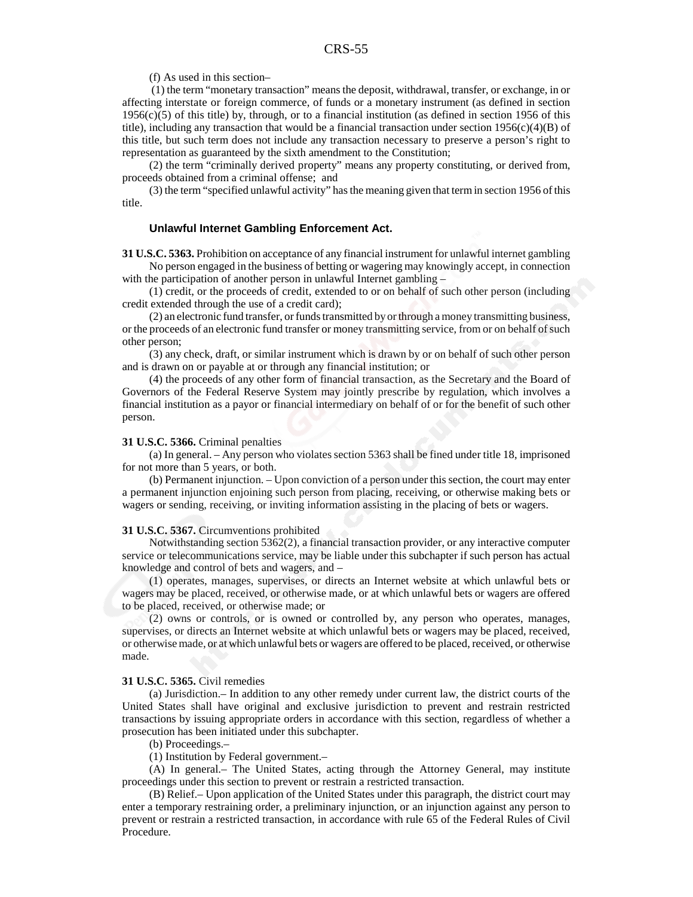(f) As used in this section–

(1) the term "monetary transaction" means the deposit, withdrawal, transfer, or exchange, in or affecting interstate or foreign commerce, of funds or a monetary instrument (as defined in section 1956(c)(5) of this title) by, through, or to a financial institution (as defined in section 1956 of this title), including any transaction that would be a financial transaction under section 1956(c)(4)(B) of this title, but such term does not include any transaction necessary to preserve a person's right to representation as guaranteed by the sixth amendment to the Constitution;

(2) the term "criminally derived property" means any property constituting, or derived from, proceeds obtained from a criminal offense; and

(3) the term "specified unlawful activity" has the meaning given that term in section 1956 of this title.

### Unlawful Internet Gambling Enforcement Act.

**31 U.S.C. 5363.** Prohibition on acceptance of any financial instrument for unlawful internet gambling

No person engaged in the business of betting or wagering may knowingly accept, in connection with the participation of another person in unlawful Internet gambling –

(1) credit, or the proceeds of credit, extended to or on behalf of such other person (including credit extended through the use of a credit card);

(2) an electronic fund transfer, or funds transmitted by or through a money transmitting business, or the proceeds of an electronic fund transfer or money transmitting service, from or on behalf of such other person;

(3) any check, draft, or similar instrument which is drawn by or on behalf of such other person and is drawn on or payable at or through any financial institution; or

(4) the proceeds of any other form of financial transaction, as the Secretary and the Board of Governors of the Federal Reserve System may jointly prescribe by regulation, which involves a financial institution as a payor or financial intermediary on behalf of or for the benefit of such other person.

**31 U.S.C. 5366.** Criminal penalties

(a) In general. – Any person who violates section 5363 shall be fined under title 18, imprisoned for not more than 5 years, or both.

(b) Permanent injunction. – Upon conviction of a person under this section, the court may enter a permanent injunction enjoining such person from placing, receiving, or otherwise making bets or wagers or sending, receiving, or inviting information assisting in the placing of bets or wagers.

**31 U.S.C. 5367.** Circumventions prohibited

Notwithstanding section 5362(2), a financial transaction provider, or any interactive computer service or telecommunications service, may be liable under this subchapter if such person has actual knowledge and control of bets and wagers, and –

(1) operates, manages, supervises, or directs an Internet website at which unlawful bets or wagers may be placed, received, or otherwise made, or at which unlawful bets or wagers are offered to be placed, received, or otherwise made; or

(2) owns or controls, or is owned or controlled by, any person who operates, manages, supervises, or directs an Internet website at which unlawful bets or wagers may be placed, received, or otherwise made, or at which unlawful bets or wagers are offered to be placed, received, or otherwise made.

**31 U.S.C. 5365.** Civil remedies

(a) Jurisdiction.– In addition to any other remedy under current law, the district courts of the United States shall have original and exclusive jurisdiction to prevent and restrain restricted transactions by issuing appropriate orders in accordance with this section, regardless of whether a prosecution has been initiated under this subchapter.

(b) Proceedings.–

(1) Institution by Federal government.–

(A) In general.– The United States, acting through the Attorney General, may institute proceedings under this section to prevent or restrain a restricted transaction.

(B) Relief.– Upon application of the United States under this paragraph, the district court may enter a temporary restraining order, a preliminary injunction, or an injunction against any person to prevent or restrain a restricted transaction, in accordance with rule 65 of the Federal Rules of Civil Procedure.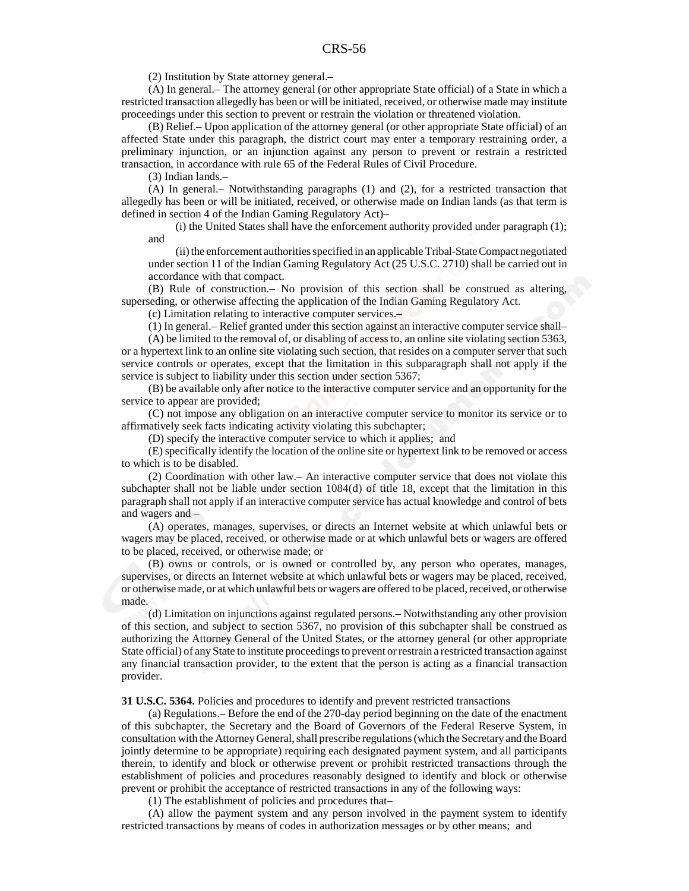(2) Institution by State attorney general.–

(A) In general.– The attorney general (or other appropriate State official) of a State in which a restricted transaction allegedly has been or will be initiated, received, or otherwise made may institute proceedings under this section to prevent or restrain the violation or threatened violation.

(B) Relief.– Upon application of the attorney general (or other appropriate State official) of an affected State under this paragraph, the district court may enter a temporary restraining order, a preliminary injunction, or an injunction against any person to prevent or restrain a restricted transaction, in accordance with rule 65 of the Federal Rules of Civil Procedure.

(3) Indian lands.–

(A) In general.– Notwithstanding paragraphs (1) and (2), for a restricted transaction that allegedly has been or will be initiated, received, or otherwise made on Indian lands (as that term is defined in section 4 of the Indian Gaming Regulatory Act)–

(i) the United States shall have the enforcement authority provided under paragraph (1); and

(ii) the enforcement authorities specified in an applicable Tribal-State Compact negotiated under section 11 of the Indian Gaming Regulatory Act (25 U.S.C. 2710) shall be carried out in accordance with that compact.

(B) Rule of construction.– No provision of this section shall be construed as altering, superseding, or otherwise affecting the application of the Indian Gaming Regulatory Act.

(c) Limitation relating to interactive computer services.–

(1) In general.– Relief granted under this section against an interactive computer service shall–

(A) be limited to the removal of, or disabling of access to, an online site violating section 5363, or a hypertext link to an online site violating such section, that resides on a computer server that such service controls or operates, except that the limitation in this subparagraph shall not apply if the service is subject to liability under this section under section 5367;

(B) be available only after notice to the interactive computer service and an opportunity for the service to appear are provided;

(C) not impose any obligation on an interactive computer service to monitor its service or to affirmatively seek facts indicating activity violating this subchapter;

(D) specify the interactive computer service to which it applies; and

(E) specifically identify the location of the online site or hypertext link to be removed or access to which is to be disabled.

(2) Coordination with other law.– An interactive computer service that does not violate this subchapter shall not be liable under section 1084(d) of title 18, except that the limitation in this paragraph shall not apply if an interactive computer service has actual knowledge and control of bets and wagers and –

(A) operates, manages, supervises, or directs an Internet website at which unlawful bets or wagers may be placed, received, or otherwise made or at which unlawful bets or wagers are offered to be placed, received, or otherwise made; or

(B) owns or controls, or is owned or controlled by, any person who operates, manages, supervises, or directs an Internet website at which unlawful bets or wagers may be placed, received, or otherwise made, or at which unlawful bets or wagers are offered to be placed, received, or otherwise made.

(d) Limitation on injunctions against regulated persons.– Notwithstanding any other provision of this section, and subject to section 5367, no provision of this subchapter shall be construed as authorizing the Attorney General of the United States, or the attorney general (or other appropriate State official) of any State to institute proceedings to prevent or restrain a restricted transaction against any financial transaction provider, to the extent that the person is acting as a financial transaction provider.

**31 U.S.C. 5364.** Policies and procedures to identify and prevent restricted transactions

(a) Regulations.– Before the end of the 270-day period beginning on the date of the enactment of this subchapter, the Secretary and the Board of Governors of the Federal Reserve System, in consultation with the Attorney General, shall prescribe regulations (which the Secretary and the Board jointly determine to be appropriate) requiring each designated payment system, and all participants therein, to identify and block or otherwise prevent or prohibit restricted transactions through the establishment of policies and procedures reasonably designed to identify and block or otherwise prevent or prohibit the acceptance of restricted transactions in any of the following ways:

(1) The establishment of policies and procedures that–

(A) allow the payment system and any person involved in the payment system to identify restricted transactions by means of codes in authorization messages or by other means; and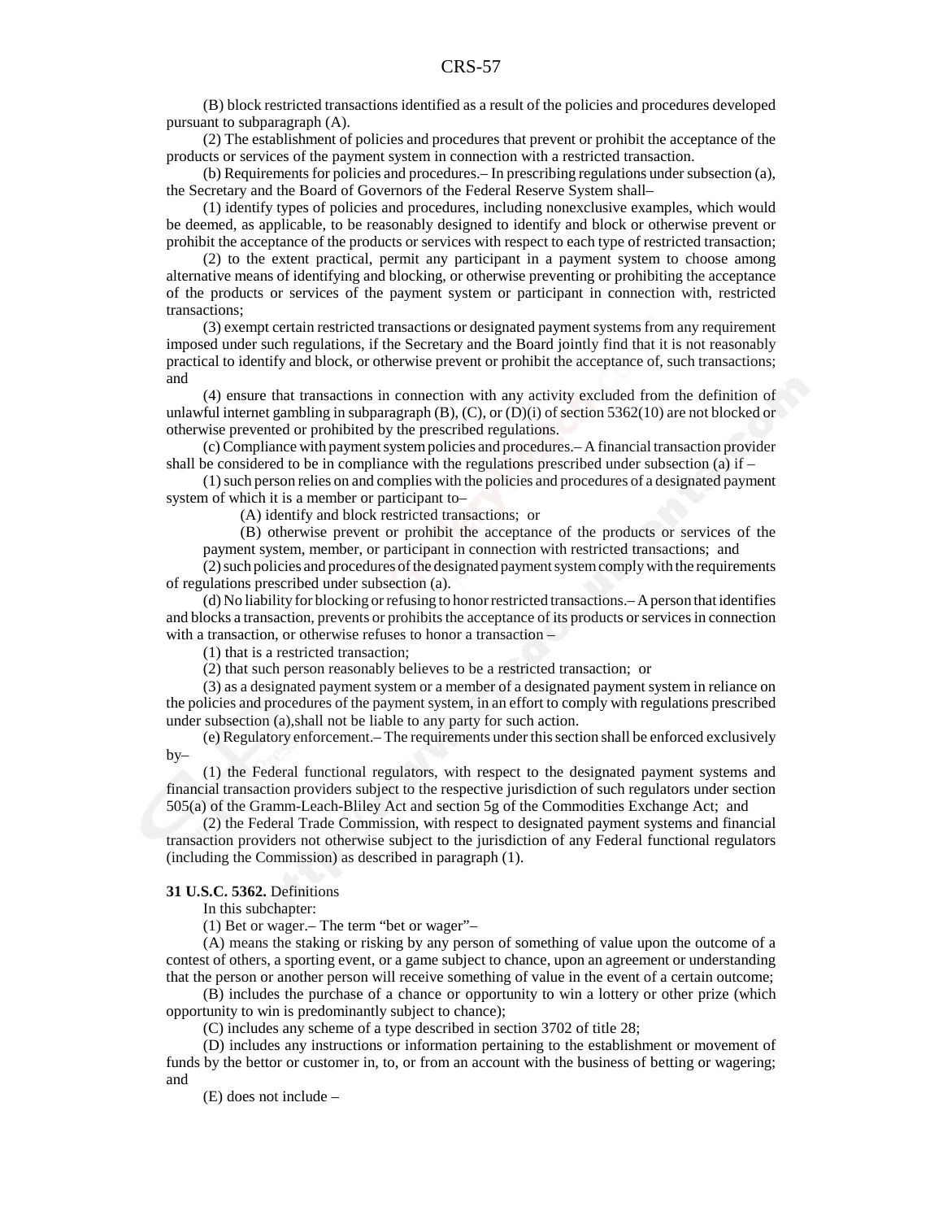(B) block restricted transactions identified as a result of the policies and procedures developed pursuant to subparagraph (A).

(2) The establishment of policies and procedures that prevent or prohibit the acceptance of the products or services of the payment system in connection with a restricted transaction.

(b) Requirements for policies and procedures.– In prescribing regulations under subsection (a), the Secretary and the Board of Governors of the Federal Reserve System shall–

(1) identify types of policies and procedures, including nonexclusive examples, which would be deemed, as applicable, to be reasonably designed to identify and block or otherwise prevent or prohibit the acceptance of the products or services with respect to each type of restricted transaction;

(2) to the extent practical, permit any participant in a payment system to choose among alternative means of identifying and blocking, or otherwise preventing or prohibiting the acceptance of the products or services of the payment system or participant in connection with, restricted transactions;

(3) exempt certain restricted transactions or designated payment systems from any requirement imposed under such regulations, if the Secretary and the Board jointly find that it is not reasonably practical to identify and block, or otherwise prevent or prohibit the acceptance of, such transactions; and

(4) ensure that transactions in connection with any activity excluded from the definition of unlawful internet gambling in subparagraph (B), (C), or (D)(i) of section 5362(10) are not blocked or otherwise prevented or prohibited by the prescribed regulations.

(c) Compliance with payment system policies and procedures.– A financial transaction provider shall be considered to be in compliance with the regulations prescribed under subsection (a) if –

(1) such person relies on and complies with the policies and procedures of a designated payment system of which it is a member or participant to–

(A) identify and block restricted transactions; or

(B) otherwise prevent or prohibit the acceptance of the products or services of the payment system, member, or participant in connection with restricted transactions; and

(2) such policies and procedures of the designated payment system comply with the requirements of regulations prescribed under subsection (a).

(d) No liability for blocking or refusing to honor restricted transactions.– A person that identifies and blocks a transaction, prevents or prohibits the acceptance of its products or services in connection with a transaction, or otherwise refuses to honor a transaction –

(1) that is a restricted transaction;

(2) that such person reasonably believes to be a restricted transaction; or

(3) as a designated payment system or a member of a designated payment system in reliance on the policies and procedures of the payment system, in an effort to comply with regulations prescribed under subsection (a),shall not be liable to any party for such action.

(e) Regulatory enforcement.– The requirements under this section shall be enforced exclusively by–

(1) the Federal functional regulators, with respect to the designated payment systems and financial transaction providers subject to the respective jurisdiction of such regulators under section 505(a) of the Gramm-Leach-Bliley Act and section 5g of the Commodities Exchange Act; and

(2) the Federal Trade Commission, with respect to designated payment systems and financial transaction providers not otherwise subject to the jurisdiction of any Federal functional regulators (including the Commission) as described in paragraph (1).

**31 U.S.C. 5362.** Definitions

In this subchapter:

(1) Bet or wager.– The term "bet or wager"–

(A) means the staking or risking by any person of something of value upon the outcome of a contest of others, a sporting event, or a game subject to chance, upon an agreement or understanding that the person or another person will receive something of value in the event of a certain outcome;

(B) includes the purchase of a chance or opportunity to win a lottery or other prize (which opportunity to win is predominantly subject to chance);

(C) includes any scheme of a type described in section 3702 of title 28;

(D) includes any instructions or information pertaining to the establishment or movement of funds by the bettor or customer in, to, or from an account with the business of betting or wagering; and

(E) does not include –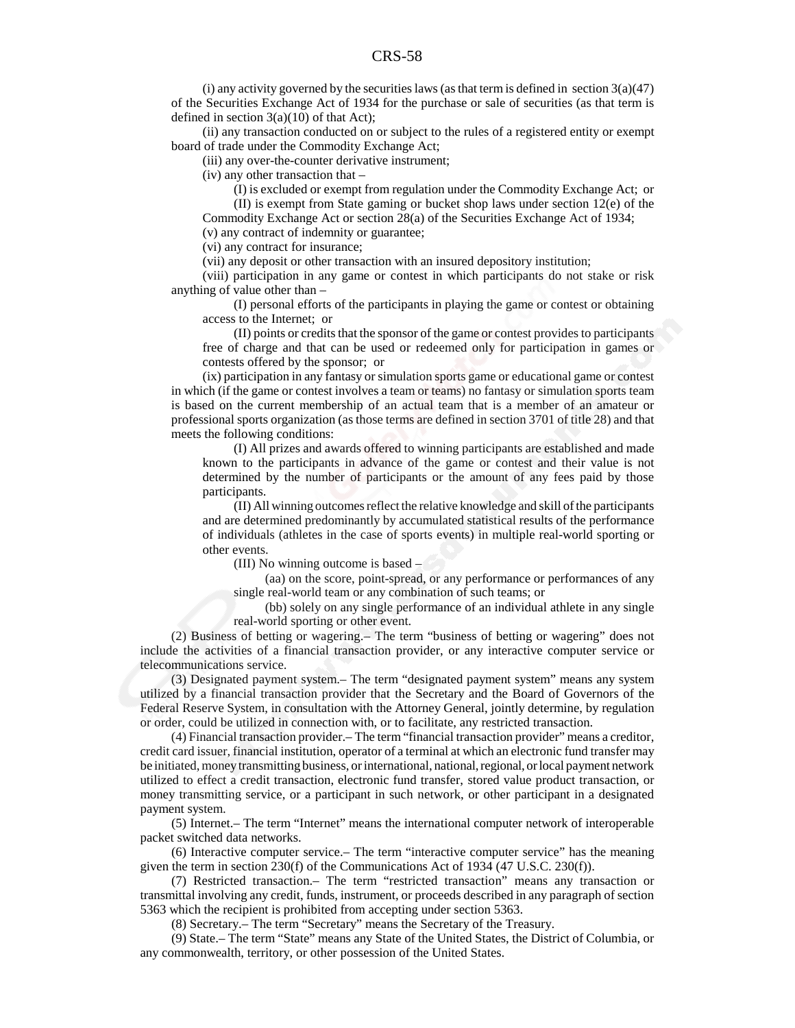(i) any activity governed by the securities laws (as that term is defined in section 3(a)(47) of the Securities Exchange Act of 1934 for the purchase or sale of securities (as that term is defined in section 3(a)(10) of that Act);

(ii) any transaction conducted on or subject to the rules of a registered entity or exempt board of trade under the Commodity Exchange Act;

(iii) any over-the-counter derivative instrument;

(iv) any other transaction that –

(I) is excluded or exempt from regulation under the Commodity Exchange Act; or

(II) is exempt from State gaming or bucket shop laws under section 12(e) of the Commodity Exchange Act or section 28(a) of the Securities Exchange Act of 1934;

(v) any contract of indemnity or guarantee;

(vi) any contract for insurance;

(vii) any deposit or other transaction with an insured depository institution;

(viii) participation in any game or contest in which participants do not stake or risk anything of value other than –

(I) personal efforts of the participants in playing the game or contest or obtaining access to the Internet; or

(II) points or credits that the sponsor of the game or contest provides to participants free of charge and that can be used or redeemed only for participation in games or contests offered by the sponsor; or

(ix) participation in any fantasy or simulation sports game or educational game or contest in which (if the game or contest involves a team or teams) no fantasy or simulation sports team is based on the current membership of an actual team that is a member of an amateur or professional sports organization (as those terms are defined in section 3701 of title 28) and that meets the following conditions:

(I) All prizes and awards offered to winning participants are established and made known to the participants in advance of the game or contest and their value is not determined by the number of participants or the amount of any fees paid by those participants.

(II) All winning outcomes reflect the relative knowledge and skill of the participants and are determined predominantly by accumulated statistical results of the performance of individuals (athletes in the case of sports events) in multiple real-world sporting or other events.

(III) No winning outcome is based –

(aa) on the score, point-spread, or any performance or performances of any single real-world team or any combination of such teams; or

(bb) solely on any single performance of an individual athlete in any single real-world sporting or other event.

(2) Business of betting or wagering.– The term "business of betting or wagering" does not include the activities of a financial transaction provider, or any interactive computer service or telecommunications service.

(3) Designated payment system.– The term "designated payment system" means any system utilized by a financial transaction provider that the Secretary and the Board of Governors of the Federal Reserve System, in consultation with the Attorney General, jointly determine, by regulation or order, could be utilized in connection with, or to facilitate, any restricted transaction.

(4) Financial transaction provider.– The term "financial transaction provider" means a creditor, credit card issuer, financial institution, operator of a terminal at which an electronic fund transfer may be initiated, money transmitting business, or international, national, regional, or local payment network utilized to effect a credit transaction, electronic fund transfer, stored value product transaction, or money transmitting service, or a participant in such network, or other participant in a designated payment system.

(5) Internet.– The term "Internet" means the international computer network of interoperable packet switched data networks.

(6) Interactive computer service.– The term "interactive computer service" has the meaning given the term in section 230(f) of the Communications Act of 1934 (47 U.S.C. 230(f)).

(7) Restricted transaction.– The term "restricted transaction" means any transaction or transmittal involving any credit, funds, instrument, or proceeds described in any paragraph of section 5363 which the recipient is prohibited from accepting under section 5363.

(8) Secretary.– The term "Secretary" means the Secretary of the Treasury.

(9) State.– The term "State" means any State of the United States, the District of Columbia, or any commonwealth, territory, or other possession of the United States.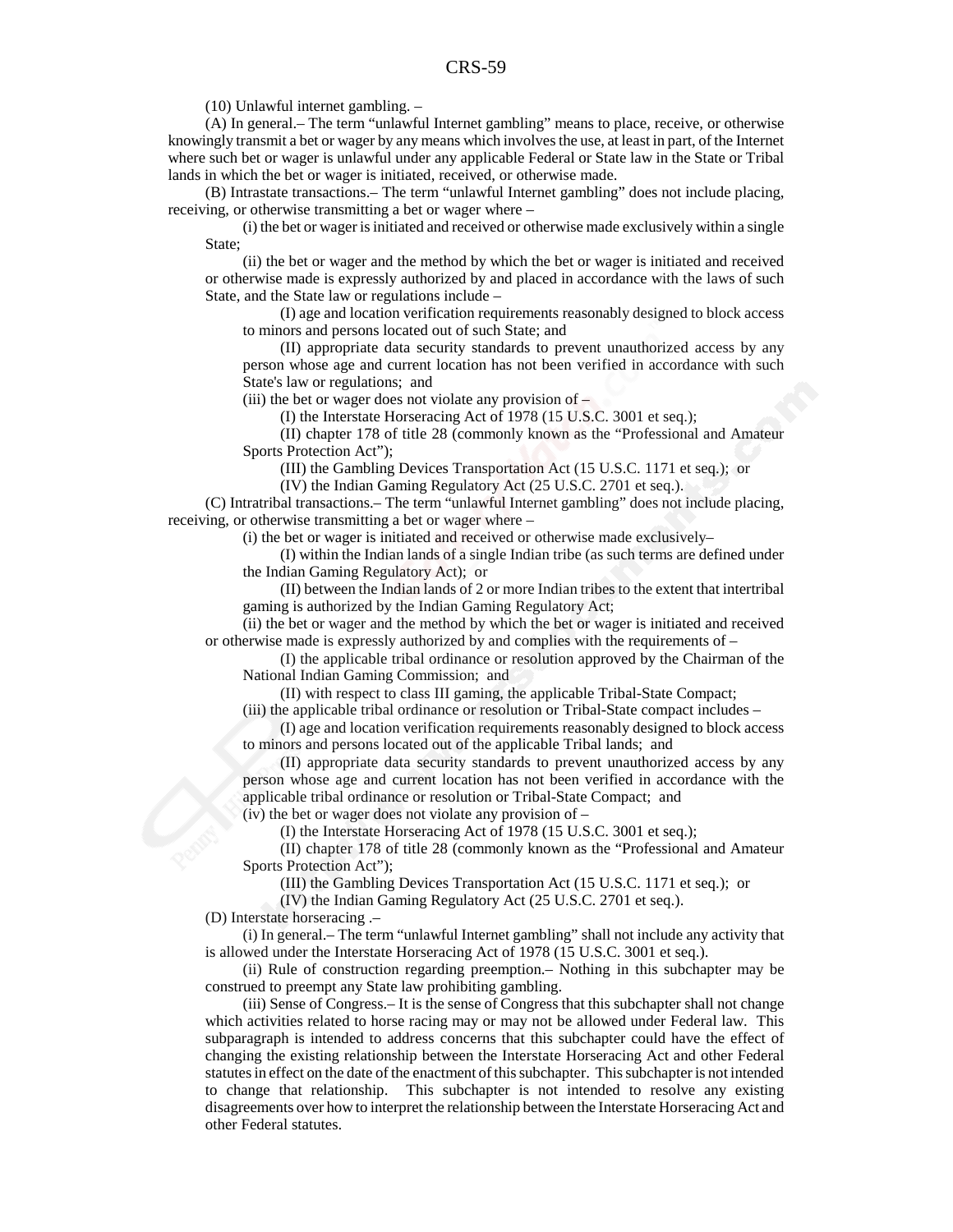(10) Unlawful internet gambling. –

(A) In general.– The term "unlawful Internet gambling" means to place, receive, or otherwise knowingly transmit a bet or wager by any means which involves the use, at least in part, of the Internet where such bet or wager is unlawful under any applicable Federal or State law in the State or Tribal lands in which the bet or wager is initiated, received, or otherwise made.

(B) Intrastate transactions.– The term "unlawful Internet gambling" does not include placing, receiving, or otherwise transmitting a bet or wager where –

(i) the bet or wager is initiated and received or otherwise made exclusively within a single State;

(ii) the bet or wager and the method by which the bet or wager is initiated and received or otherwise made is expressly authorized by and placed in accordance with the laws of such State, and the State law or regulations include –

(I) age and location verification requirements reasonably designed to block access to minors and persons located out of such State; and

(II) appropriate data security standards to prevent unauthorized access by any person whose age and current location has not been verified in accordance with such State's law or regulations; and

(iii) the bet or wager does not violate any provision of –

(I) the Interstate Horseracing Act of 1978 (15 U.S.C. 3001 et seq.);

(II) chapter 178 of title 28 (commonly known as the "Professional and Amateur Sports Protection Act");

(III) the Gambling Devices Transportation Act (15 U.S.C. 1171 et seq.); or

(IV) the Indian Gaming Regulatory Act (25 U.S.C. 2701 et seq.).

(C) Intratribal transactions.– The term "unlawful Internet gambling" does not include placing, receiving, or otherwise transmitting a bet or wager where –

(i) the bet or wager is initiated and received or otherwise made exclusively–

(I) within the Indian lands of a single Indian tribe (as such terms are defined under the Indian Gaming Regulatory Act); or

(II) between the Indian lands of 2 or more Indian tribes to the extent that intertribal gaming is authorized by the Indian Gaming Regulatory Act;

(ii) the bet or wager and the method by which the bet or wager is initiated and received or otherwise made is expressly authorized by and complies with the requirements of –

(I) the applicable tribal ordinance or resolution approved by the Chairman of the National Indian Gaming Commission; and

(II) with respect to class III gaming, the applicable Tribal-State Compact;

(iii) the applicable tribal ordinance or resolution or Tribal-State compact includes –

(I) age and location verification requirements reasonably designed to block access to minors and persons located out of the applicable Tribal lands; and

(II) appropriate data security standards to prevent unauthorized access by any person whose age and current location has not been verified in accordance with the applicable tribal ordinance or resolution or Tribal-State Compact; and

(iv) the bet or wager does not violate any provision of –

(I) the Interstate Horseracing Act of 1978 (15 U.S.C. 3001 et seq.);

(II) chapter 178 of title 28 (commonly known as the "Professional and Amateur Sports Protection Act");

(III) the Gambling Devices Transportation Act (15 U.S.C. 1171 et seq.); or

(IV) the Indian Gaming Regulatory Act (25 U.S.C. 2701 et seq.).

(D) Interstate horseracing .–

(i) In general.– The term "unlawful Internet gambling" shall not include any activity that is allowed under the Interstate Horseracing Act of 1978 (15 U.S.C. 3001 et seq.).

(ii) Rule of construction regarding preemption.– Nothing in this subchapter may be construed to preempt any State law prohibiting gambling.

(iii) Sense of Congress.– It is the sense of Congress that this subchapter shall not change which activities related to horse racing may or may not be allowed under Federal law. This subparagraph is intended to address concerns that this subchapter could have the effect of changing the existing relationship between the Interstate Horseracing Act and other Federal statutes in effect on the date of the enactment of this subchapter. This subchapter is not intended to change that relationship. This subchapter is not intended to resolve any existing disagreements over how to interpret the relationship between the Interstate Horseracing Act and other Federal statutes.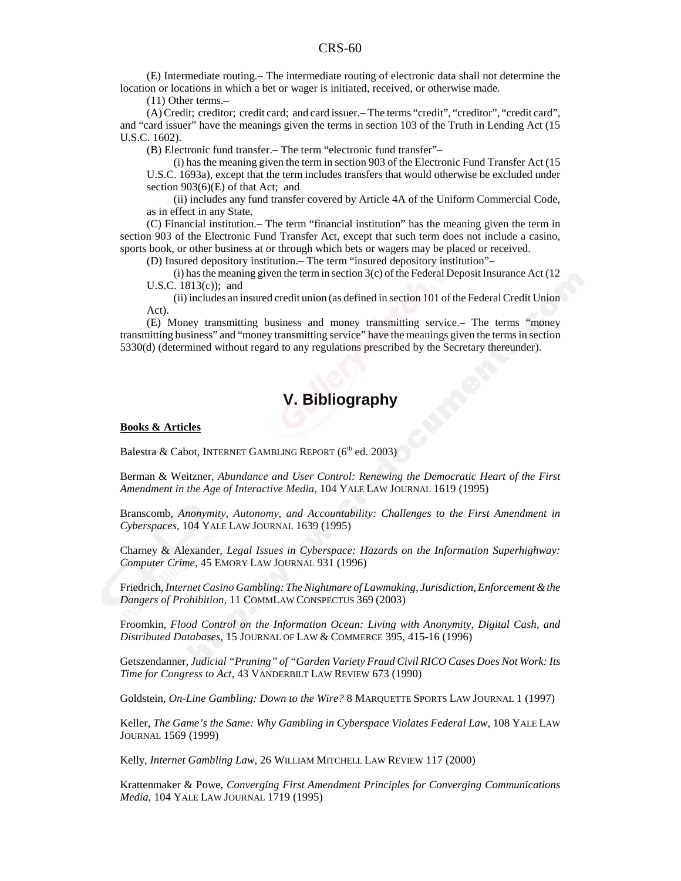(E) Intermediate routing.– The intermediate routing of electronic data shall not determine the location or locations in which a bet or wager is initiated, received, or otherwise made.

(11) Other terms.–

(A) Credit; creditor; credit card; and card issuer.– The terms "credit", "creditor", "credit card", and "card issuer" have the meanings given the terms in section 103 of the Truth in Lending Act (15 U.S.C. 1602).

(B) Electronic fund transfer.– The term "electronic fund transfer"–

(i) has the meaning given the term in section 903 of the Electronic Fund Transfer Act (15 U.S.C. 1693a), except that the term includes transfers that would otherwise be excluded under section 903(6)(E) of that Act; and

(ii) includes any fund transfer covered by Article 4A of the Uniform Commercial Code, as in effect in any State.

(C) Financial institution.– The term "financial institution" has the meaning given the term in section 903 of the Electronic Fund Transfer Act, except that such term does not include a casino, sports book, or other business at or through which bets or wagers may be placed or received.

(D) Insured depository institution.– The term "insured depository institution"–

(i) has the meaning given the term in section 3(c) of the Federal Deposit Insurance Act (12 U.S.C. 1813(c)); and

(ii) includes an insured credit union (as defined in section 101 of the Federal Credit Union Act).

(E) Money transmitting business and money transmitting service.– The terms "money transmitting business" and "money transmitting service" have the meanings given the terms in section 5330(d) (determined without regard to any regulations prescribed by the Secretary thereunder).

# V. Bibliography

**Books & Articles**

Balestra & Cabot, INTERNET GAMBLING REPORT (6th ed. 2003)

Berman & Weitzner, *Abundance and User Control: Renewing the Democratic Heart of the First Amendment in the Age of Interactive Media*, 104 YALE LAW JOURNAL 1619 (1995)

Branscomb, *Anonymity, Autonomy, and Accountability: Challenges to the First Amendment in Cyberspaces*, 104 YALE LAW JOURNAL 1639 (1995)

Charney & Alexander, *Legal Issues in Cyberspace: Hazards on the Information Superhighway: Computer Crime*, 45 EMORY LAW JOURNAL 931 (1996)

Friedrich, *Internet Casino Gambling: The Nightmare of Lawmaking, Jurisdiction, Enforcement & the Dangers of Prohibition*, 11 COMMLAW CONSPECTUS 369 (2003)

Froomkin, *Flood Control on the Information Ocean: Living with Anonymity, Digital Cash, and Distributed Databases*, 15 JOURNAL OF LAW & COMMERCE 395, 415-16 (1996)

Getszendanner, *Judicial "Pruning" of "Garden Variety Fraud Civil RICO Cases Does Not Work: Its Time for Congress to Act*, 43 VANDERBILT LAW REVIEW 673 (1990)

Goldstein, *On-Line Gambling: Down to the Wire?* 8 MARQUETTE SPORTS LAW JOURNAL 1 (1997)

Keller, *The Game's the Same: Why Gambling in Cyberspace Violates Federal Law*, 108 YALE LAW JOURNAL 1569 (1999)

Kelly, *Internet Gambling Law*, 26 WILLIAM MITCHELL LAW REVIEW 117 (2000)

Krattenmaker & Powe, *Converging First Amendment Principles for Converging Communications Media*, 104 YALE LAW JOURNAL 1719 (1995)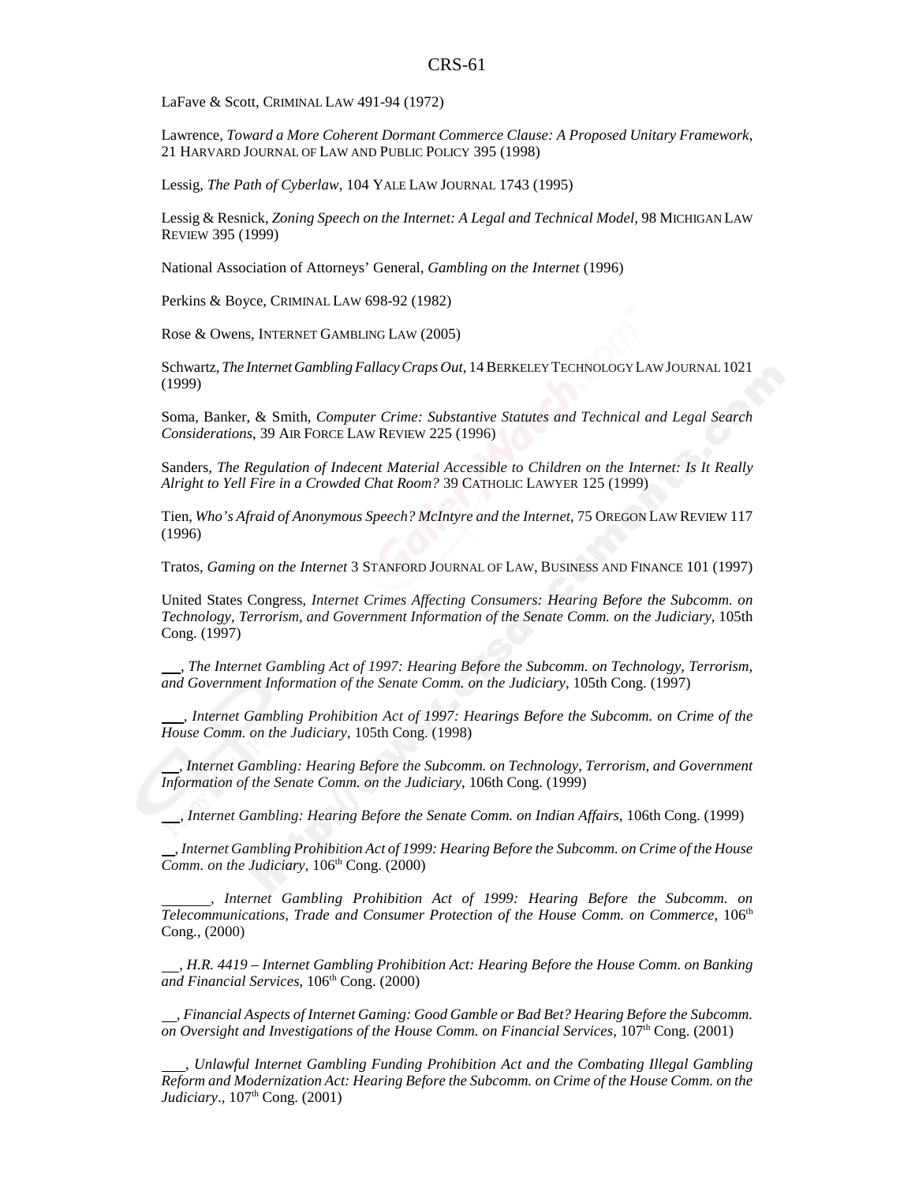LaFave & Scott, CRIMINAL LAW 491-94 (1972)

Lawrence, *Toward a More Coherent Dormant Commerce Clause: A Proposed Unitary Framework*, 21 HARVARD JOURNAL OF LAW AND PUBLIC POLICY 395 (1998)

Lessig, *The Path of Cyberlaw*, 104 YALE LAW JOURNAL 1743 (1995)

Lessig & Resnick, *Zoning Speech on the Internet: A Legal and Technical Model*, 98 MICHIGAN LAW REVIEW 395 (1999)

National Association of Attorneys' General, *Gambling on the Internet* (1996)

Perkins & Boyce, CRIMINAL LAW 698-92 (1982)

Rose & Owens, INTERNET GAMBLING LAW (2005)

Schwartz, *The Internet Gambling Fallacy Craps Out*, 14 BERKELEY TECHNOLOGY LAW JOURNAL 1021 (1999)

Soma, Banker, & Smith, *Computer Crime: Substantive Statutes and Technical and Legal Search Considerations*, 39 AIR FORCE LAW REVIEW 225 (1996)

Sanders, *The Regulation of Indecent Material Accessible to Children on the Internet: Is It Really Alright to Yell Fire in a Crowded Chat Room?* 39 CATHOLIC LAWYER 125 (1999)

Tien, *Who's Afraid of Anonymous Speech? McIntyre and the Internet*, 75 OREGON LAW REVIEW 117 (1996)

Tratos, *Gaming on the Internet* 3 STANFORD JOURNAL OF LAW, BUSINESS AND FINANCE 101 (1997)

United States Congress, *Internet Crimes Affecting Consumers: Hearing Before the Subcomm. on Technology, Terrorism, and Government Information of the Senate Comm. on the Judiciary*, 105th Cong. (1997)

\_\_, *The Internet Gambling Act of 1997: Hearing Before the Subcomm. on Technology, Terrorism, and Government Information of the Senate Comm. on the Judiciary*, 105th Cong. (1997)

\_\_\_, *Internet Gambling Prohibition Act of 1997: Hearings Before the Subcomm. on Crime of the House Comm. on the Judiciary*, 105th Cong. (1998)

\_\_, *Internet Gambling: Hearing Before the Subcomm. on Technology, Terrorism, and Government Information of the Senate Comm. on the Judiciary*, 106th Cong. (1999)

\_\_, *Internet Gambling: Hearing Before the Senate Comm. on Indian Affairs*, 106th Cong. (1999)

\_\_, *Internet Gambling Prohibition Act of 1999: Hearing Before the Subcomm. on Crime of the House Comm. on the Judiciary*, 106th Cong. (2000)

\_\_\_\_\_\_\_, *Internet Gambling Prohibition Act of 1999: Hearing Before the Subcomm. on Telecommunications, Trade and Consumer Protection of the House Comm. on Commerce*, 106th Cong., (2000)

\_\_, *H.R. 4419 – Internet Gambling Prohibition Act: Hearing Before the House Comm. on Banking and Financial Services*, 106th Cong. (2000)

\_\_, *Financial Aspects of Internet Gaming: Good Gamble or Bad Bet? Hearing Before the Subcomm. on Oversight and Investigations of the House Comm. on Financial Services*, 107th Cong. (2001)

\_\_\_, *Unlawful Internet Gambling Funding Prohibition Act and the Combating Illegal Gambling Reform and Modernization Act: Hearing Before the Subcomm. on Crime of the House Comm. on the Judiciary*., 107th Cong. (2001)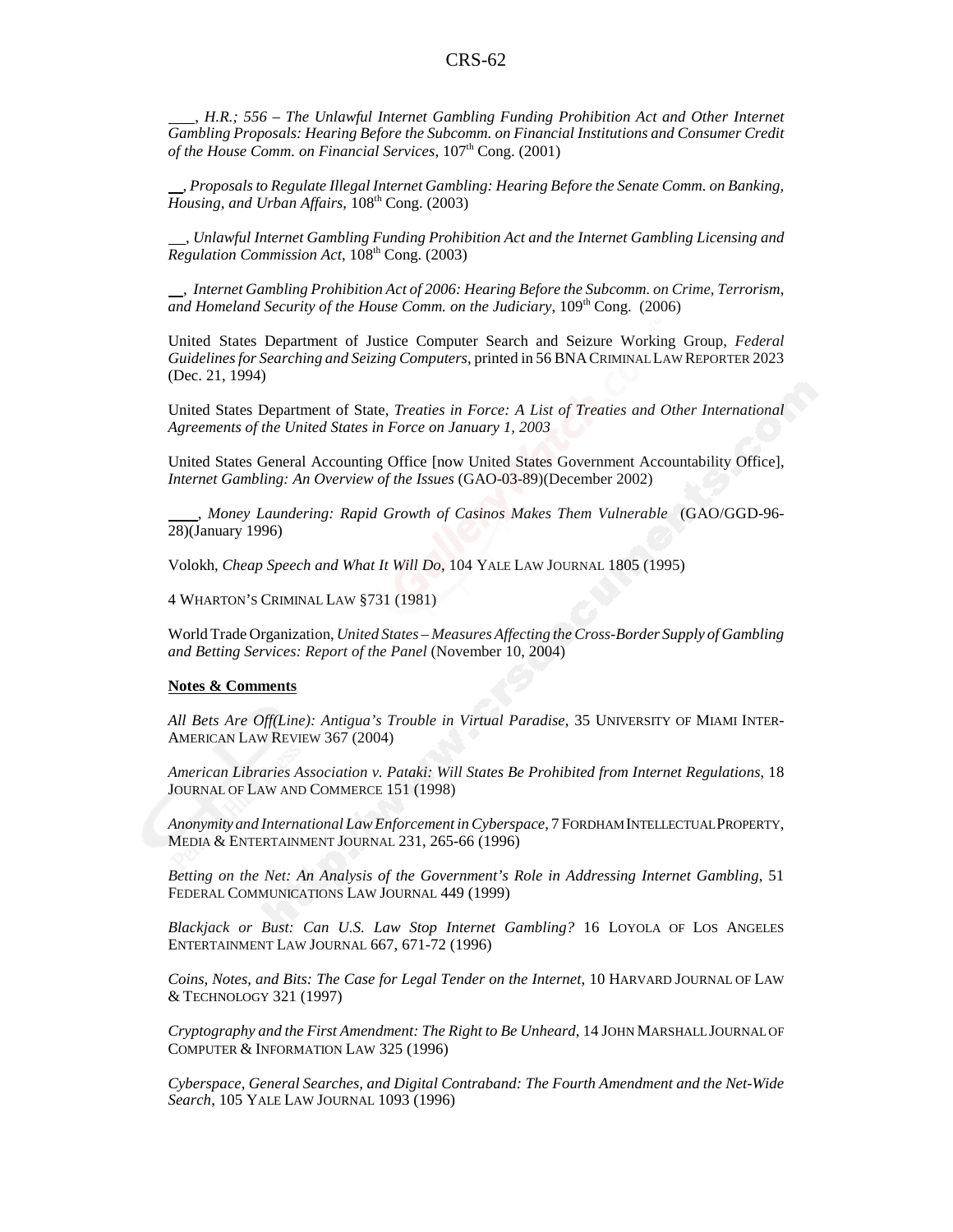\_\_\_\_, *H.R.; 556 – The Unlawful Internet Gambling Funding Prohibition Act and Other Internet Gambling Proposals: Hearing Before the Subcomm. on Financial Institutions and Consumer Credit of the House Comm. on Financial Services*, 107th Cong. (2001)

\_\_, *Proposals to Regulate Illegal Internet Gambling: Hearing Before the Senate Comm. on Banking, Housing, and Urban Affairs*, 108th Cong. (2003)

\_\_, *Unlawful Internet Gambling Funding Prohibition Act and the Internet Gambling Licensing and Regulation Commission Act*, 108th Cong. (2003)

\_\_, *Internet Gambling Prohibition Act of 2006: Hearing Before the Subcomm. on Crime, Terrorism, and Homeland Security of the House Comm. on the Judiciary*, 109th Cong. (2006)

United States Department of Justice Computer Search and Seizure Working Group, *Federal Guidelines for Searching and Seizing Computers*, printed in 56 BNA CRIMINAL LAW REPORTER 2023 (Dec. 21, 1994)

United States Department of State, *Treaties in Force: A List of Treaties and Other International Agreements of the United States in Force on January 1, 2003*

United States General Accounting Office [now United States Government Accountability Office], *Internet Gambling: An Overview of the Issues* (GAO-03-89)(December 2002)

\_\_\_\_, *Money Laundering: Rapid Growth of Casinos Makes Them Vulnerable* (GAO/GGD-96-28)(January 1996)

Volokh, *Cheap Speech and What It Will Do*, 104 YALE LAW JOURNAL 1805 (1995)

4 WHARTON'S CRIMINAL LAW §731 (1981)

World Trade Organization, *United States – Measures Affecting the Cross-Border Supply of Gambling and Betting Services: Report of the Panel* (November 10, 2004)

**Notes & Comments**

*All Bets Are Off(Line): Antigua's Trouble in Virtual Paradise*, 35 UNIVERSITY OF MIAMI INTER-AMERICAN LAW REVIEW 367 (2004)

*American Libraries Association v. Pataki: Will States Be Prohibited from Internet Regulations*, 18 JOURNAL OF LAW AND COMMERCE 151 (1998)

*Anonymity and International Law Enforcement in Cyberspace*, 7 FORDHAM INTELLECTUAL PROPERTY, MEDIA & ENTERTAINMENT JOURNAL 231, 265-66 (1996)

*Betting on the Net: An Analysis of the Government's Role in Addressing Internet Gambling*, 51 FEDERAL COMMUNICATIONS LAW JOURNAL 449 (1999)

*Blackjack or Bust: Can U.S. Law Stop Internet Gambling?* 16 LOYOLA OF LOS ANGELES ENTERTAINMENT LAW JOURNAL 667, 671-72 (1996)

*Coins, Notes, and Bits: The Case for Legal Tender on the Internet*, 10 HARVARD JOURNAL OF LAW & TECHNOLOGY 321 (1997)

*Cryptography and the First Amendment: The Right to Be Unheard*, 14 JOHN MARSHALL JOURNAL OF COMPUTER & INFORMATION LAW 325 (1996)

*Cyberspace, General Searches, and Digital Contraband: The Fourth Amendment and the Net-Wide Search*, 105 YALE LAW JOURNAL 1093 (1996)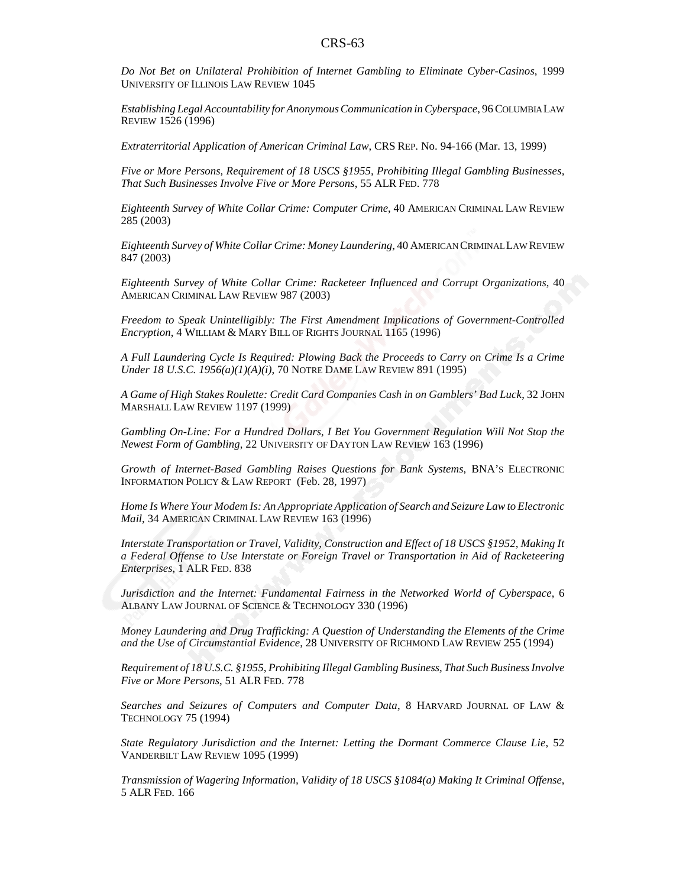*Do Not Bet on Unilateral Prohibition of Internet Gambling to Eliminate Cyber-Casinos*, 1999 UNIVERSITY OF ILLINOIS LAW REVIEW 1045

*Establishing Legal Accountability for Anonymous Communication in Cyberspace*, 96 COLUMBIA LAW REVIEW 1526 (1996)

*Extraterritorial Application of American Criminal Law*, CRS REP. No. 94-166 (Mar. 13, 1999)

*Five or More Persons, Requirement of 18 USCS §1955, Prohibiting Illegal Gambling Businesses, That Such Businesses Involve Five or More Persons*, 55 ALR FED. 778

*Eighteenth Survey of White Collar Crime: Computer Crime*, 40 AMERICAN CRIMINAL LAW REVIEW 285 (2003)

*Eighteenth Survey of White Collar Crime: Money Laundering*, 40 AMERICAN CRIMINAL LAW REVIEW 847 (2003)

*Eighteenth Survey of White Collar Crime: Racketeer Influenced and Corrupt Organizations*, 40 AMERICAN CRIMINAL LAW REVIEW 987 (2003)

*Freedom to Speak Unintelligibly: The First Amendment Implications of Government-Controlled Encryption*, 4 WILLIAM & MARY BILL OF RIGHTS JOURNAL 1165 (1996)

*A Full Laundering Cycle Is Required: Plowing Back the Proceeds to Carry on Crime Is a Crime Under 18 U.S.C. 1956(a)(1)(A)(i)*, 70 NOTRE DAME LAW REVIEW 891 (1995)

*A Game of High Stakes Roulette: Credit Card Companies Cash in on Gamblers' Bad Luck*, 32 JOHN MARSHALL LAW REVIEW 1197 (1999)

*Gambling On-Line: For a Hundred Dollars, I Bet You Government Regulation Will Not Stop the Newest Form of Gambling*, 22 UNIVERSITY OF DAYTON LAW REVIEW 163 (1996)

*Growth of Internet-Based Gambling Raises Questions for Bank Systems*, BNA'S ELECTRONIC INFORMATION POLICY & LAW REPORT (Feb. 28, 1997)

*Home Is Where Your Modem Is: An Appropriate Application of Search and Seizure Law to Electronic Mail*, 34 AMERICAN CRIMINAL LAW REVIEW 163 (1996)

*Interstate Transportation or Travel, Validity, Construction and Effect of 18 USCS §1952, Making It a Federal Offense to Use Interstate or Foreign Travel or Transportation in Aid of Racketeering Enterprises*, 1 ALR FED. 838

*Jurisdiction and the Internet: Fundamental Fairness in the Networked World of Cyberspace*, 6 ALBANY LAW JOURNAL OF SCIENCE & TECHNOLOGY 330 (1996)

*Money Laundering and Drug Trafficking: A Question of Understanding the Elements of the Crime and the Use of Circumstantial Evidence*, 28 UNIVERSITY OF RICHMOND LAW REVIEW 255 (1994)

*Requirement of 18 U.S.C. §1955, Prohibiting Illegal Gambling Business, That Such Business Involve Five or More Persons*, 51 ALR FED. 778

*Searches and Seizures of Computers and Computer Data*, 8 HARVARD JOURNAL OF LAW & TECHNOLOGY 75 (1994)

*State Regulatory Jurisdiction and the Internet: Letting the Dormant Commerce Clause Lie*, 52 VANDERBILT LAW REVIEW 1095 (1999)

*Transmission of Wagering Information, Validity of 18 USCS §1084(a) Making It Criminal Offense*, 5 ALR FED. 166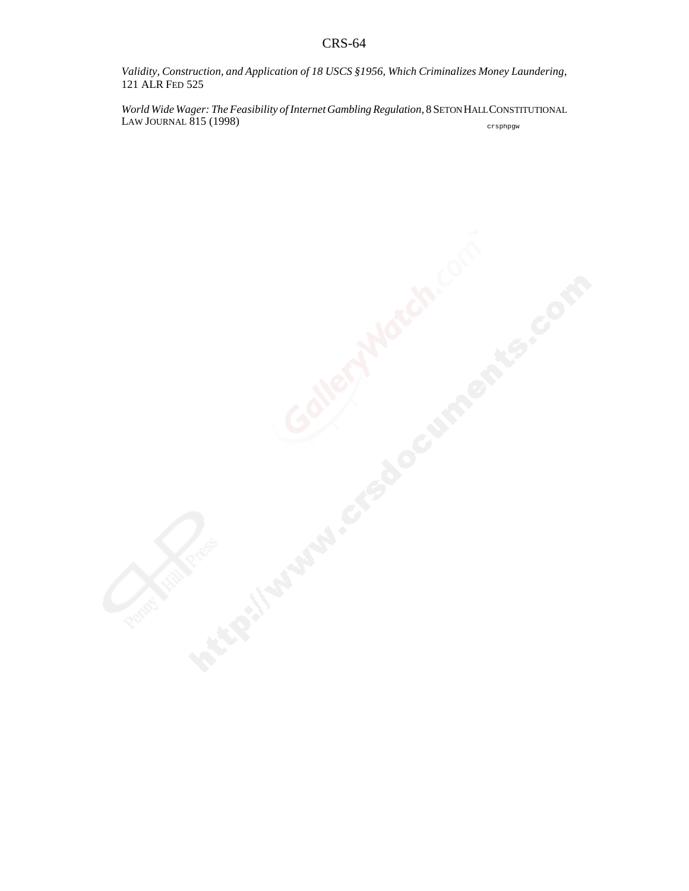*Validity, Construction, and Application of 18 USCS §1956, Which Criminalizes Money Laundering*, 121 ALR FED 525

*World Wide Wager: The Feasibility of Internet Gambling Regulation*, 8 SETON HALL CONSTITUTIONAL LAW JOURNAL 815 (1998)